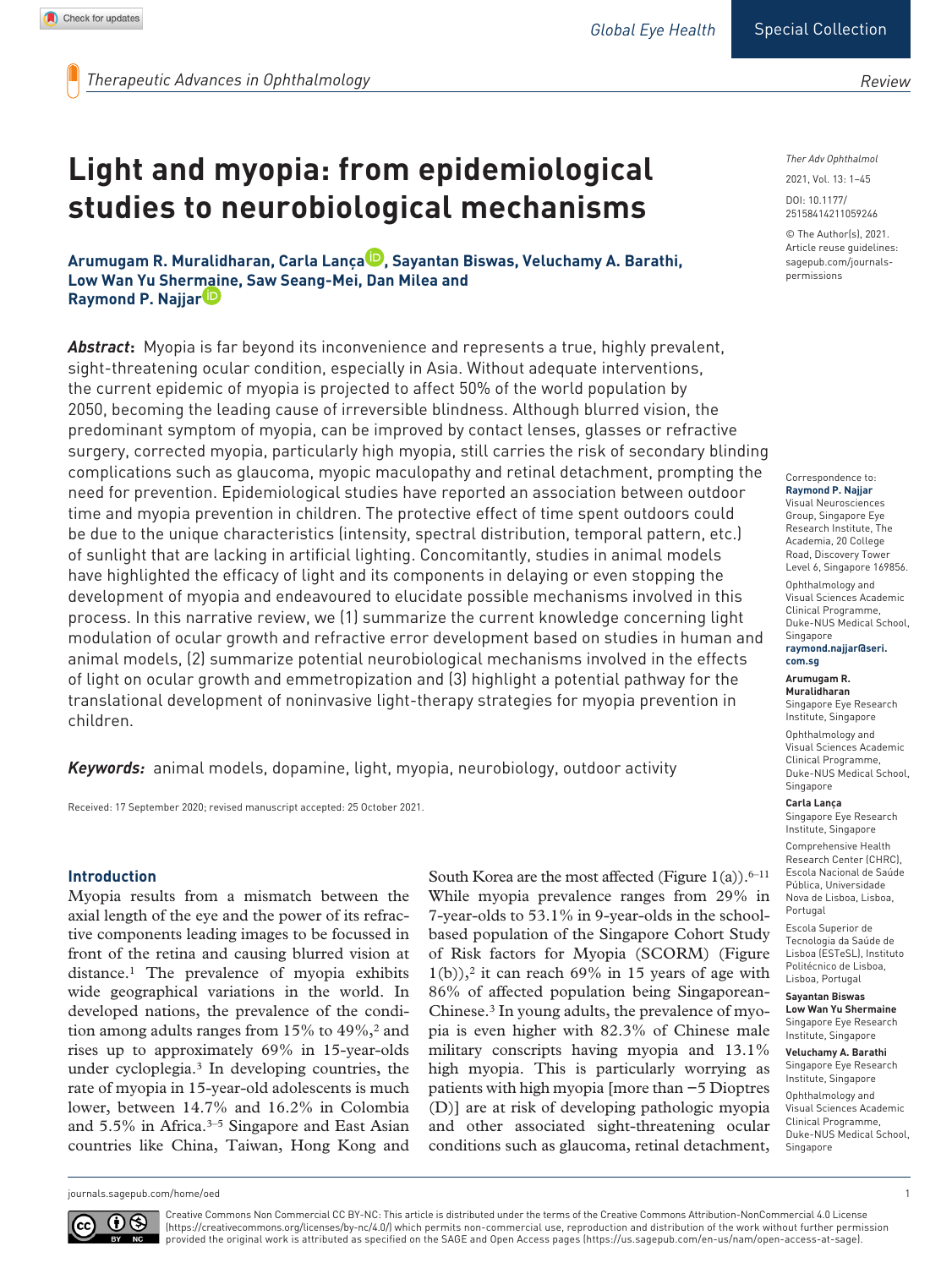# Light and myopia: from epidemiological studies to neurobiological mechanisms

**Arumugam R. Muralidharan, Carla Lança, Sayantan Biswas, Veluchamy A. Barathi, Low Wan Yu Shermaine, Saw Seang-Mei, Dan Milea and Raymond P. Najjar**

***Abstract*:** Myopia is far beyond its inconvenience and represents a true, highly prevalent, sight-threatening ocular condition, especially in Asia. Without adequate interventions, the current epidemic of myopia is projected to affect 50% of the world population by 2050, becoming the leading cause of irreversible blindness. Although blurred vision, the predominant symptom of myopia, can be improved by contact lenses, glasses or refractive surgery, corrected myopia, particularly high myopia, still carries the risk of secondary blinding complications such as glaucoma, myopic maculopathy and retinal detachment, prompting the need for prevention. Epidemiological studies have reported an association between outdoor time and myopia prevention in children. The protective effect of time spent outdoors could be due to the unique characteristics (intensity, spectral distribution, temporal pattern, etc.) of sunlight that are lacking in artificial lighting. Concomitantly, studies in animal models have highlighted the efficacy of light and its components in delaying or even stopping the development of myopia and endeavoured to elucidate possible mechanisms involved in this process. In this narrative review, we (1) summarize the current knowledge concerning light modulation of ocular growth and refractive error development based on studies in human and animal models, (2) summarize potential neurobiological mechanisms involved in the effects of light on ocular growth and emmetropization and (3) highlight a potential pathway for the translational development of noninvasive light-therapy strategies for myopia prevention in children.

***Keywords:*** animal models, dopamine, light, myopia, neurobiology, outdoor activity

Received: 17 September 2020; revised manuscript accepted: 25 October 2021.

Correspondence to: **Raymond P. Najjar**
Visual Neurosciences Group, Singapore Eye Research Institute, The Academia, 20 College Road, Discovery Tower Level 6, Singapore 169856.
Ophthalmology and Visual Sciences Academic Clinical Programme, Duke-NUS Medical School, Singapore
**raymond.najjar@seri.com.sg**

**Arumugam R. Muralidharan**
Singapore Eye Research Institute, Singapore
Ophthalmology and Visual Sciences Academic Clinical Programme, Duke-NUS Medical School, Singapore

**Carla Lança**
Singapore Eye Research Institute, Singapore
Comprehensive Health Research Center (CHRC), Escola Nacional de Saúde Pública, Universidade Nova de Lisboa, Lisboa, Portugal
Escola Superior de Tecnologia da Saúde de Lisboa (ESTeSL), Instituto Politécnico de Lisboa, Lisboa, Portugal

**Sayantan Biswas**
**Low Wan Yu Shermaine**
Singapore Eye Research Institute, Singapore

**Veluchamy A. Barathi**
Singapore Eye Research Institute, Singapore
Ophthalmology and Visual Sciences Academic Clinical Programme, Duke-NUS Medical School, Singapore

## Introduction

Myopia results from a mismatch between the axial length of the eye and the power of its refractive components leading images to be focussed in front of the retina and causing blurred vision at distance.[1] The prevalence of myopia exhibits wide geographical variations in the world. In developed nations, the prevalence of the condition among adults ranges from 15% to 49%,[2] and rises up to approximately 69% in 15-year-olds under cycloplegia.[3] In developing countries, the rate of myopia in 15-year-old adolescents is much lower, between 14.7% and 16.2% in Colombia and 5.5% in Africa.[3–5] Singapore and East Asian countries like China, Taiwan, Hong Kong and South Korea are the most affected (Figure 1(a)).[6–11] While myopia prevalence ranges from 29% in 7-year-olds to 53.1% in 9-year-olds in the school-based population of the Singapore Cohort Study of Risk factors for Myopia (SCORM) (Figure 1(b)),[2] it can reach 69% in 15 years of age with 86% of affected population being Singaporean-Chinese.[3] In young adults, the prevalence of myopia is even higher with 82.3% of Chinese male military conscripts having myopia and 13.1% high myopia. This is particularly worrying as patients with high myopia [more than −5 Dioptres (D)] are at risk of developing pathologic myopia and other associated sight-threatening ocular conditions such as glaucoma, retinal detachment,

Creative Commons Non Commercial CC BY-NC: This article is distributed under the terms of the Creative Commons Attribution-NonCommercial 4.0 License (https://creativecommons.org/licenses/by-nc/4.0/) which permits non-commercial use, reproduction and distribution of the work without further permission provided the original work is attributed as specified on the SAGE and Open Access pages (https://us.sagepub.com/en-us/nam/open-access-at-sage).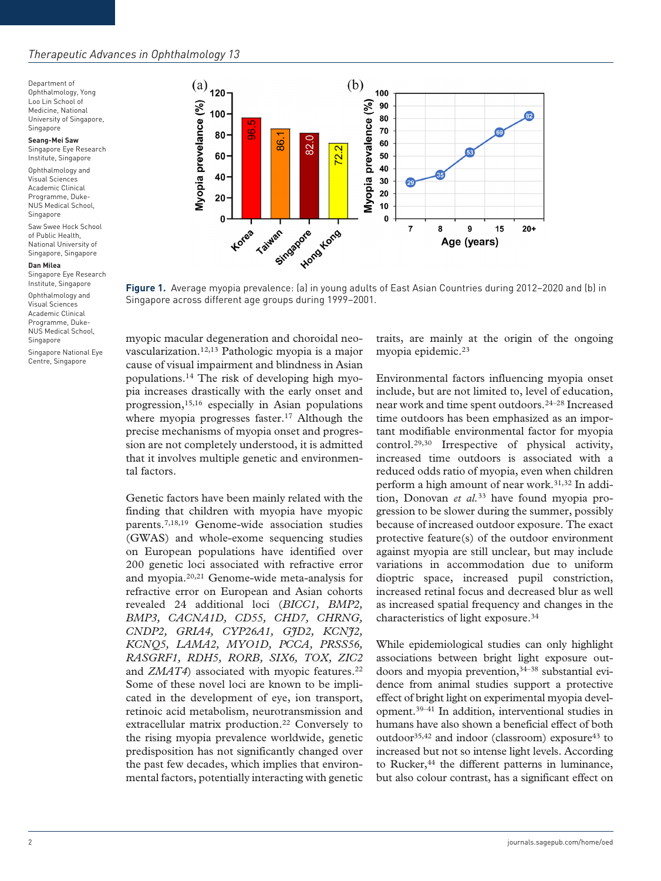Department of Ophthalmology, Yong Loo Lin School of Medicine, National University of Singapore, Singapore

**Seang-Mei Saw**
Singapore Eye Research Institute, Singapore

Ophthalmology and Visual Sciences Academic Clinical Programme, Duke-NUS Medical School, Singapore

Saw Swee Hock School of Public Health, National University of Singapore, Singapore

**Dan Milea**
Singapore Eye Research Institute, Singapore

Ophthalmology and Visual Sciences Academic Clinical Programme, Duke-NUS Medical School, Singapore

Singapore National Eye Centre, Singapore

**Figure 1.** Average myopia prevalence: (a) in young adults of East Asian Countries during 2012–2020 and (b) in Singapore across different age groups during 1999–2001.

myopic macular degeneration and choroidal neovascularization.[12,13] Pathologic myopia is a major cause of visual impairment and blindness in Asian populations.[14] The risk of developing high myopia increases drastically with the early onset and progression,[15,16] especially in Asian populations where myopia progresses faster.[17] Although the precise mechanisms of myopia onset and progression are not completely understood, it is admitted that it involves multiple genetic and environmental factors.

Genetic factors have been mainly related with the finding that children with myopia have myopic parents.[7,18,19] Genome-wide association studies (GWAS) and whole-exome sequencing studies on European populations have identified over 200 genetic loci associated with refractive error and myopia.[20,21] Genome-wide meta-analysis for refractive error on European and Asian cohorts revealed 24 additional loci (*BICC1, BMP2, BMP3, CACNA1D, CD55, CHD7, CHRNG, CNDP2, GRIA4, CYP26A1, GJD2, KCNJ2, KCNQ5, LAMA2, MYO1D, PCCA, PRSS56, RASGRF1, RDH5, RORB, SIX6, TOX, ZIC2* and *ZMAT4*) associated with myopic features.[22] Some of these novel loci are known to be implicated in the development of eye, ion transport, retinoic acid metabolism, neurotransmission and extracellular matrix production.[22] Conversely to the rising myopia prevalence worldwide, genetic predisposition has not significantly changed over the past few decades, which implies that environmental factors, potentially interacting with genetic traits, are mainly at the origin of the ongoing myopia epidemic.[23]

Environmental factors influencing myopia onset include, but are not limited to, level of education, near work and time spent outdoors.[24–28] Increased time outdoors has been emphasized as an important modifiable environmental factor for myopia control.[29,30] Irrespective of physical activity, increased time outdoors is associated with a reduced odds ratio of myopia, even when children perform a high amount of near work.[31,32] In addition, Donovan *et al.*[33] have found myopia progression to be slower during the summer, possibly because of increased outdoor exposure. The exact protective feature(s) of the outdoor environment against myopia are still unclear, but may include variations in accommodation due to uniform dioptric space, increased pupil constriction, increased retinal focus and decreased blur as well as increased spatial frequency and changes in the characteristics of light exposure.[34]

While epidemiological studies can only highlight associations between bright light exposure outdoors and myopia prevention,[34–38] substantial evidence from animal studies support a protective effect of bright light on experimental myopia development.[39–41] In addition, interventional studies in humans have also shown a beneficial effect of both outdoor[35,42] and indoor (classroom) exposure[43] to increased but not so intense light levels. According to Rucker,[44] the different patterns in luminance, but also colour contrast, has a significant effect on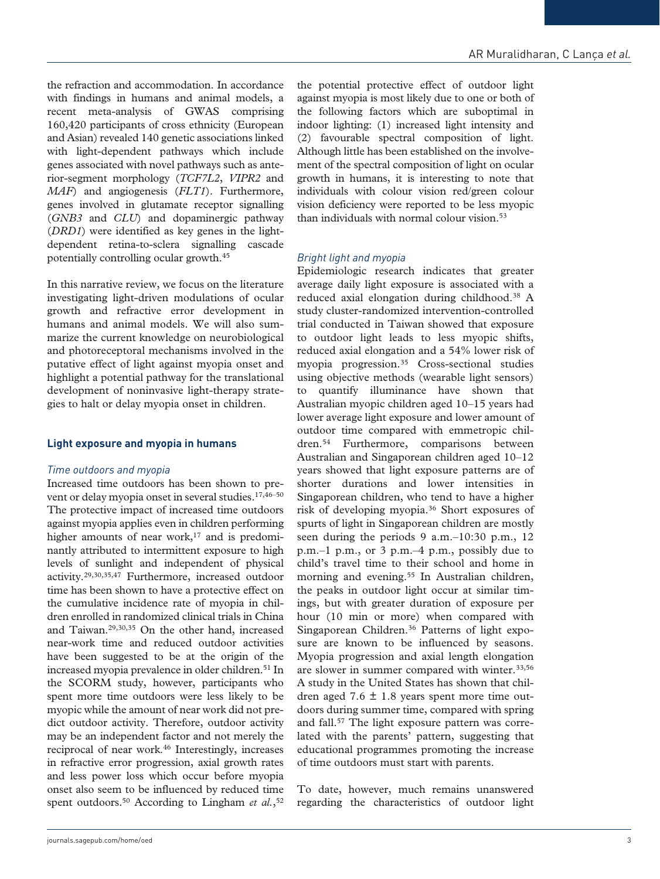the refraction and accommodation. In accordance with findings in humans and animal models, a recent meta-analysis of GWAS comprising 160,420 participants of cross ethnicity (European and Asian) revealed 140 genetic associations linked with light-dependent pathways which include genes associated with novel pathways such as anterior-segment morphology (*TCF7L2*, *VIPR2* and *MAF*) and angiogenesis (*FLT1*). Furthermore, genes involved in glutamate receptor signalling (*GNB3* and *CLU*) and dopaminergic pathway (*DRD1*) were identified as key genes in the light-dependent retina-to-sclera signalling cascade potentially controlling ocular growth.[45]

In this narrative review, we focus on the literature investigating light-driven modulations of ocular growth and refractive error development in humans and animal models. We will also summarize the current knowledge on neurobiological and photoreceptoral mechanisms involved in the putative effect of light against myopia onset and highlight a potential pathway for the translational development of noninvasive light-therapy strategies to halt or delay myopia onset in children.

## Light exposure and myopia in humans

### *Time outdoors and myopia*

Increased time outdoors has been shown to prevent or delay myopia onset in several studies.[17,46–50] The protective impact of increased time outdoors against myopia applies even in children performing higher amounts of near work,[17] and is predominantly attributed to intermittent exposure to high levels of sunlight and independent of physical activity.[29,30,35,47] Furthermore, increased outdoor time has been shown to have a protective effect on the cumulative incidence rate of myopia in children enrolled in randomized clinical trials in China and Taiwan.[29,30,35] On the other hand, increased near-work time and reduced outdoor activities have been suggested to be at the origin of the increased myopia prevalence in older children.[51] In the SCORM study, however, participants who spent more time outdoors were less likely to be myopic while the amount of near work did not predict outdoor activity. Therefore, outdoor activity may be an independent factor and not merely the reciprocal of near work.[46] Interestingly, increases in refractive error progression, axial growth rates and less power loss which occur before myopia onset also seem to be influenced by reduced time spent outdoors.[50] According to Lingham *et al.*,[52] the potential protective effect of outdoor light against myopia is most likely due to one or both of the following factors which are suboptimal in indoor lighting: (1) increased light intensity and (2) favourable spectral composition of light. Although little has been established on the involvement of the spectral composition of light on ocular growth in humans, it is interesting to note that individuals with colour vision red/green colour vision deficiency were reported to be less myopic than individuals with normal colour vision.[53]

### *Bright light and myopia*

Epidemiologic research indicates that greater average daily light exposure is associated with a reduced axial elongation during childhood.[38] A study cluster-randomized intervention-controlled trial conducted in Taiwan showed that exposure to outdoor light leads to less myopic shifts, reduced axial elongation and a 54% lower risk of myopia progression.[35] Cross-sectional studies using objective methods (wearable light sensors) to quantify illuminance have shown that Australian myopic children aged 10–15 years had lower average light exposure and lower amount of outdoor time compared with emmetropic children.[54] Furthermore, comparisons between Australian and Singaporean children aged 10–12 years showed that light exposure patterns are of shorter durations and lower intensities in Singaporean children, who tend to have a higher risk of developing myopia.[36] Short exposures of spurts of light in Singaporean children are mostly seen during the periods 9 a.m.–10:30 p.m., 12 p.m.–1 p.m., or 3 p.m.–4 p.m., possibly due to child's travel time to their school and home in morning and evening.[55] In Australian children, the peaks in outdoor light occur at similar timings, but with greater duration of exposure per hour (10 min or more) when compared with Singaporean Children.[36] Patterns of light exposure are known to be influenced by seasons. Myopia progression and axial length elongation are slower in summer compared with winter.[33,56] A study in the United States has shown that children aged 7.6 ± 1.8 years spent more time outdoors during summer time, compared with spring and fall.[57] The light exposure pattern was correlated with the parents' pattern, suggesting that educational programmes promoting the increase of time outdoors must start with parents.

To date, however, much remains unanswered regarding the characteristics of outdoor light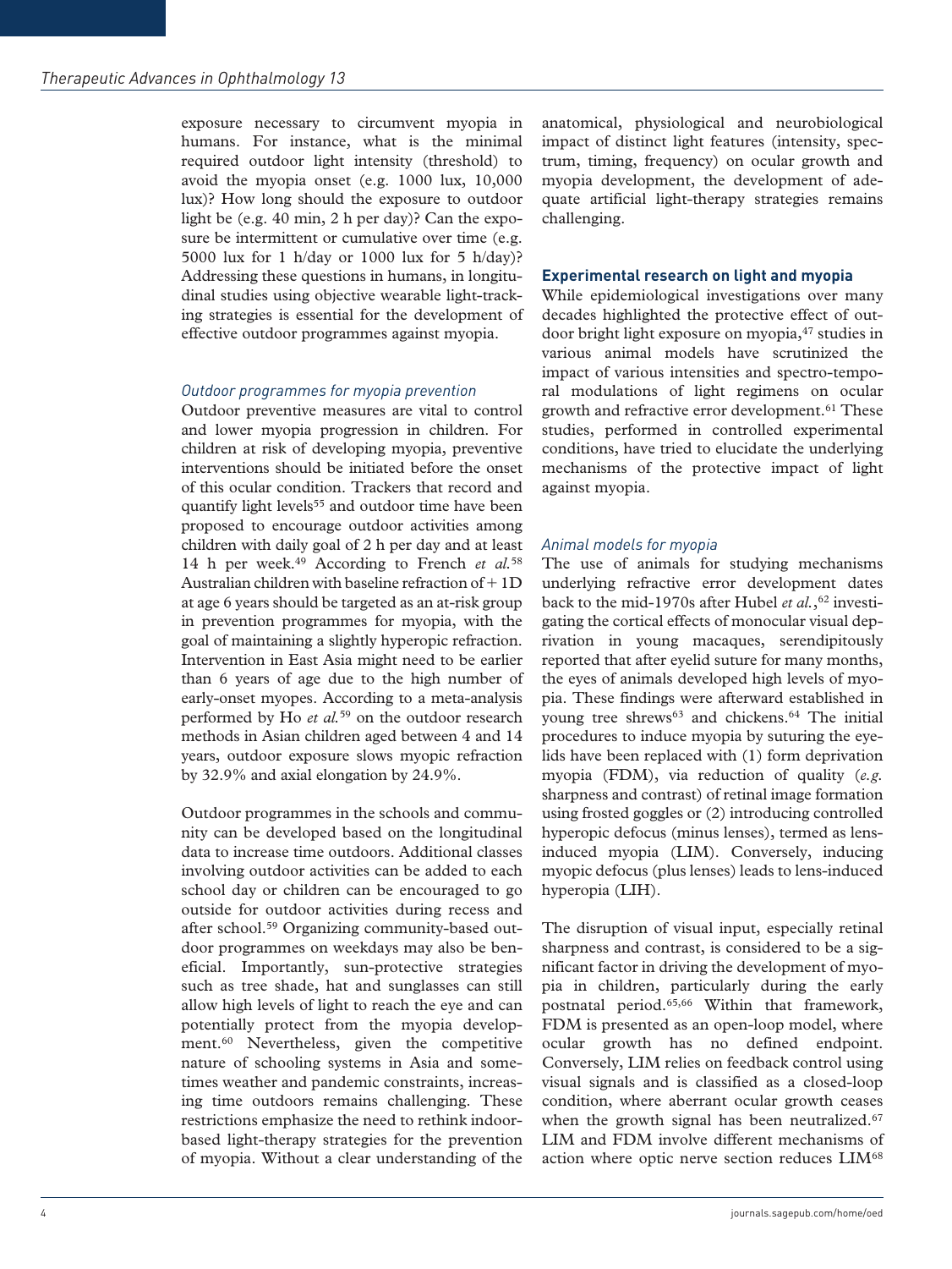exposure necessary to circumvent myopia in humans. For instance, what is the minimal required outdoor light intensity (threshold) to avoid the myopia onset (e.g. 1000 lux, 10,000 lux)? How long should the exposure to outdoor light be (e.g. 40 min, 2 h per day)? Can the exposure be intermittent or cumulative over time (e.g. 5000 lux for 1 h/day or 1000 lux for 5 h/day)? Addressing these questions in humans, in longitudinal studies using objective wearable light-tracking strategies is essential for the development of effective outdoor programmes against myopia.

### *Outdoor programmes for myopia prevention*

Outdoor preventive measures are vital to control and lower myopia progression in children. For children at risk of developing myopia, preventive interventions should be initiated before the onset of this ocular condition. Trackers that record and quantify light levels[55] and outdoor time have been proposed to encourage outdoor activities among children with daily goal of 2 h per day and at least 14 h per week.[49] According to French *et al.*[58] Australian children with baseline refraction of + 1D at age 6 years should be targeted as an at-risk group in prevention programmes for myopia, with the goal of maintaining a slightly hyperopic refraction. Intervention in East Asia might need to be earlier than 6 years of age due to the high number of early-onset myopes. According to a meta-analysis performed by Ho *et al.*[59] on the outdoor research methods in Asian children aged between 4 and 14 years, outdoor exposure slows myopic refraction by 32.9% and axial elongation by 24.9%.

Outdoor programmes in the schools and community can be developed based on the longitudinal data to increase time outdoors. Additional classes involving outdoor activities can be added to each school day or children can be encouraged to go outside for outdoor activities during recess and after school.[59] Organizing community-based outdoor programmes on weekdays may also be beneficial. Importantly, sun-protective strategies such as tree shade, hat and sunglasses can still allow high levels of light to reach the eye and can potentially protect from the myopia development.[60] Nevertheless, given the competitive nature of schooling systems in Asia and sometimes weather and pandemic constraints, increasing time outdoors remains challenging. These restrictions emphasize the need to rethink indoor-based light-therapy strategies for the prevention of myopia. Without a clear understanding of the anatomical, physiological and neurobiological impact of distinct light features (intensity, spectrum, timing, frequency) on ocular growth and myopia development, the development of adequate artificial light-therapy strategies remains challenging.

## Experimental research on light and myopia

While epidemiological investigations over many decades highlighted the protective effect of outdoor bright light exposure on myopia,[47] studies in various animal models have scrutinized the impact of various intensities and spectro-temporal modulations of light regimens on ocular growth and refractive error development.[61] These studies, performed in controlled experimental conditions, have tried to elucidate the underlying mechanisms of the protective impact of light against myopia.

### *Animal models for myopia*

The use of animals for studying mechanisms underlying refractive error development dates back to the mid-1970s after Hubel *et al.*,[62] investigating the cortical effects of monocular visual deprivation in young macaques, serendipitously reported that after eyelid suture for many months, the eyes of animals developed high levels of myopia. These findings were afterward established in young tree shrews[63] and chickens.[64] The initial procedures to induce myopia by suturing the eyelids have been replaced with (1) form deprivation myopia (FDM), via reduction of quality (*e.g.* sharpness and contrast) of retinal image formation using frosted goggles or (2) introducing controlled hyperopic defocus (minus lenses), termed as lens-induced myopia (LIM). Conversely, inducing myopic defocus (plus lenses) leads to lens-induced hyperopia (LIH).

The disruption of visual input, especially retinal sharpness and contrast, is considered to be a significant factor in driving the development of myopia in children, particularly during the early postnatal period.[65,66] Within that framework, FDM is presented as an open-loop model, where ocular growth has no defined endpoint. Conversely, LIM relies on feedback control using visual signals and is classified as a closed-loop condition, where aberrant ocular growth ceases when the growth signal has been neutralized.[67] LIM and FDM involve different mechanisms of action where optic nerve section reduces LIM[68]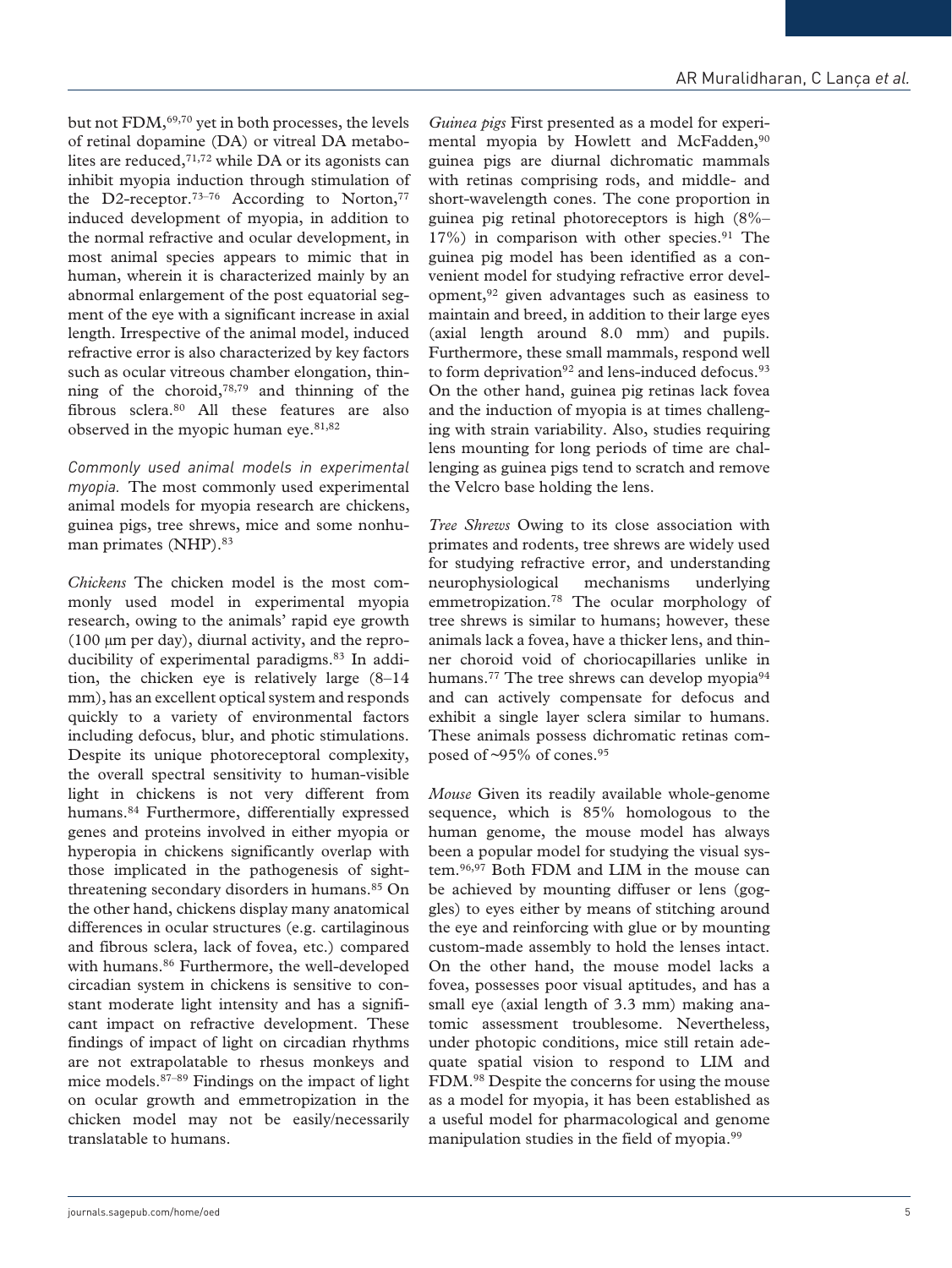but not FDM,[69,70] yet in both processes, the levels of retinal dopamine (DA) or vitreal DA metabolites are reduced,[71,72] while DA or its agonists can inhibit myopia induction through stimulation of the D2-receptor.[73–76] According to Norton,[77] induced development of myopia, in addition to the normal refractive and ocular development, in most animal species appears to mimic that in human, wherein it is characterized mainly by an abnormal enlargement of the post equatorial segment of the eye with a significant increase in axial length. Irrespective of the animal model, induced refractive error is also characterized by key factors such as ocular vitreous chamber elongation, thinning of the choroid,[78,79] and thinning of the fibrous sclera.[80] All these features are also observed in the myopic human eye.[81,82]

*Commonly used animal models in experimental myopia.* The most commonly used experimental animal models for myopia research are chickens, guinea pigs, tree shrews, mice and some nonhuman primates (NHP).[83]

*Chickens* The chicken model is the most commonly used model in experimental myopia research, owing to the animals' rapid eye growth (100 μm per day), diurnal activity, and the reproducibility of experimental paradigms.[83] In addition, the chicken eye is relatively large (8–14 mm), has an excellent optical system and responds quickly to a variety of environmental factors including defocus, blur, and photic stimulations. Despite its unique photoreceptoral complexity, the overall spectral sensitivity to human-visible light in chickens is not very different from humans.[84] Furthermore, differentially expressed genes and proteins involved in either myopia or hyperopia in chickens significantly overlap with those implicated in the pathogenesis of sight-threatening secondary disorders in humans.[85] On the other hand, chickens display many anatomical differences in ocular structures (e.g. cartilaginous and fibrous sclera, lack of fovea, etc.) compared with humans.[86] Furthermore, the well-developed circadian system in chickens is sensitive to constant moderate light intensity and has a significant impact on refractive development. These findings of impact of light on circadian rhythms are not extrapolatable to rhesus monkeys and mice models.[87–89] Findings on the impact of light on ocular growth and emmetropization in the chicken model may not be easily/necessarily translatable to humans.

*Guinea pigs* First presented as a model for experimental myopia by Howlett and McFadden,[90] guinea pigs are diurnal dichromatic mammals with retinas comprising rods, and middle- and short-wavelength cones. The cone proportion in guinea pig retinal photoreceptors is high (8%–17%) in comparison with other species.[91] The guinea pig model has been identified as a convenient model for studying refractive error development,[92] given advantages such as easiness to maintain and breed, in addition to their large eyes (axial length around 8.0 mm) and pupils. Furthermore, these small mammals, respond well to form deprivation[92] and lens-induced defocus.[93] On the other hand, guinea pig retinas lack fovea and the induction of myopia is at times challenging with strain variability. Also, studies requiring lens mounting for long periods of time are challenging as guinea pigs tend to scratch and remove the Velcro base holding the lens.

*Tree Shrews* Owing to its close association with primates and rodents, tree shrews are widely used for studying refractive error, and understanding neurophysiological mechanisms underlying emmetropization.[78] The ocular morphology of tree shrews is similar to humans; however, these animals lack a fovea, have a thicker lens, and thinner choroid void of choriocapillaries unlike in humans.[77] The tree shrews can develop myopia[94] and can actively compensate for defocus and exhibit a single layer sclera similar to humans. These animals possess dichromatic retinas composed of ~95% of cones.[95]

*Mouse* Given its readily available whole-genome sequence, which is 85% homologous to the human genome, the mouse model has always been a popular model for studying the visual system.[96,97] Both FDM and LIM in the mouse can be achieved by mounting diffuser or lens (goggles) to eyes either by means of stitching around the eye and reinforcing with glue or by mounting custom-made assembly to hold the lenses intact. On the other hand, the mouse model lacks a fovea, possesses poor visual aptitudes, and has a small eye (axial length of 3.3 mm) making anatomic assessment troublesome. Nevertheless, under photopic conditions, mice still retain adequate spatial vision to respond to LIM and FDM.[98] Despite the concerns for using the mouse as a model for myopia, it has been established as a useful model for pharmacological and genome manipulation studies in the field of myopia.[99]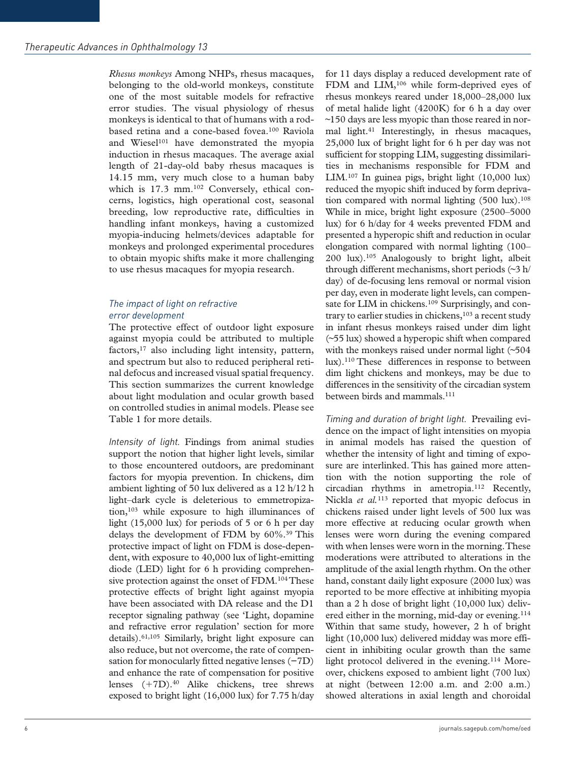*Rhesus monkeys* Among NHPs, rhesus macaques, belonging to the old-world monkeys, constitute one of the most suitable models for refractive error studies. The visual physiology of rhesus monkeys is identical to that of humans with a rod-based retina and a cone-based fovea.[100] Raviola and Wiesel[101] have demonstrated the myopia induction in rhesus macaques. The average axial length of 21-day-old baby rhesus macaques is 14.15 mm, very much close to a human baby which is 17.3 mm.[102] Conversely, ethical concerns, logistics, high operational cost, seasonal breeding, low reproductive rate, difficulties in handling infant monkeys, having a customized myopia-inducing helmets/devices adaptable for monkeys and prolonged experimental procedures to obtain myopic shifts make it more challenging to use rhesus macaques for myopia research.

### *The impact of light on refractive error development*

The protective effect of outdoor light exposure against myopia could be attributed to multiple factors,[17] also including light intensity, pattern, and spectrum but also to reduced peripheral retinal defocus and increased visual spatial frequency. This section summarizes the current knowledge about light modulation and ocular growth based on controlled studies in animal models. Please see Table 1 for more details.

*Intensity of light.* Findings from animal studies support the notion that higher light levels, similar to those encountered outdoors, are predominant factors for myopia prevention. In chickens, dim ambient lighting of 50 lux delivered as a 12 h/12 h light–dark cycle is deleterious to emmetropization,[103] while exposure to high illuminances of light (15,000 lux) for periods of 5 or 6 h per day delays the development of FDM by 60%.[39] This protective impact of light on FDM is dose-dependent, with exposure to 40,000 lux of light-emitting diode (LED) light for 6 h providing comprehensive protection against the onset of FDM.[104] These protective effects of bright light against myopia have been associated with DA release and the D1 receptor signaling pathway (see 'Light, dopamine and refractive error regulation' section for more details).[61,105] Similarly, bright light exposure can also reduce, but not overcome, the rate of compensation for monocularly fitted negative lenses (−7D) and enhance the rate of compensation for positive lenses (+7D).[40] Alike chickens, tree shrews exposed to bright light (16,000 lux) for 7.75 h/day for 11 days display a reduced development rate of FDM and LIM,[106] while form-deprived eyes of rhesus monkeys reared under 18,000–28,000 lux of metal halide light (4200K) for 6 h a day over ~150 days are less myopic than those reared in normal light.[41] Interestingly, in rhesus macaques, 25,000 lux of bright light for 6 h per day was not sufficient for stopping LIM, suggesting dissimilarities in mechanisms responsible for FDM and LIM.[107] In guinea pigs, bright light (10,000 lux) reduced the myopic shift induced by form deprivation compared with normal lighting (500 lux).[108] While in mice, bright light exposure (2500–5000 lux) for 6 h/day for 4 weeks prevented FDM and presented a hyperopic shift and reduction in ocular elongation compared with normal lighting (100–200 lux).[105] Analogously to bright light, albeit through different mechanisms, short periods (~3 h/day) of de-focusing lens removal or normal vision per day, even in moderate light levels, can compensate for LIM in chickens.[109] Surprisingly, and contrary to earlier studies in chickens,[103] a recent study in infant rhesus monkeys raised under dim light (~55 lux) showed a hyperopic shift when compared with the monkeys raised under normal light (~504 lux).[110] These differences in response to between dim light chickens and monkeys, may be due to differences in the sensitivity of the circadian system between birds and mammals.[111]

*Timing and duration of bright light.* Prevailing evidence on the impact of light intensities on myopia in animal models has raised the question of whether the intensity of light and timing of exposure are interlinked. This has gained more attention with the notion supporting the role of circadian rhythms in ametropia.[112] Recently, Nickla *et al.*[113] reported that myopic defocus in chickens raised under light levels of 500 lux was more effective at reducing ocular growth when lenses were worn during the evening compared with when lenses were worn in the morning. These moderations were attributed to alterations in the amplitude of the axial length rhythm. On the other hand, constant daily light exposure (2000 lux) was reported to be more effective at inhibiting myopia than a 2 h dose of bright light (10,000 lux) delivered either in the morning, mid-day or evening.[114] Within that same study, however, 2 h of bright light (10,000 lux) delivered midday was more efficient in inhibiting ocular growth than the same light protocol delivered in the evening.[114] Moreover, chickens exposed to ambient light (700 lux) at night (between 12:00 a.m. and 2:00 a.m.) showed alterations in axial length and choroidal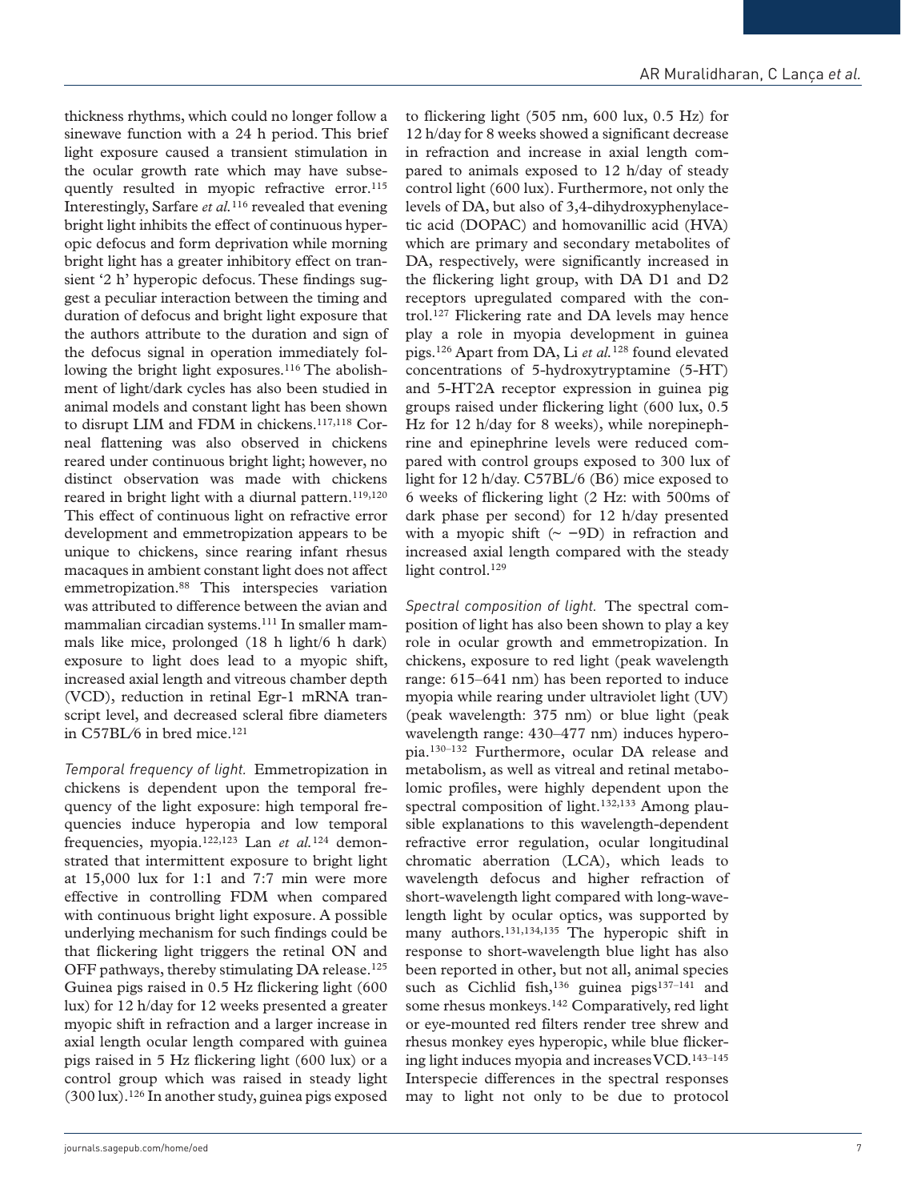thickness rhythms, which could no longer follow a sinewave function with a 24 h period. This brief light exposure caused a transient stimulation in the ocular growth rate which may have subsequently resulted in myopic refractive error.[115] Interestingly, Sarfare *et al.*[116] revealed that evening bright light inhibits the effect of continuous hyperopic defocus and form deprivation while morning bright light has a greater inhibitory effect on transient '2 h' hyperopic defocus. These findings suggest a peculiar interaction between the timing and duration of defocus and bright light exposure that the authors attribute to the duration and sign of the defocus signal in operation immediately following the bright light exposures.[116] The abolishment of light/dark cycles has also been studied in animal models and constant light has been shown to disrupt LIM and FDM in chickens.[117,118] Corneal flattening was also observed in chickens reared under continuous bright light; however, no distinct observation was made with chickens reared in bright light with a diurnal pattern.[119,120] This effect of continuous light on refractive error development and emmetropization appears to be unique to chickens, since rearing infant rhesus macaques in ambient constant light does not affect emmetropization.[88] This interspecies variation was attributed to difference between the avian and mammalian circadian systems.[111] In smaller mammals like mice, prolonged (18 h light/6 h dark) exposure to light does lead to a myopic shift, increased axial length and vitreous chamber depth (VCD), reduction in retinal Egr-1 mRNA transcript level, and decreased scleral fibre diameters in C57BL/6 in bred mice.[121]

*Temporal frequency of light.* Emmetropization in chickens is dependent upon the temporal frequency of the light exposure: high temporal frequencies induce hyperopia and low temporal frequencies, myopia.[122,123] Lan *et al.*[124] demonstrated that intermittent exposure to bright light at 15,000 lux for 1:1 and 7:7 min were more effective in controlling FDM when compared with continuous bright light exposure. A possible underlying mechanism for such findings could be that flickering light triggers the retinal ON and OFF pathways, thereby stimulating DA release.[125] Guinea pigs raised in 0.5 Hz flickering light (600 lux) for 12 h/day for 12 weeks presented a greater myopic shift in refraction and a larger increase in axial length ocular length compared with guinea pigs raised in 5 Hz flickering light (600 lux) or a control group which was raised in steady light (300 lux).[126] In another study, guinea pigs exposed to flickering light (505 nm, 600 lux, 0.5 Hz) for 12 h/day for 8 weeks showed a significant decrease in refraction and increase in axial length compared to animals exposed to 12 h/day of steady control light (600 lux). Furthermore, not only the levels of DA, but also of 3,4-dihydroxyphenylacetic acid (DOPAC) and homovanillic acid (HVA) which are primary and secondary metabolites of DA, respectively, were significantly increased in the flickering light group, with DA D1 and D2 receptors upregulated compared with the control.[127] Flickering rate and DA levels may hence play a role in myopia development in guinea pigs.[126] Apart from DA, Li *et al.*[128] found elevated concentrations of 5-hydroxytryptamine (5-HT) and 5-HT2A receptor expression in guinea pig groups raised under flickering light (600 lux, 0.5 Hz for 12 h/day for 8 weeks), while norepinephrine and epinephrine levels were reduced compared with control groups exposed to 300 lux of light for 12 h/day. C57BL/6 (B6) mice exposed to 6 weeks of flickering light (2 Hz: with 500ms of dark phase per second) for 12 h/day presented with a myopic shift (~ −9D) in refraction and increased axial length compared with the steady light control.[129]

*Spectral composition of light.* The spectral composition of light has also been shown to play a key role in ocular growth and emmetropization. In chickens, exposure to red light (peak wavelength range: 615–641 nm) has been reported to induce myopia while rearing under ultraviolet light (UV) (peak wavelength: 375 nm) or blue light (peak wavelength range: 430–477 nm) induces hyperopia.[130–132] Furthermore, ocular DA release and metabolism, as well as vitreal and retinal metabolomic profiles, were highly dependent upon the spectral composition of light.[132,133] Among plausible explanations to this wavelength-dependent refractive error regulation, ocular longitudinal chromatic aberration (LCA), which leads to wavelength defocus and higher refraction of short-wavelength light compared with long-wavelength light by ocular optics, was supported by many authors.[131,134,135] The hyperopic shift in response to short-wavelength blue light has also been reported in other, but not all, animal species such as Cichlid fish,[136] guinea pigs[137–141] and some rhesus monkeys.[142] Comparatively, red light or eye-mounted red filters render tree shrew and rhesus monkey eyes hyperopic, while blue flickering light induces myopia and increases VCD.[143–145] Interspecie differences in the spectral responses may to light not only to be due to protocol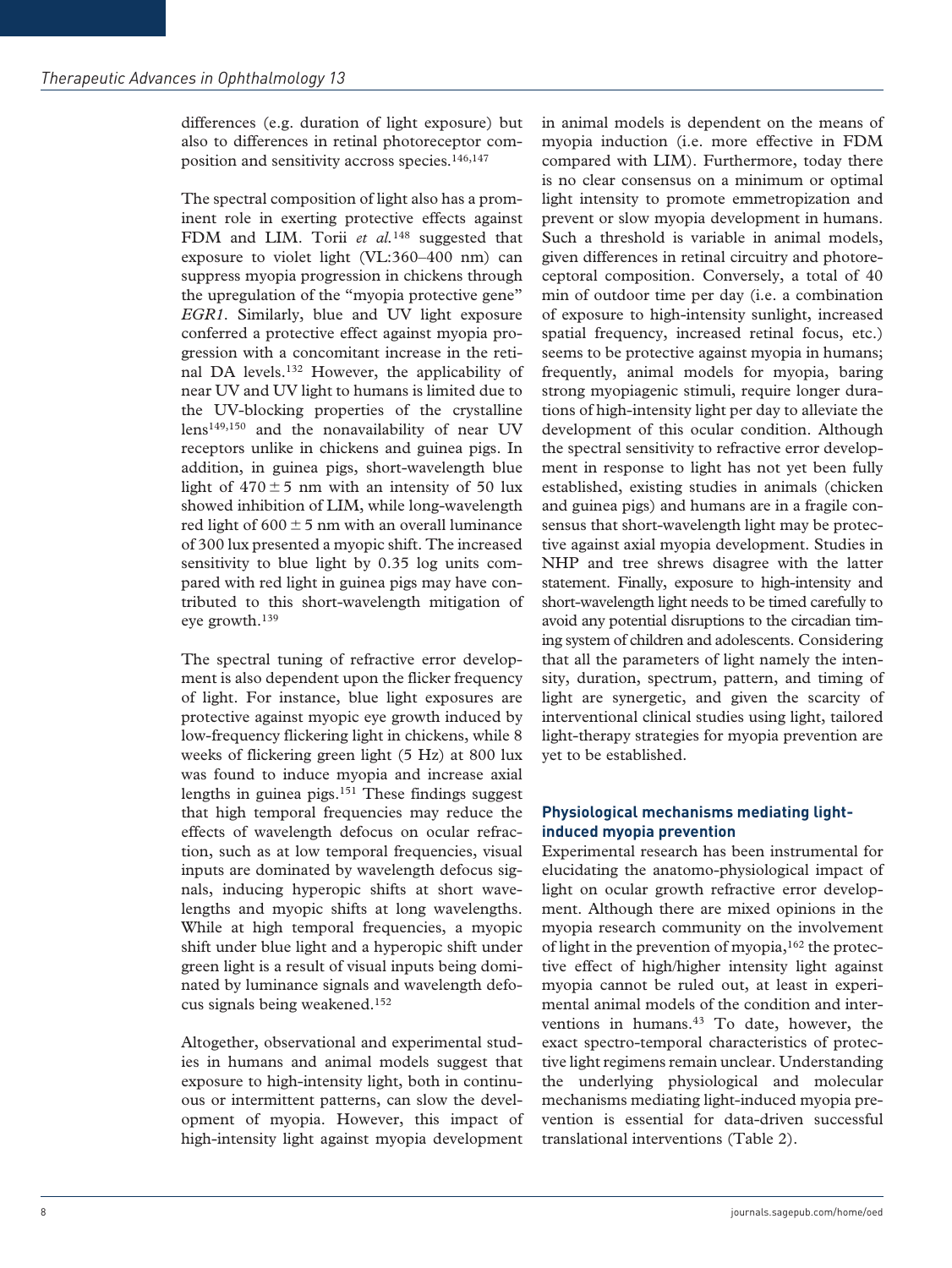differences (e.g. duration of light exposure) but also to differences in retinal photoreceptor composition and sensitivity accross species.[146,147]

The spectral composition of light also has a prominent role in exerting protective effects against FDM and LIM. Torii *et al.*[148] suggested that exposure to violet light (VL:360–400 nm) can suppress myopia progression in chickens through the upregulation of the "myopia protective gene" *EGR1*. Similarly, blue and UV light exposure conferred a protective effect against myopia progression with a concomitant increase in the retinal DA levels.[132] However, the applicability of near UV and UV light to humans is limited due to the UV-blocking properties of the crystalline lens[149,150] and the nonavailability of near UV receptors unlike in chickens and guinea pigs. In addition, in guinea pigs, short-wavelength blue light of $470 \pm 5$ nm with an intensity of 50 lux showed inhibition of LIM, while long-wavelength red light of $600 \pm 5$ nm with an overall luminance of 300 lux presented a myopic shift. The increased sensitivity to blue light by 0.35 log units compared with red light in guinea pigs may have contributed to this short-wavelength mitigation of eye growth.[139]

The spectral tuning of refractive error development is also dependent upon the flicker frequency of light. For instance, blue light exposures are protective against myopic eye growth induced by low-frequency flickering light in chickens, while 8 weeks of flickering green light (5 Hz) at 800 lux was found to induce myopia and increase axial lengths in guinea pigs.[151] These findings suggest that high temporal frequencies may reduce the effects of wavelength defocus on ocular refraction, such as at low temporal frequencies, visual inputs are dominated by wavelength defocus signals, inducing hyperopic shifts at short wavelengths and myopic shifts at long wavelengths. While at high temporal frequencies, a myopic shift under blue light and a hyperopic shift under green light is a result of visual inputs being dominated by luminance signals and wavelength defocus signals being weakened.[152]

Altogether, observational and experimental studies in humans and animal models suggest that exposure to high-intensity light, both in continuous or intermittent patterns, can slow the development of myopia. However, this impact of high-intensity light against myopia development in animal models is dependent on the means of myopia induction (i.e. more effective in FDM compared with LIM). Furthermore, today there is no clear consensus on a minimum or optimal light intensity to promote emmetropization and prevent or slow myopia development in humans. Such a threshold is variable in animal models, given differences in retinal circuitry and photoreceptoral composition. Conversely, a total of 40 min of outdoor time per day (i.e. a combination of exposure to high-intensity sunlight, increased spatial frequency, increased retinal focus, etc.) seems to be protective against myopia in humans; frequently, animal models for myopia, baring strong myopiagenic stimuli, require longer durations of high-intensity light per day to alleviate the development of this ocular condition. Although the spectral sensitivity to refractive error development in response to light has not yet been fully established, existing studies in animals (chicken and guinea pigs) and humans are in a fragile consensus that short-wavelength light may be protective against axial myopia development. Studies in NHP and tree shrews disagree with the latter statement. Finally, exposure to high-intensity and short-wavelength light needs to be timed carefully to avoid any potential disruptions to the circadian timing system of children and adolescents. Considering that all the parameters of light namely the intensity, duration, spectrum, pattern, and timing of light are synergetic, and given the scarcity of interventional clinical studies using light, tailored light-therapy strategies for myopia prevention are yet to be established.

## Physiological mechanisms mediating light-induced myopia prevention

Experimental research has been instrumental for elucidating the anatomo-physiological impact of light on ocular growth refractive error development. Although there are mixed opinions in the myopia research community on the involvement of light in the prevention of myopia,[162] the protective effect of high/higher intensity light against myopia cannot be ruled out, at least in experimental animal models of the condition and interventions in humans.[43] To date, however, the exact spectro-temporal characteristics of protective light regimens remain unclear. Understanding the underlying physiological and molecular mechanisms mediating light-induced myopia prevention is essential for data-driven successful translational interventions (Table 2).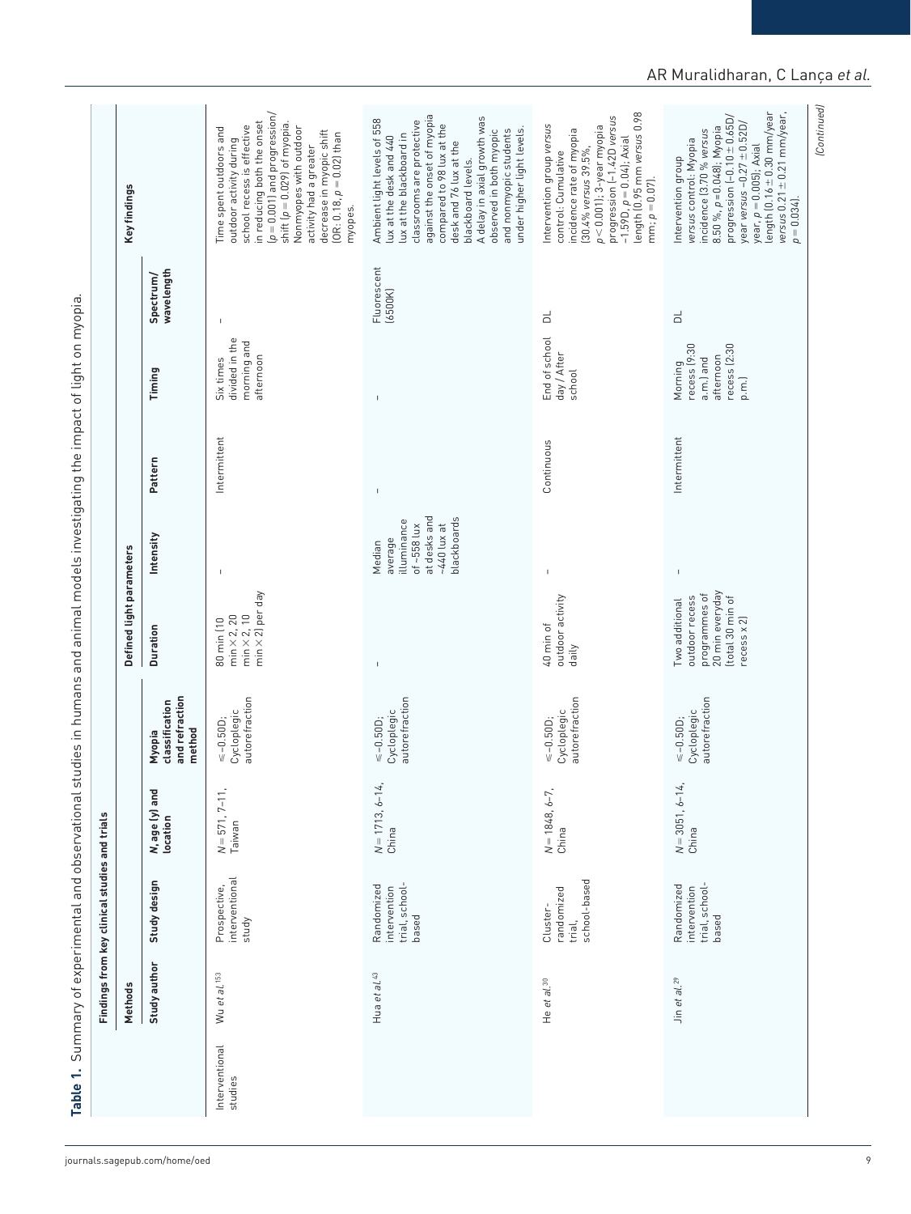**Table 1.** Summary of experimental and observational studies in humans and animal models investigating the impact of light on myopia.

| | Findings from key clinical studies and trials | | | | | | | | | |
|---|---|---|---|---|---|---|---|---|---|---|
| | Methods | | | | Defined light parameters | | | | | Key findings |
| | Study author | Study design | *N*, age (y) and location | Myopia classification and refraction method | Duration | Intensity | Pattern | Timing | Spectrum/wavelength | |
| Interventional studies | Wu *et al.*[153] | Prospective, interventional study | *N* = 571, 7–11, Taiwan | ⩽−0.50D; Cycloplegic autorefraction | 80 min (10 min × 2, 20 min × 2, 10 min × 2) per day | – | Intermittent | Six times divided in the morning and afternoon | – | Time spent outdoors and outdoor activity during school recess is effective in reducing both the onset ($p = 0.001$) and progression/shift ($p = 0.029$) of myopia. Nonmyopes with outdoor activity had a greater decrease in myopic shift (OR: 0.18, $p = 0.02$) than myopes. |
| | Hua *et al.*[43] | Randomized intervention trial, school-based | *N* = 1713, 6–14, China | ⩽−0.50D; Cycloplegic autorefraction | – | Median average illuminance of ~558 lux at desks and ~440 lux at blackboards | – | – | Fluorescent (6500K) | Ambient light levels of 558 lux at the desk and 440 lux at the blackboard in classrooms are protective against the onset of myopia compared to 98 lux at the desk and 76 lux at the blackboard levels. A delay in axial growth was observed in both myopic and nonmyopic students under higher light levels. |
| | He *et al.*[30] | Cluster-randomized trial, school-based | *N* = 1848, 6–7, China | ⩽−0.50D; Cycloplegic autorefraction | 40 min of outdoor activity daily | – | Continuous | End of school day / After school | DL | Intervention group *versus* control: Cumulative incidence rate of myopia (30.4% *versus* 39.5%, $p < 0.001$); 3-year myopia progression (−1.42D *versus* −1.59D, $p = 0.04$); Axial length (0.95 mm *versus* 0.98 mm; $p = 0.07$). |
| | Jin *et al.*[29] | Randomized intervention trial, school-based | *N* = 3051, 6–14, China | ⩽−0.50D; Cycloplegic autorefraction | Two additional outdoor recess programmes of 20 min everyday (total 30 min of recess x 2) | – | Intermittent | Morning recess (9:30 a.m.) and afternoon recess (2:30 p.m.) | DL | Intervention group *versus* control: Myopia incidence (3.70 % *versus* 8.50 %, $p = 0.048$); Myopia progression (−0.10 ± 0.65D/year *versus* −0.27 ± 0.52D/year, $p = 0.005$); Axial length (0.16 ± 0.30 mm/year *versus* 0.21 ± 0.21 mm/year, $p = 0.034$). |

(Continued)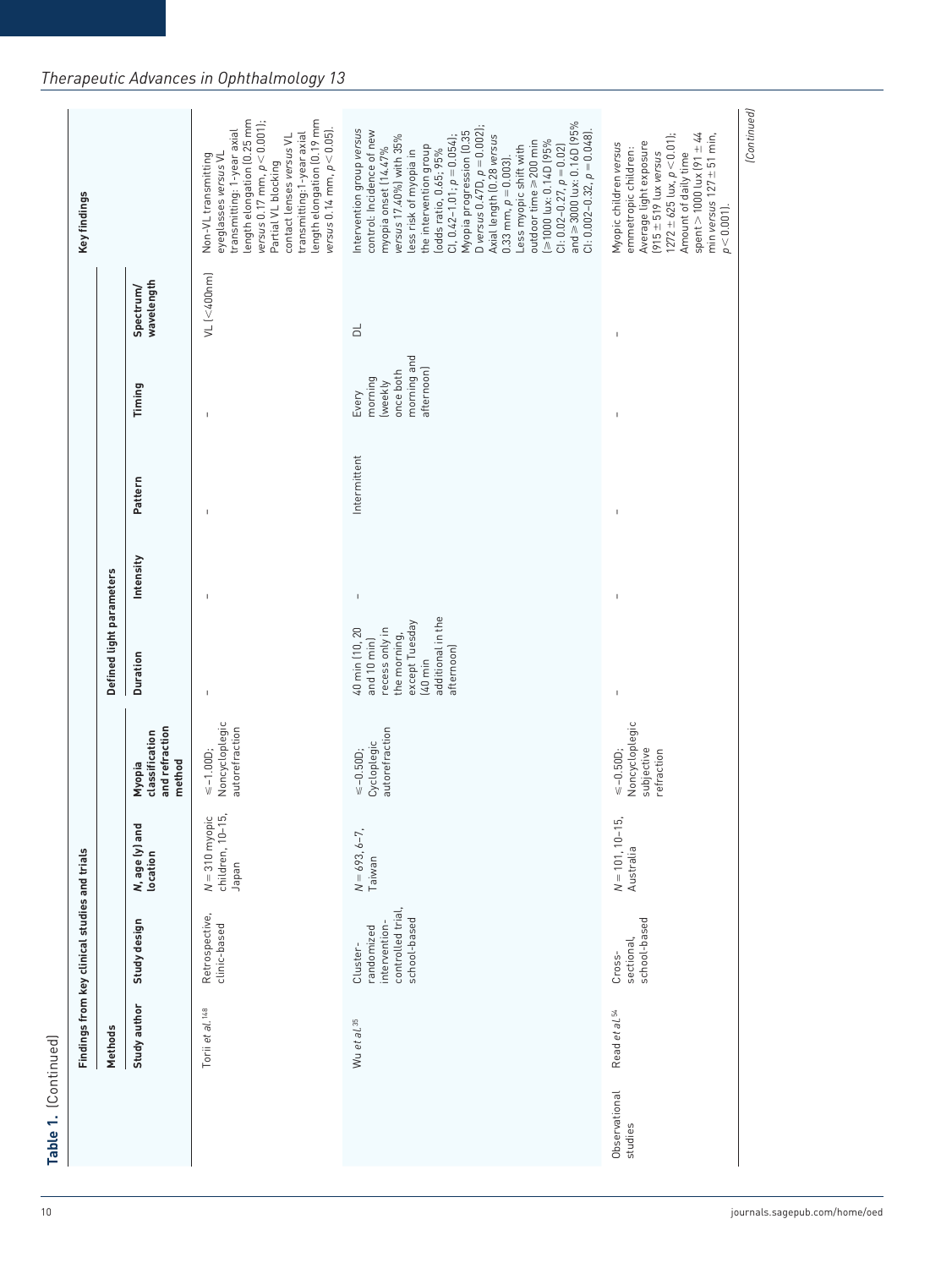**Table 1.** (Continued)

| Findings from key clinical studies and trials | | | | | | | | | | |
|---|---|---|---|---|---|---|---|---|---|---|
| | Methods | | | | Defined light parameters | | | | | Key findings |
| | Study author | Study design | *N*, age (y) and location | Myopia classification and refraction method | Duration | Intensity | Pattern | Timing | Spectrum/wavelength | |
| | Torii *et al.*[148] | Retrospective, clinic-based | *N* = 310 myopic children, 10–15, Japan | ⩽ −1.00D; Noncycloplegic autorefraction | – | – | – | – | VL (<400nm) | Non-VL transmitting eyeglasses *versus* VL transmitting: 1-year axial length elongation (0.25 mm *versus* 0.17 mm, $p < 0.001$); Partial VL blocking contact lenses *versus* VL transmitting:1-year axial length elongation (0.19 mm *versus* 0.14 mm, $p < 0.05$). |
| | Wu *et al.*[35] | Cluster-randomized intervention-controlled trial, school-based | *N* = 693, 6–7, Taiwan | ⩽ −0.50D; Cycloplegic autorefraction | 40 min (10, 20 and 10 min) recess only in the morning, except Tuesday (40 min additional in the afternoon) | – | Intermittent | Every morning (weekly once both morning and afternoon) | DL | Intervention group *versus* control: Incidence of new myopia onset (14.47% *versus* 17.40%) with 35% less risk of myopia in the intervention group (odds ratio, 0.65; 95% CI, 0.42–1.01; $p = 0.054$); Myopia progression (0.35 D *versus* 0.47D, $p = 0.002$); Axial length (0.28 *versus* 0.33 mm, $p = 0.003$) Less myopic shift with outdoor time ⩾ 200 min (⩾1000 lux: 0.14D (95% CI: 0.02–0.27, $p = 0.02$) and ⩾ 3000 lux: 0.16D (95% CI: 0.002–0.32, $p = 0.048$). |
| Observational studies | Read *et al.*[54] | Cross-sectional, school-based | *N* = 101, 10–15, Australia | ⩽ −0.50D; Noncycloplegic subjective refraction | – | – | – | – | – | Myopic children *versus* emmetropic children: Average light exposure (915 ± 519 lux *versus* 1272 ± 625 lux, $p < 0.01$); Amount of daily time spent > 1000 lux (91 ± 44 min *versus* 127 ± 51 min, $p < 0.001$). |

(Continued)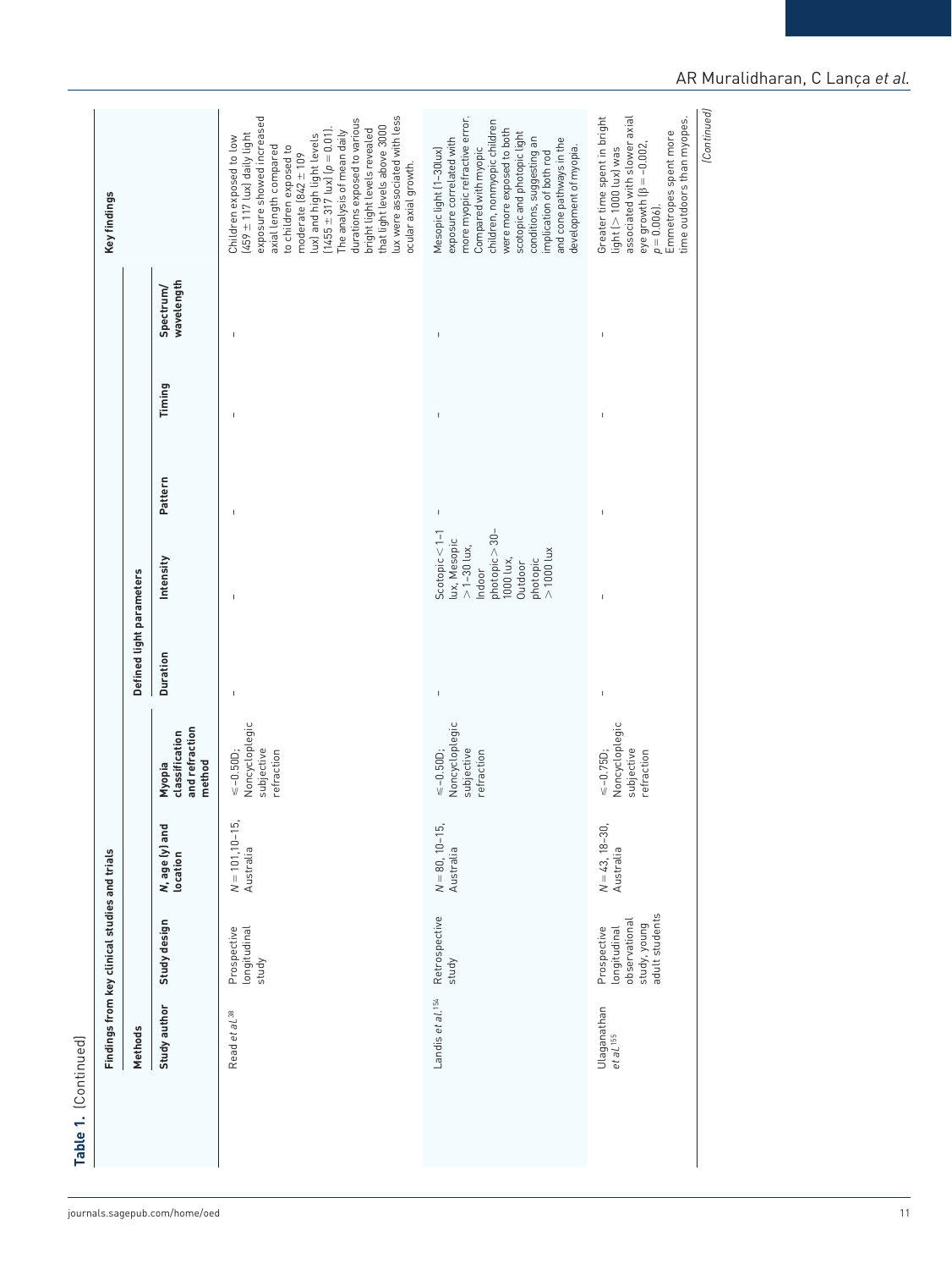**Table 1.** (Continued)

| Findings from key clinical studies and trials | | | | | | | | | |
|---|---|---|---|---|---|---|---|---|---|
| Methods | | | | Defined light parameters | | | | | Key findings |
| Study author | Study design | *N*, age (y) and location | Myopia classification and refraction method | Duration | Intensity | Pattern | Timing | Spectrum/ wavelength | |
| Read *et al.*[38] | Prospective longitudinal study | *N* = 101, 10–15, Australia | ⩽−0.50D; Noncycloplegic subjective refraction | – | – | – | – | – | Children exposed to low (459 ± 117 lux) daily light exposure showed increased axial length compared to children exposed to moderate (842 ± 109 lux) and high light levels (1455 ± 317 lux) ($p = 0.01$). The analysis of mean daily durations exposed to various bright light levels revealed that light levels above 3000 lux were associated with less ocular axial growth. |
| Landis *et al.*[154] | Retrospective study | *N* = 80, 10–15, Australia | ⩽−0.50D; Noncycloplegic subjective refraction | – | Scotopic < 1–1 lux, Mesopic > 1–30 lux, Indoor photopic > 30–1000 lux, Outdoor photopic > 1000 lux | – | – | – | Mesopic light (1–30lux) exposure correlated with more myopic refractive error. Compared with myopic children, nonmyopic children were more exposed to both scotopic and photopic light conditions, suggesting an implication of both rod and cone pathways in the development of myopia. |
| Ulaganathan *et al.*[155] | Prospective longitudinal observational study, young adult students | *N* = 43, 18–30, Australia | ⩽−0.75D; Noncycloplegic subjective refraction | – | – | – | – | – | Greater time spent in bright light (> 1000 lux) was associated with slower axial eye growth ($\beta = -0.002$, $p = 0.006$). Emmetropes spent more time outdoors than myopes. |

*(Continued)*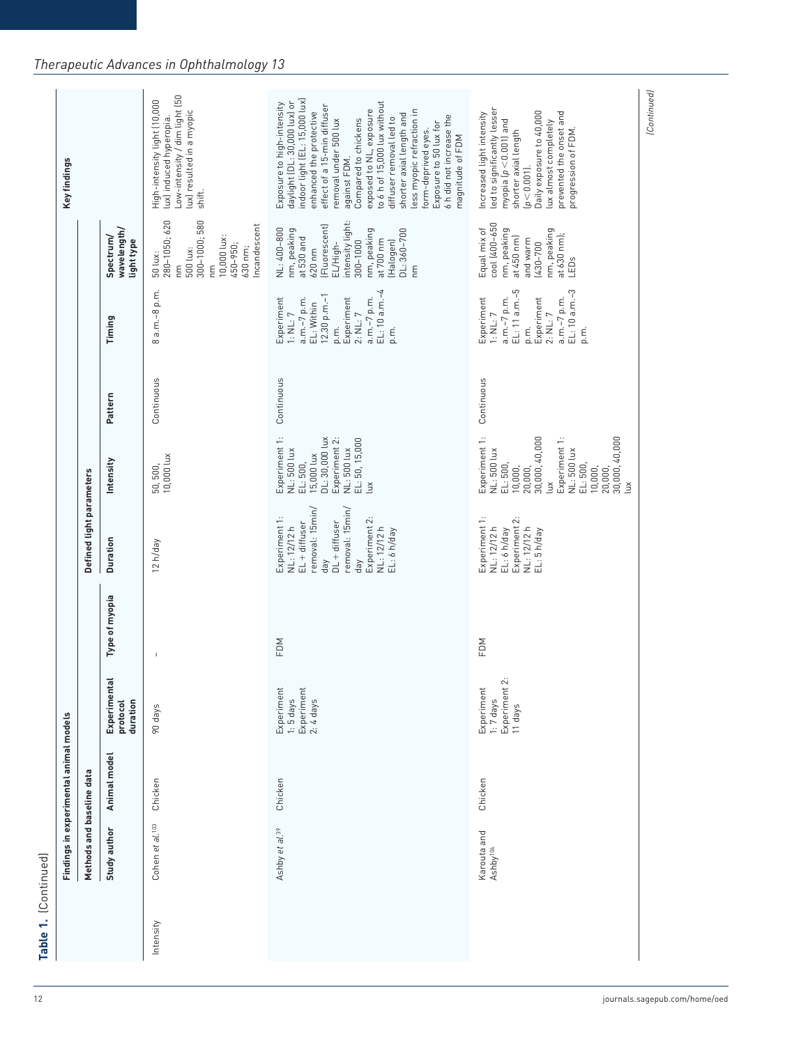**Table 1.** (Continued)

| | Findings in experimental animal models | | | | | | | | | | Key findings |
|---|---|---|---|---|---|---|---|---|---|---|---|
| | Methods and baseline data | | | | Defined light parameters | | | | | | |
| | Study author | Animal model | Experimental protocol duration | Type of myopia | Duration | Intensity | Pattern | Timing | Spectrum/ wavelength/ light type | | |
| Intensity | Cohen *et al.*[103] | Chicken | 90 days | – | 12 h/day | 50, 500, 10,000 lux | Continuous | 8 a.m.–8 p.m. | 50 lux: 280–1050; 620 nm 500 lux: 300–1000; 580 nm 10,000 lux: 450–950; 630 nm; Incandescent | | High-intensity light (10,000 lux) induced hyperopia. Low-intensity / dim light (50 lux) resulted in a myopic shift. |
| | Ashby *et al.*[39] | Chicken | Experiment 1: 5 days Experiment 2: 4 days | FDM | Experiment 1: NL: 12/12 h EL + diffuser removal: 15min/ day DL + diffuser removal: 15min/ day Experiment 2: NL: 12/12 h EL: 6 h/day | Experiment 1: NL: 500 lux EL: 500, 15,000 lux DL: 30,000 lux Experiment 2: NL: 500 lux EL: 50, 15,000 lux | Continuous | Experiment 1: NL: 7 a.m.–7 p.m. EL: Within 12.30 p.m.–1 p.m. Experiment 2: NL: 7 a.m.–7 p.m. EL: 10 a.m.–4 p.m. | NL: 400–800 nm, peaking at 530 and 620 nm (Fluorescent) EL/High-intensity light: 300–1000 nm, peaking at 700 nm (Halogen) DL: 360–700 nm | | Exposure to high-intensity daylight (DL: 30,000 lux) or indoor light (EL: 15,000 lux) enhanced the protective effect of a 15-min diffuser removal under 500 lux against FDM. Compared to chickens exposed to NL, exposure to 6 h of 15,000 lux without diffuser removal led to shorter axial length and less myopic refraction in form-deprived eyes. Exposure to 50 lux for 6 h did not increase the magnitude of FDM |
| | Karouta and Ashby[104] | Chicken | Experiment 1: 7 days Experiment 2: 11 days | FDM | Experiment 1: NL: 12/12 h EL: 6 h/day Experiment 2: NL: 12/12 h EL: 5 h/day | Experiment 1: NL: 500 lux EL: 500, 10,000, 20,000, 30,000, 40,000 lux Experiment 1: NL: 500 lux EL: 500, 10,000, 20,000, 30,000, 40,000 lux | Continuous | Experiment 1: NL: 7 a.m.–7 p.m. EL: 11 a.m.–5 p.m. Experiment 2: NL: 7 a.m.–7 p.m. EL: 10 a.m.–3 p.m. | Equal mix of cool (400–650 nm, peaking at 450 nm) and warm (430–700 nm, peaking at 630 nm); LEDs | | Increased light intensity led to significantly lesser myopia ($p < 0.001$) and shorter axial length ($p < 0.001$). Daily exposure to 40,000 lux almost completely prevented the onset and progression of FDM. |

*(Continued)*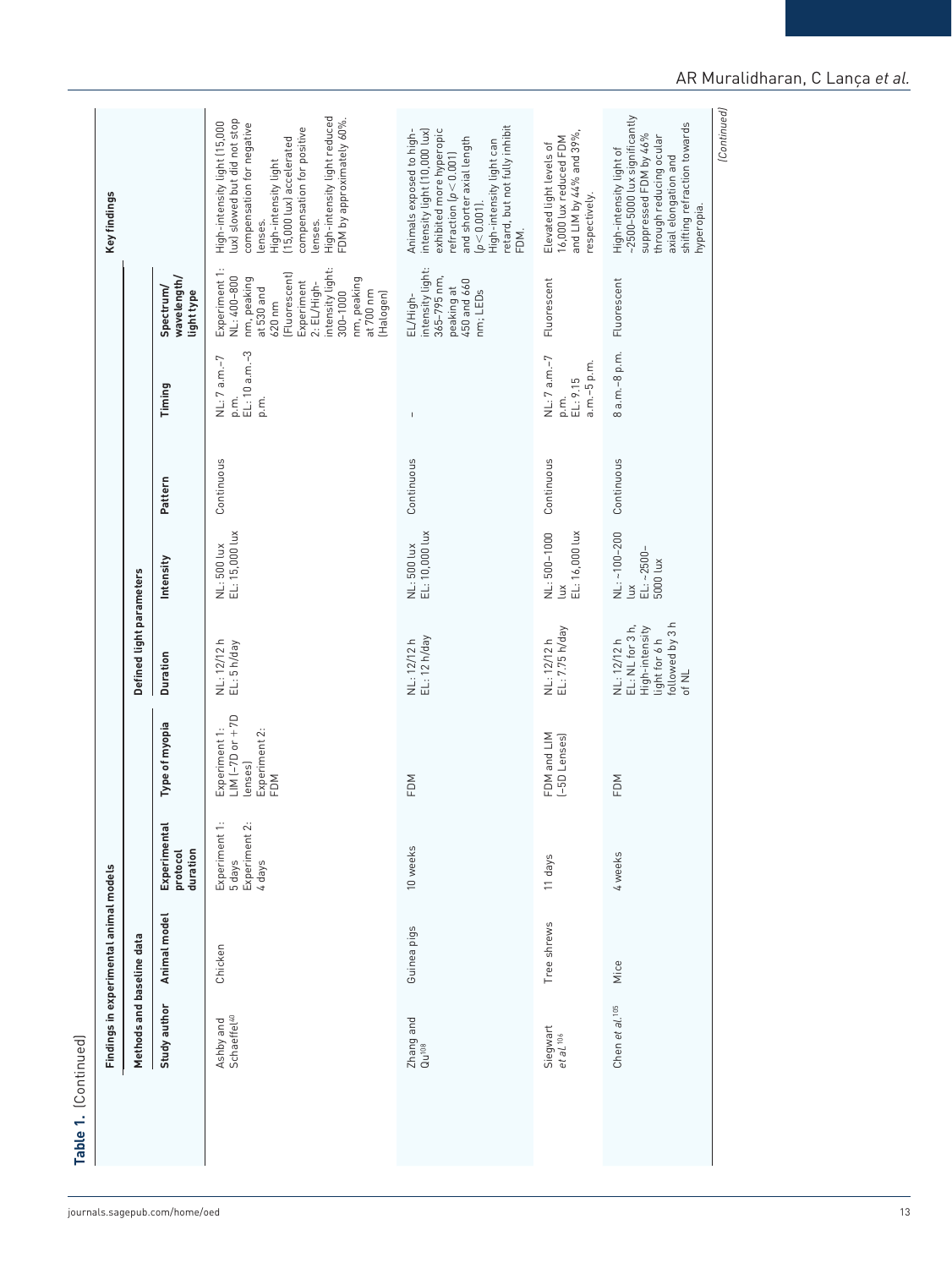Table 1. (Continued)

| Findings in experimental animal models | | | | | | | | | |
|---|---|---|---|---|---|---|---|---|---|
| Methods and baseline data | | | | Defined light parameters | | | | | Key findings |
| Study author | Animal model | Experimental protocol duration | Type of myopia | Duration | Intensity | Pattern | Timing | Spectrum/wavelength/light type | |
| Ashby and Schaeffel[40] | Chicken | Experiment 1: 5 days Experiment 2: 4 days | Experiment 1: LIM (−7D or +7D lenses) Experiment 2: FDM | NL: 12/12 h EL: 5 h/day | NL: 500 lux EL: 15,000 lux | Continuous | NL: 7 a.m.–7 p.m. EL: 10 a.m.–3 p.m. | Experiment 1: NL: 400–800 nm, peaking at 530 and 620 nm (Fluorescent) Experiment 2: EL/High-intensity light: 300–1000 nm, peaking at 700 nm (Halogen) | High-intensity light (15,000 lux) slowed but did not stop compensation for negative lenses. High-intensity light (15,000 lux) accelerated compensation for positive lenses. High-intensity light reduced FDM by approximately 60%. |
| Zhang and Qu[108] | Guinea pigs | 10 weeks | FDM | NL: 12/12 h EL: 12 h/day | NL: 500 lux EL: 10,000 lux | Continuous | – | EL/High-intensity light: 365–795 nm, peaking at 450 and 660 nm; LEDs | Animals exposed to high-intensity light (10,000 lux) exhibited more hyperopic refraction ($p < 0.001$) and shorter axial length ($p < 0.001$). High-intensity light can retard, but not fully inhibit FDM. |
| Siegwart *et al.*[106] | Tree shrews | 11 days | FDM and LIM (−5D Lenses) | NL: 12/12 h EL: 7.75 h/day | NL: 500–1000 lux EL: 16,000 lux | Continuous | NL: 7 a.m.–7 p.m. EL: 9.15 a.m.–5 p.m. | Fluorescent | Elevated light levels of 16,000 lux reduced FDM and LIM by 44% and 39%, respectively. |
| Chen *et al.*[105] | Mice | 4 weeks | FDM | NL: 12/12 h EL: NL for 3 h, High-intensity light for 6 h followed by 3 h of NL | NL: ~100–200 lux EL: ~2500–5000 lux | Continuous | 8 a.m.–8 p.m. | Fluorescent | High-intensity light of ~2500–5000 lux significantly suppressed FDM by 46% through reducing ocular axial elongation and shifting refraction towards hyperopia. |

(Continued)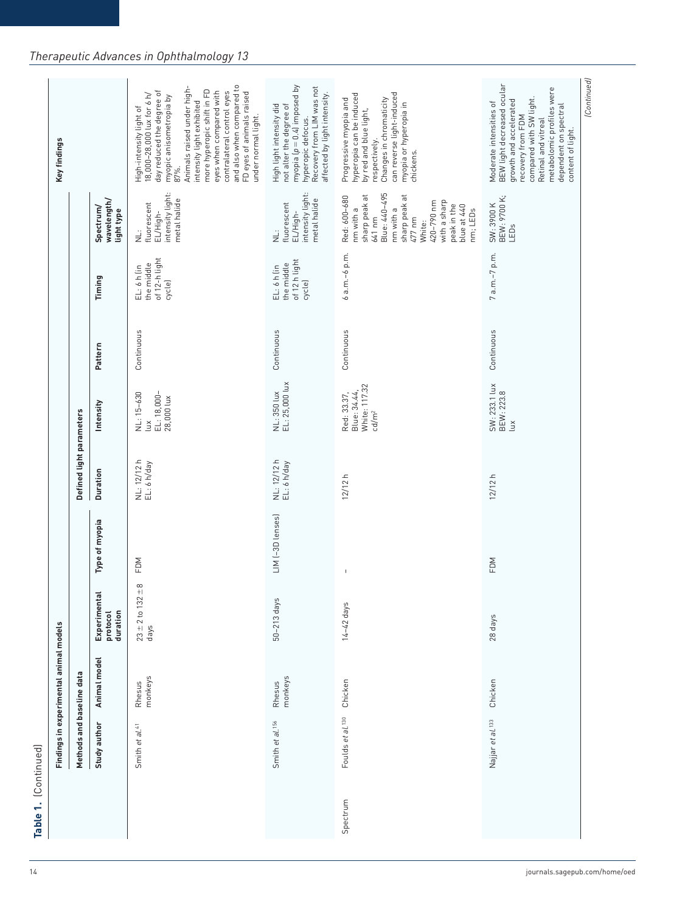**Table 1.** (Continued)

| | Findings in experimental animal models | | | | | | | | | | Key findings |
|---|---|---|---|---|---|---|---|---|---|---|---|
| | Methods and baseline data | | | | Defined light parameters | | | | | | |
| | Study author | Animal model | Experimental protocol duration | Type of myopia | Duration | Intensity | Pattern | Timing | Spectrum/wavelength/light type | | |
| | Smith *et al.*[41] | Rhesus monkeys | 23 ± 2 to 132 ± 8 days | FDM | NL: 12/12 h<br>EL: 6 h/day | NL: 15–630 lux<br>EL: 18,000–28,000 lux | Continuous | EL: 6 h (in the middle of 12-h light cycle) | NL: fluorescent<br>EL/High-intensity light: metal halide | | High-intensity light of 18,000–28,000 lux for 6 h/day reduced the degree of myopic anisometropia by 87%.<br>Animals raised under high-intensity light exhibited more hyperopic shift in FD eyes when compared with contralateral control eyes and also when compared to FD eyes of animals raised under normal light. |
| | Smith *et al.*[156] | Rhesus monkeys | 50–213 days | LIM (−3D lenses) | NL: 12/12 h<br>EL: 6 h/day | NL: 350 lux<br>EL: 25,000 lux | Continuous | EL: 6 h (in the middle of 12 h light cycle) | NL: fluorescent<br>EL/High-intensity light: metal halide | | High light intensity did not alter the degree of myopia ($p = 0.4$) imposed by hyperopic defocus.<br>Recovery from LIM was not affected by light intensity. |
| Spectrum | Foulds *et al.*[130] | Chicken | 14–42 days | – | 12/12 h | Red: 33.37,<br>Blue: 34.44,<br>White: 117.32 cd/m² | Continuous | 6 a.m.–6 p.m. | Red: 600–680 nm with a sharp peak at 641 nm<br>Blue: 440–495 nm with a sharp peak at 477 nm<br>White: 420–790 nm with a sharp peak in the blue at 440 nm; LEDs | | Progressive myopia and hyperopia can be induced by red and blue light, respectively.<br>Changes in chromaticity can reverse light-induced myopia or hyperopia in chickens. |
| | Najjar *et al.*[133] | Chicken | 28 days | FDM | 12/12 h | SW: 233.1 lux<br>BEW: 223.8 lux | Continuous | 7 a.m.–7 p.m. | SW: 3900 K<br>BEW: 9700 K; LEDs | | Moderate intensities of BEW light decreased ocular growth and accelerated recovery from FDM compared with SW light.<br>Retinal and vitreal metabolomic profiles were dependent on spectral content of light. |

(Continued)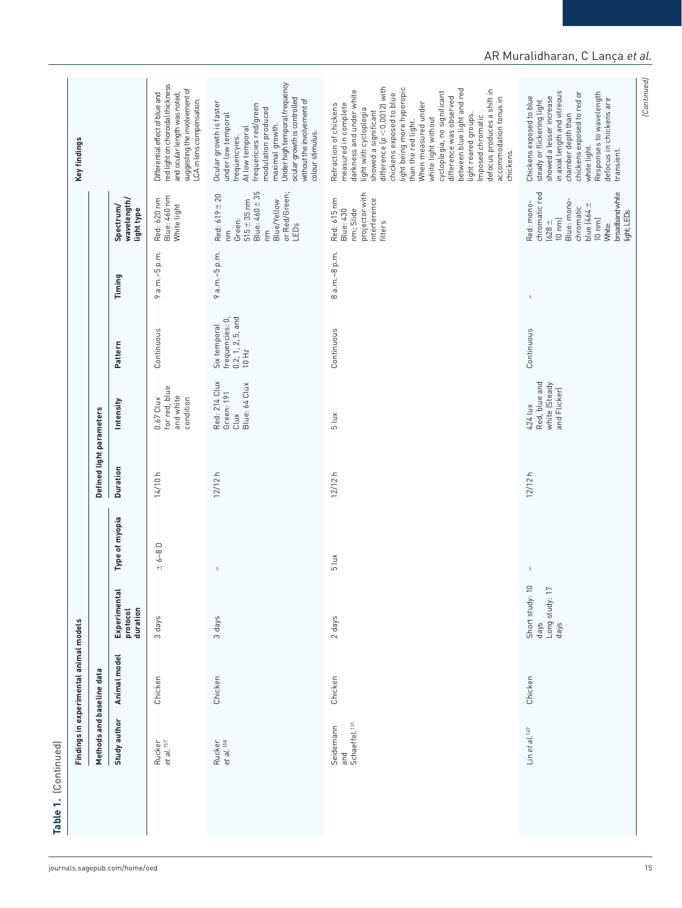**Table 1.** (Continued)

| Findings in experimental animal models | | | | | | | | | | |
|---|---|---|---|---|---|---|---|---|---|---|
| Methods and baseline data | | | | Defined light parameters | | | | | | Key findings |
| Study author | Animal model | Experimental protocol duration | Type of myopia | Duration | Intensity | Pattern | Timing | Spectrum/wavelength/light type | | |
| Rucker *et al.*[157] | Chicken | 3 days | ± 6–8 D | 14/10 h | 0.67 Clux for red, blue and white condition | Continuous | 9 a.m.–5 p.m. | Red: 620 nm Blue: 460 nm White light | | Differential effect of blue and red light on choroidal thickness and ocular length was noted, suggesting the involvement of LCA in lens compensation. |
| Rucker *et al.*[158] | Chicken | 3 days | – | 12/12 h | Red: 214 Clux Green: 191 Clux Blue: 64 Clux | Six temporal frequencies: 0, 0.2, 1, 2, 5, and 10 Hz | 9 a.m.–5 p.m. | Red: 619 ± 20 nm Green: 515 ± 35 nm Blue: 460 ± 35 nm Blue/Yellow or Red/Green; LEDs | | Ocular growth is faster under low temporal frequencies. At low temporal frequencies red/green modulation produced maximal growth. Under high temporal frequency ocular growth is controlled without the involvement of colour stimulus. |
| Seidemann and Schaeffel.[131] | Chicken | 2 days | 5 lux | 12/12 h | 5 lux | Continuous | 8 a.m.–8 p.m. | Red: 615 nm Blue: 430 nm; Slide projector with interference filters | | Refraction of chickens measured in complete darkness and under white light with cycloplegia showed a significant difference ($p < 0.0012$) with chickens exposed to blue light being more hyperopic than the red light. When measured under white light without cycloplegia, no significant difference was observed between blue light and red light reared groups. Imposed chromatic defocus produces a shift in accommodation tonus in chickens. |
| Lin *et al.*[147] | Chicken | Short study: 10 days Long study: 17 days | – | 12/12 h | 424 lux Red, blue and white (Steady and Flicker) | Continuous | – | Red: monochromatic red (628 ± 10 nm) Blue: monochromatic blue (464 ± 10 nm) White: broadband white light; LEDs | | Chickens exposed to blue steady or flickering light showed a lesser increase in axial length and vitreous chamber depth than chickens exposed to red or white light. Responses to wavelength defocus in chickens are transient. |

(Continued)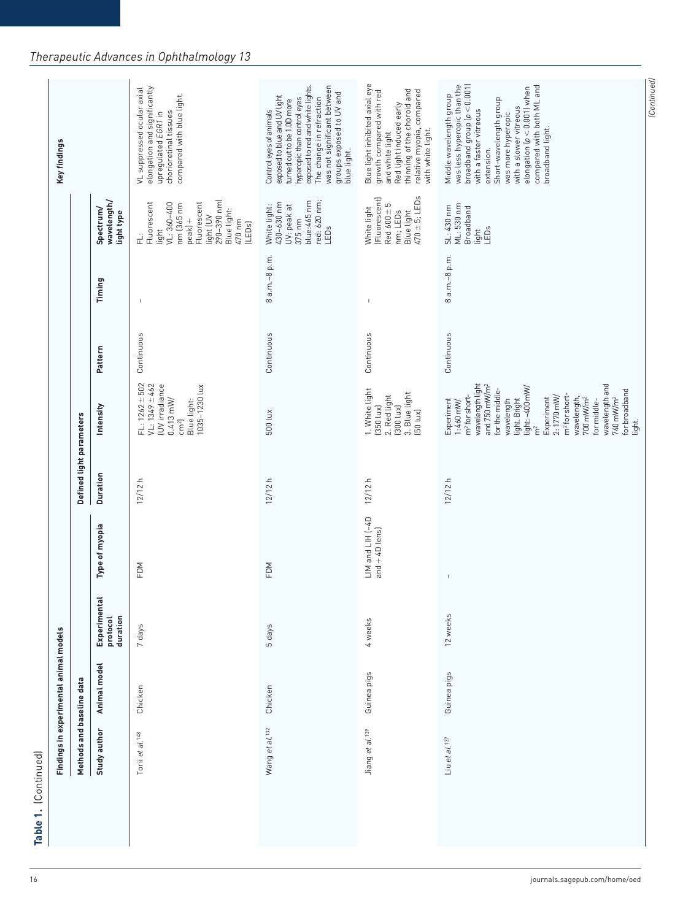**Table 1.** (Continued)

| Findings in experimental animal models | | | | | | | | | |
|---|---|---|---|---|---|---|---|---|---|
| Methods and baseline data | | | | Defined light parameters | | | | | Key findings |
| Study author | Animal model | Experimental protocol duration | Type of myopia | Duration | Intensity | Pattern | Timing | Spectrum/wavelength/light type | |
| Torii *et al.*[148] | Chicken | 7 days | FDM | 12/12 h | FL: 1262 ± 502 VL: 1349 ± 462 (UV irradiance 0.413 mW/cm$^2$) Blue light: 1035–1230 lux | Continuous | – | FL: Fluorescent light VL: 360–400 nm (365 nm peak) + Fluorescent light (UV 290–390 nm) Blue light: 470 nm (LEDs) | VL suppressed ocular axial elongation and significantly upregulated *EGR1* in chorioretinal tissues compared with blue light. |
| Wang *et al.*[132] | Chicken | 5 days | FDM | 12/12 h | 500 lux | Continuous | 8 a.m.–8 p.m. | White light: 430–630 nm UV: peak at 375 nm blue:465 nm red: 620 nm; LEDs | Control eyes of animals exposed to blue and UV light turned out to be 1.0D more hyperopic than control eyes exposed to red and white lights. The change in refraction was not significant between groups exposed to UV and blue light. |
| Jiang *et al.*[139] | Guinea pigs | 4 weeks | LIM and LIH (−4D and + 4D lens) | 12/12 h | 1. White light (350 lux) 2. Red light (300 lux) 3. Blue light (50 lux) | Continuous | – | White light (Fluorescent) Red 600 ± 5 nm; LEDs Blue light 470 ± 5; LEDs | Blue light inhibited axial eye growth compared with red and white light Red light induced early thinning of the choroid and relative myopia, compared with white light. |
| Liu *et al.*[137] | Guinea pigs | 12 weeks | – | 12/12 h | Experiment 1: 460 mW/m$^2$ for short-wavelength light and 750 mW/m$^2$ for the middle-wavelength light. Bright light: ~400 mW/m$^2$ Experiment 2: 1770 mW/m$^2$ for short-wavelength, 700 mW/m$^2$ for middle-wavelength and 740 mW/m$^2$ for broadband light. | Continuous | 8 a.m.–8 p.m. | SL: 430 nm ML: 530 nm Broadband light LEDs | Middle wavelength group was less hyperopic than the broadband group ($p < 0.001$) with a faster vitreous extension. Short-wavelength group was more hyperopic with a slower vitreous elongation ($p < 0.001$) when compared with both ML and broadband light. |

(Continued)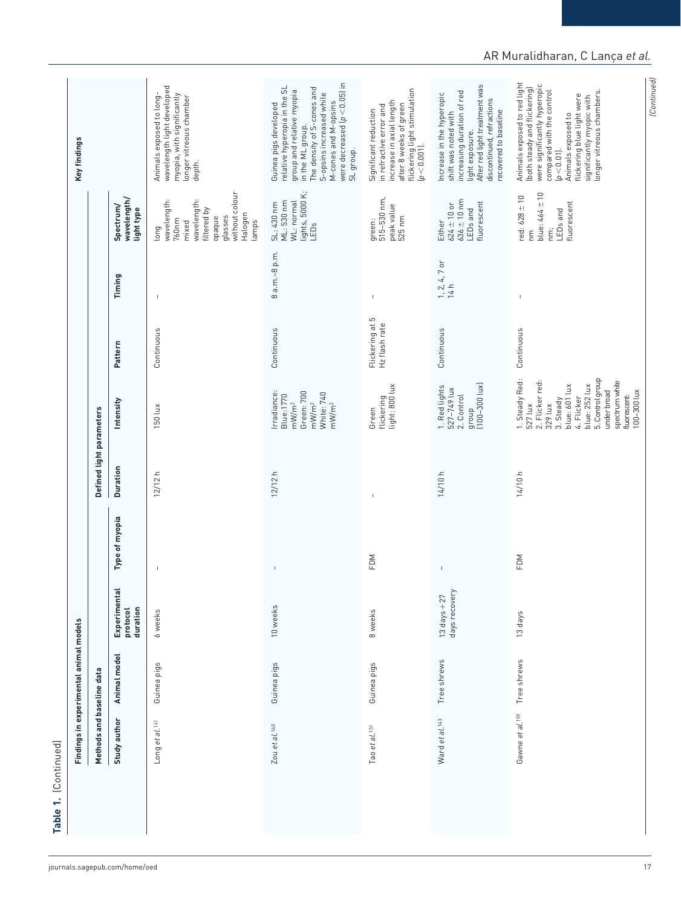**Table 1.** (Continued)

| Findings in experimental animal models | | | | | | | | | |
|---|---|---|---|---|---|---|---|---|---|
| Methods and baseline data | | | | Defined light parameters | | | | | Key findings |
| Study author | Animal model | Experimental protocol duration | Type of myopia | Duration | Intensity | Pattern | Timing | Spectrum/wavelength/light type | |
| Long *et al.*[141] | Guinea pigs | 6 weeks | – | 12/12 h | 150 lux | Continuous | – | long wavelength: 760nm mixed wavelength: filtered by opaque glasses without colour Halogen lamps | Animals exposed to long-wavelength light developed myopia, with significantly longer vitreous chamber depth. |
| Zou *et al.*[140] | Guinea pigs | 10 weeks | – | 12/12 h | Irradiance: Blue:1770 mW/m² Green: 700 mW/m² White: 740 mW/m² | Continuous | 8 a.m.–8 p.m. | SL: 430 nm ML: 530 nm WL: normal lights, 5000 K; LEDs | Guinea pigs developed relative hyperopia in the SL group and relative myopia in the ML group. The density of S-cones and S-opsins increased while M-cones and M-opsins were decreased ($p < 0.05$) in SL group. |
| Tao *et al.*[151] | Guinea pigs | 8 weeks | FDM | – | Green flickering light: 800 lux | Flickering at 5 Hz flash rate | – | green: 515–530 nm, peak value 525 nm | Significant reduction in refractive error and increase in axial length after 8 weeks of green flickering light stimulation ($p < 0.001$). |
| Ward *et al.*[163] | Tree shrews | 13 days + 27 days recovery | – | 14/10 h | 1. Red lights 527–749 lux 2. Control group (100–300 lux) | Continuous | 1, 2, 4, 7 or 14 h | Either 624 ± 10 or 636 ± 10 nm LEDs and fluorescent | Increase in the hyperopic shift was noted with increasing duration of red light exposure. After red light treatment was discontinued, refractions recovered to baseline |
| Gawne *et al.*[159] | Tree shrews | 13 days | FDM | 14/10 h | 1. Steady Red: 527 lux 2. Flicker red: 329 lux 3. Steady blue: 601 lux 4. Flicker blue: 252 lux 5. Control group under broad spectrum white fluorescent: 100–300 lux | Continuous | – | red: 628 ± 10 nm blue: 464 ± 10 nm; LEDs and fluorescent | Animals exposed to red light (both steady and flickering) were significantly hyperopic compared with the control ($p < 0.01$). Animals exposed to flickering blue light were significantly myopic with longer vitreous chambers. |

(Continued)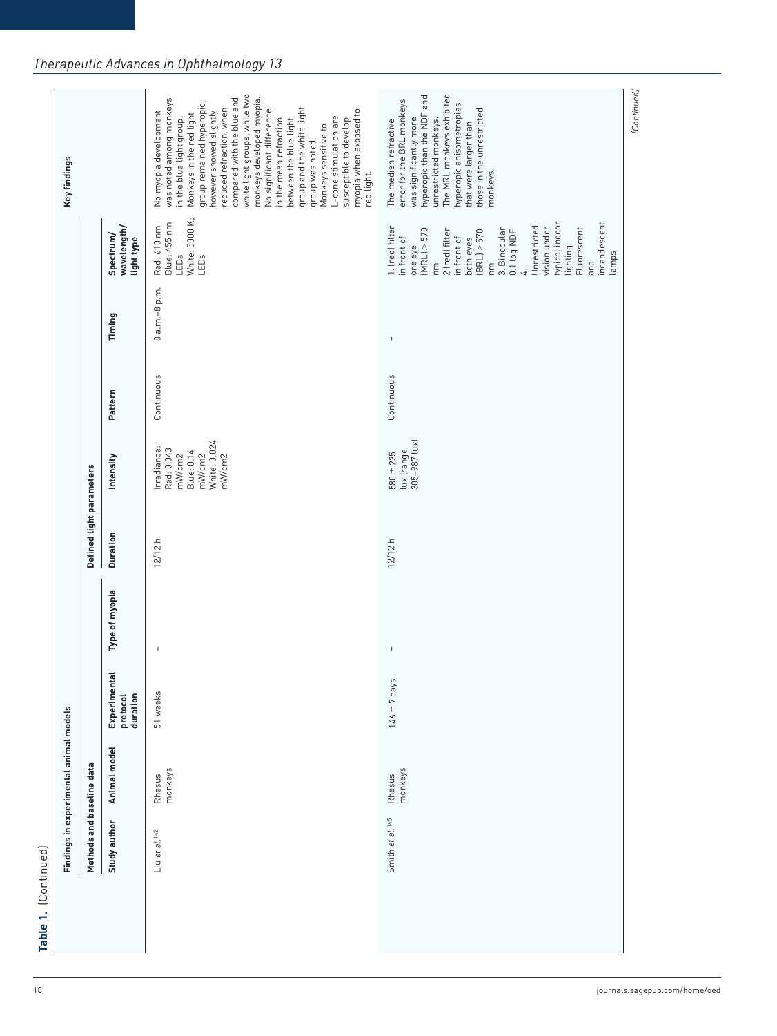**Table 1.** (Continued)

| Findings in experimental animal models | | | | | | | | | |
|---|---|---|---|---|---|---|---|---|---|
| Methods and baseline data | | | | Defined light parameters | | | | | Key findings |
| Study author | Animal model | Experimental protocol duration | Type of myopia | Duration | Intensity | Pattern | Timing | Spectrum/ wavelength/ light type | |
| Liu *et al.*[142] | Rhesus monkeys | 51 weeks | – | 12/12 h | Irradiance: Red: 0.043 mW/cm2 Blue: 0.14 mW/cm2 White: 0.024 mW/cm2 | Continuous | 8 a.m.–8 p.m. | Red: 610 nm Blue: 455 nm LEDs White: 5000 K; LEDs | No myopia development was noted among monkeys in the blue light group. Monkeys in the red light group remained hyperopic, however showed slightly reduced refraction, when compared with the blue and white light groups, while two monkeys developed myopia. No significant difference in the mean refraction between the blue light group and the white light group was noted. Monkeys sensitive to L-cone stimulation are susceptible to develop myopia when exposed to red light. |
| Smith *et al.*[145] | Rhesus monkeys | 146 ± 7 days | – | 12/12 h | 580 ± 235 lux (range 305–987 lux) | Continuous | – | 1. (red) filter in front of one eye (MRL) > 570 nm 2 (red) filter in front of both eyes (BRL) > 570 nm 3. Binocular 0.1 log NDF 4. Unrestricted vision under typical indoor lighting Fluorescent and incandescent lamps | The median refractive error for the BRL monkeys was significantly more hyperopic than the NDF and unrestricted monkeys. The MRL monkeys exhibited hyperopic anisometropias that were larger than those in the unrestricted monkeys. |

(Continued)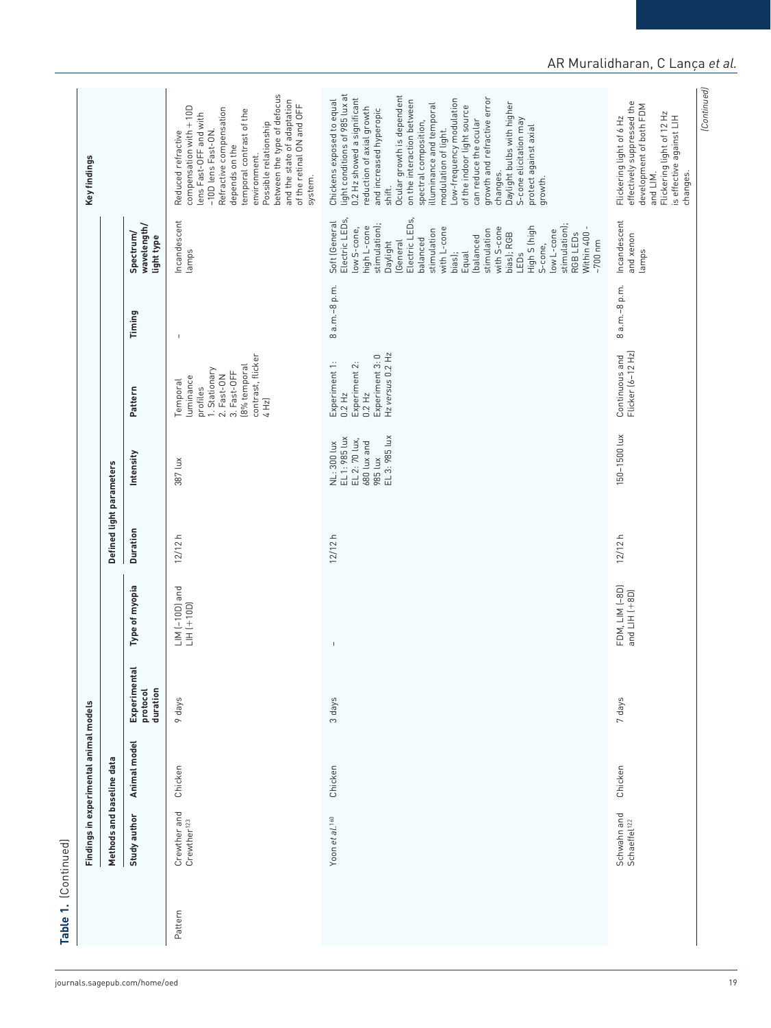**Table 1.** (Continued)

| | Findings in experimental animal models | | | | | | | | | | Key findings |
|---|---|---|---|---|---|---|---|---|---|---|---|
| | Methods and baseline data | | | | Defined light parameters | | | | | | |
| | Study author | Animal model | Experimental protocol duration | Type of myopia | Duration | Intensity | Pattern | Timing | Spectrum/wavelength/light type | | |
| Pattern | Crewther and Crewther[123] | Chicken | 9 days | LIM (−10D) and LIH (+10D) | 12/12 h | 387 lux | Temporal luminance profiles 1. Stationary 2. Fast-ON 3. Fast-OFF (8% temporal contrast, flicker 4 Hz) | - | Incandescent lamps | | Reduced refractive compensation with +10D lens Fast-OFF and with −10D lens Fast-ON. Refractive compensation depends on the temporal contrast of the environment. Possible relationship between the type of defocus and the state of adaptation of the retinal ON and OFF system. |
| | Yoon *et al.*[160] | Chicken | 3 days | - | 12/12 h | NL: 300 lux EL 1: 985 lux EL 2: 70 lux, 680 lux and 985 lux EL 3: 985 lux | Experiment 1: 0.2 Hz Experiment 2: 0.2 Hz Experiment 3: 0 Hz *versus* 0.2 Hz | 8 a.m.–8 p.m. | Soft (General Electric LEDs, low S-cone, high L-cone stimulation); Daylight (General Electric LEDs, balanced stimulation with L-cone bias); Equal (balanced stimulation with S-cone bias); RGB LEDs High S (high S-cone, low L-cone stimulation); RGB LEDs Within 400 - ~700 nm | | Chickens exposed to equal light conditions of 985 lux at 0.2 Hz showed a significant reduction of axial growth and increased hyperopic shift. Ocular growth is dependent on the interaction between spectral composition, illuminance and temporal modulation of light. Low-frequency modulation of the indoor light source can reduce the ocular growth and refractive error changes. Daylight bulbs with higher S-cone elicitation may protect against axial growth. |
| | Schwahn and Schaeffel[122] | Chicken | 7 days | FDM, LIM (−8D) and LIH (+8D) | 12/12 h | 150–1500 lux | Continuous and Flicker (6–12 Hz) | 8 a.m.–8 p.m. | Incandescent and xenon lamps | | Flickering light of 6 Hz effectively suppressed the development of both FDM and LIM. Flickering light of 12 Hz is effective against LIH changes. |

*(Continued)*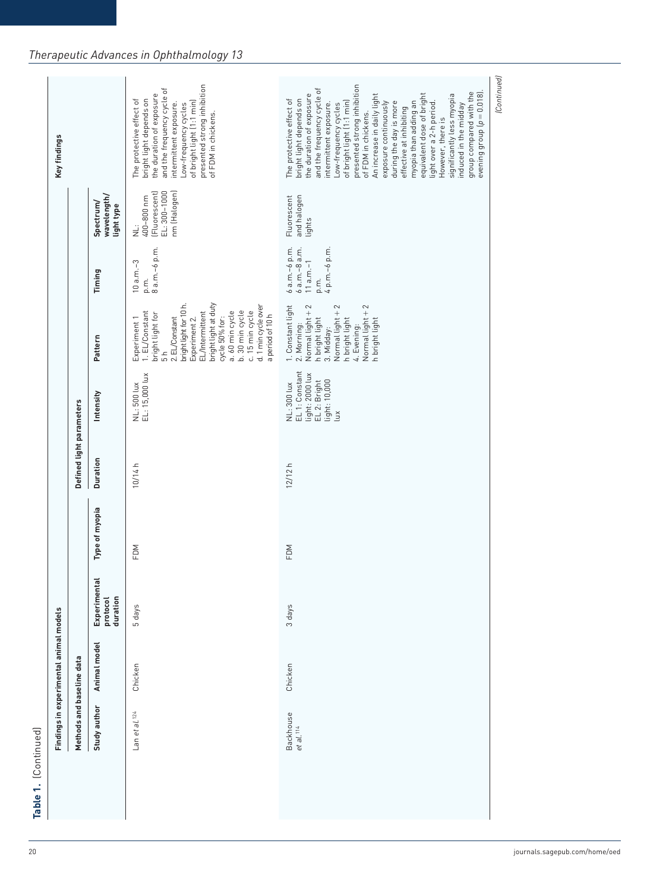**Table 1.** (Continued)

| Findings in experimental animal models | | | | | | | | | | |
|---|---|---|---|---|---|---|---|---|---|---|
| Methods and baseline data | | | | Defined light parameters | | | | | Key findings |
| Study author | Animal model | Experimental protocol duration | Type of myopia | Duration | Intensity | Pattern | Timing | Spectrum/ wavelength/ light type | |
| Lan *et al.*[124] | Chicken | 5 days | FDM | 10/14 h | NL: 500 lux<br>EL: 15,000 lux | Experiment 1<br>1. EL/Constant bright light for 5 h<br>2. EL/Constant bright light for 10 h.<br>Experiment 2.<br>EL/Intermittent bright light at duty cycle 50% for:<br>a. 60 min cycle<br>b. 30 min cycle<br>c. 15 min cycle<br>d. 1 min cycle over a period of 10 h | 10 a.m.–3 p.m.<br>8 a.m.–6 p.m. | NL: 400–800 nm (Fluorescent)<br>EL: 300–1000 nm (Halogen) | The protective effect of bright light depends on the duration of exposure and the frequency cycle of intermittent exposure. Low-frequency cycles of bright light (1:1 min) presented strong inhibition of FDM in chickens. |
| Backhouse *et al.*[114] | Chicken | 3 days | FDM | 12/12 h | NL: 300 lux<br>EL 1: Constant light: 2000 lux<br>EL 2: Bright light: 10,000 lux | 1. Constant light<br>2. Morning: Normal light + 2 h bright light<br>3. Midday: Normal light + 2 h bright light<br>4. Evening: Normal light + 2 h bright light | 6 a.m.–6 p.m.<br>6 a.m.–8 a.m.<br>11 a.m.–1 p.m.<br>4 p.m.–6 p.m. | Fluorescent and halogen lights | The protective effect of bright light depends on the duration of exposure and the frequency cycle of intermittent exposure. Low-frequency cycles of bright light (1:1 min) presented strong inhibition of FDM in chickens. An increase in daily light exposure continuously during the day is more effective at inhibiting myopia than adding an equivalent dose of bright light over a 2-h period. However, there is significantly less myopia induced in the midday group compared with the evening group ($p = 0.018$). |

(Continued)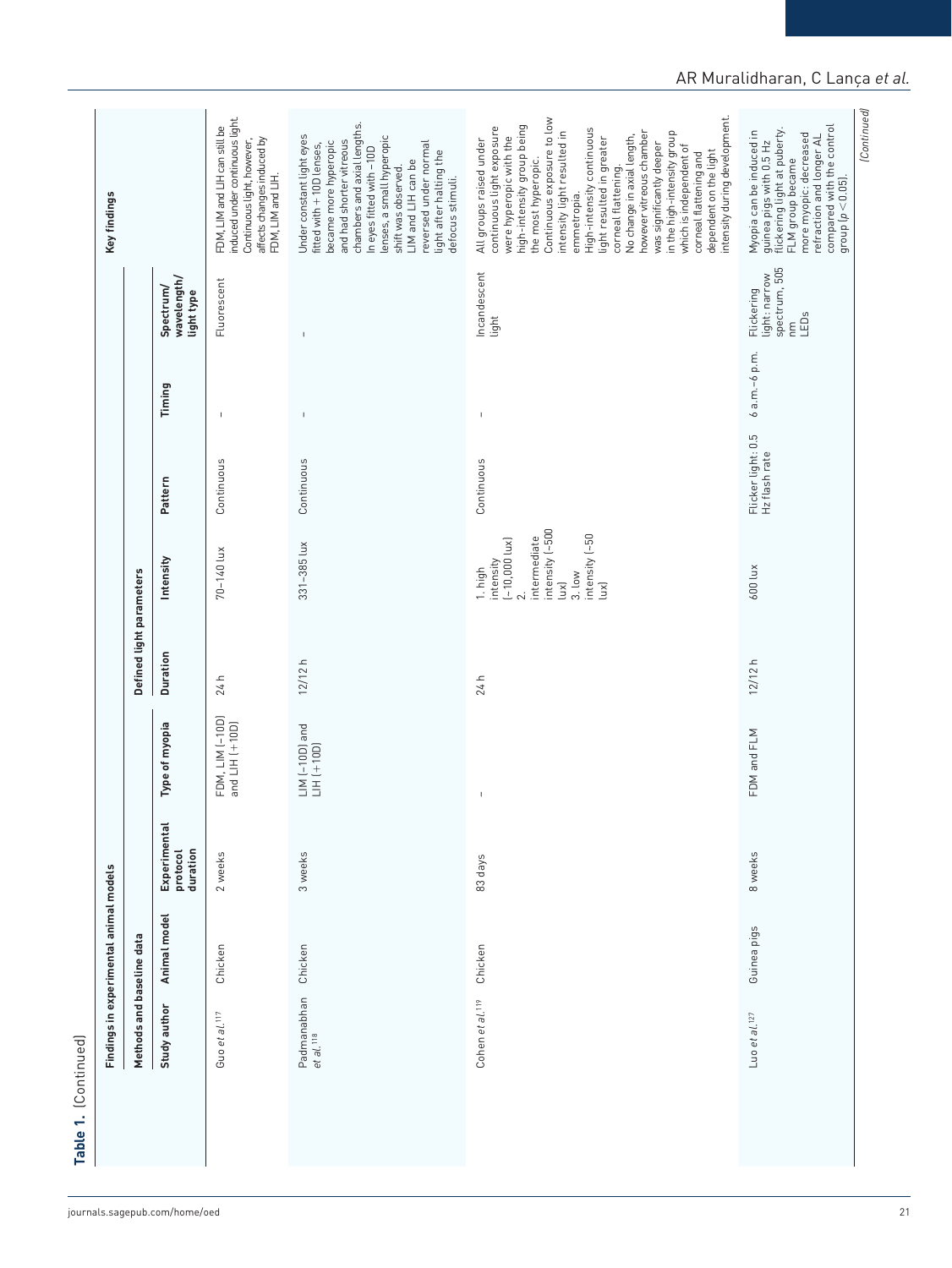**Table 1.** (Continued)

| Findings in experimental animal models | | | | | | | | | | |
|---|---|---|---|---|---|---|---|---|---|---|
| Methods and baseline data | | | | Defined light parameters | | | | | Key findings | |
| Study author | Animal model | Experimental protocol duration | Type of myopia | Duration | Intensity | Pattern | Timing | Spectrum/wavelength/light type | | |
| Guo *et al.*[117] | Chicken | 2 weeks | FDM, LIM (−10D) and LIH (+10D) | 24 h | 70–140 lux | Continuous | – | Fluorescent | FDM, LIM and LIH can still be induced under continuous light. Continuous light, however, affects changes induced by FDM, LIM and LIH. | |
| Padmanabhan *et al.*[118] | Chicken | 3 weeks | LIM (−10D) and LIH (+10D) | 12/12 h | 331–385 lux | Continuous | – | – | Under constant light eyes fitted with +10D lenses, became more hyperopic and had shorter vitreous chambers and axial lengths. In eyes fitted with −10D lenses, a small hyperopic shift was observed. LIM and LIH can be reversed under normal light after halting the defocus stimuli. | |
| Cohen *et al.*[119] | Chicken | 83 days | – | 24 h | 1. high intensity (~10,000 lux) 2. intermediate intensity (~500 lux) 3. low intensity (~50 lux) | Continuous | – | Incandescent light | All groups raised under continuous light exposure were hyperopic with the high-intensity group being the most hyperopic. Continuous exposure to low intensity light resulted in emmetropia. High-intensity continuous light resulted in greater corneal flattening. No change in axial length, however vitreous chamber was significantly deeper in the high-intensity group which is independent of corneal flattening and dependent on the light intensity during development. | |
| Luo *et al.*[127] | Guinea pigs | 8 weeks | FDM and FLM | 12/12 h | 600 lux | Flicker light: 0.5 Hz flash rate | 6 a.m.–6 p.m. | Flickering light: narrow spectrum, 505 nm LEDs | Myopia can be induced in guinea pigs with 0.5 Hz flickering light at puberty. FLM group became more myopic: decreased refraction and longer AL compared with the control group ($p < 0.05$). | |

(Continued)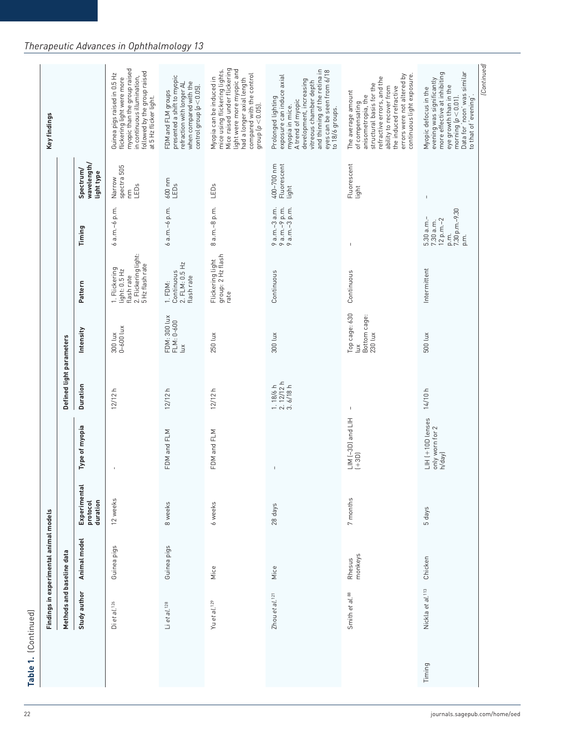**Table 1.** (Continued)

| | Findings in experimental animal models | | | | | | | | | | Key findings |
|---|---|---|---|---|---|---|---|---|---|---|---|
| | Methods and baseline data | | | | Defined light parameters | | | | | | |
| | Study author | Animal model | Experimental protocol duration | Type of myopia | Duration | Intensity | Pattern | Timing | Spectrum/wavelength/light type | | |
| | Di *et al.*[126] | Guinea pigs | 12 weeks | - | 12/12 h | 300 lux 0–600 lux | 1. Flickering light: 0.5 Hz flash rate 2. Flickering light: 5 Hz flash rate | 6 a.m.–6 p.m. | Narrow spectra 505 nm LEDs | | Guinea pigs raised in 0.5 Hz flickering light were more myopic than the group raised in continuous illumination, followed by the group raised at 5 Hz flicker light. |
| | Li *et al.*[128] | Guinea pigs | 8 weeks | FDM and FLM | 12/12 h | FDM: 300 lux FLM: 0–600 lux | 1. FDM: Continuous 2. FLM: 0.5 Hz flash rate | 6 a.m.–6 p.m. | 600 nm LEDs | | FDM and FLM groups presented a shift to myopic refraction with longer AL when compared with the control group ($p < 0.05$). |
| | Yu *et al.*[129] | Mice | 6 weeks | FDM and FLM | 12/12 h | 250 lux | Flickering light group: 2 Hz flash rate | 8 a.m.–8 p.m. | LEDs | | Myopia can be induced in mice using flickering lights. Mice raised under flickering light were more myopic and had a longer axial length compared with the control group ($p < 0.05$). |
| | Zhou *et al.*[121] | Mice | 28 days | - | 1. 18/6 h 2. 12/12 h 3. 6/18 h | 300 lux | Continuous | 9 a.m.–3 a.m. 9 a.m.–9 p.m. 9 a.m.–3 p.m. | 400–700 nm Fluorescent light | | Prolonged lighting exposure can induce axial myopia in mice. A trend of myopic development, increasing vitreous chamber depth and thinning of the retina in eyes can be seen from 6/18 to 18/6 groups. |
| | Smith *et al.*[88] | Rhesus monkeys | 7 months | LIM (−3D) and LIH (+3D) | - | Top cage: 630 lux Bottom cage: 230 lux | Continuous | - | Fluorescent light | | The average amount of compensating anisometropia, the structural basis for the refractive errors, and the ability to recover from the induced refractive errors were not altered by continuous light exposure. |
| Timing | Nickla *et al.*[113] | Chicken | 5 days | LIH (+10D lenses only worn for 2 h/day) | 14/10 h | 500 lux | Intermittent | 5.30 a.m.–7.30 a.m. 12 p.m.–2 p.m. 7.30 p.m.–9.30 p.m. | - | | Myopic defocus in the evening was significantly more effective at inhibiting eye growth than in the morning ($p < 0.01$). Data for 'noon' was similar to that of 'evening'. |

(Continued)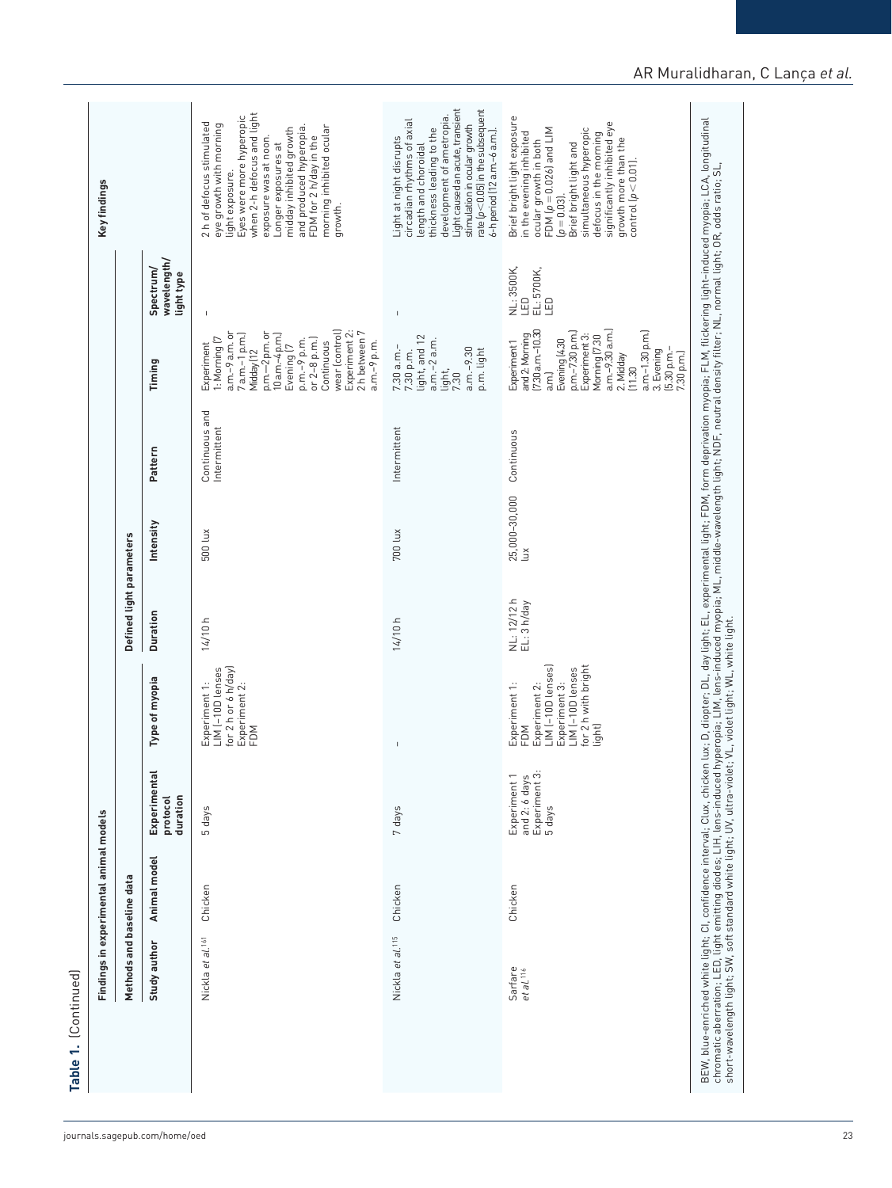**Table 1.** (Continued)

| Findings in experimental animal models | | | | | | | | | |
|---|---|---|---|---|---|---|---|---|---|
| Methods and baseline data | | | | Defined light parameters | | | | | Key findings |
| Study author | Animal model | Experimental protocol duration | Type of myopia | Duration | Intensity | Pattern | Timing | Spectrum/ wavelength/ light type | |
| Nickla et al.[161] | Chicken | 5 days | Experiment 1: LIM (−10D lenses for 2 h or 6 h/day) Experiment 2: FDM | 14/10 h | 500 lux | Continuous and Intermittent | Experiment 1: Morning (7 a.m.–9 a.m. or 7 a.m.–1 p.m.) Midday (12 p.m.–2 p.m. or 10 a.m.–4 p.m.) Evening (7 p.m.–9 p.m. or 2–8 p.m.) Continuous wear (control) Experiment 2: 2 h between 7 a.m.–9 p.m. | – | 2 h of defocus stimulated eye growth with morning light exposure. Eyes were more hyperopic when 2-h defocus and light exposure was at noon. Longer exposures at midday inhibited growth and produced hyperopia. FDM for 2 h/day in the morning inhibited ocular growth. |
| Nickla et al.[115] | Chicken | 7 days | – | 14/10 h | 700 lux | Intermittent | 7.30 a.m.–7.30 p.m. light, and 12 a.m.–2 a.m. light, 7.30 a.m.–9.30 p.m. light | – | Light at night disrupts circadian rhythms of axial length and choroidal thickness leading to the development of ametropia. Light caused an acute, transient stimulation in ocular growth rate ($p<0.05$) in the subsequent 6-h period (12 a.m.–6 a.m.). |
| Sarfare et al.[116] | Chicken | Experiment 1 and 2: 6 days Experiment 3: 5 days | Experiment 1: FDM Experiment 2: LIM (−10D lenses) Experiment 3: LIM (−10D lenses for 2 h with bright light) | NL: 12/12 h EL: 3 h/day | 25,000–30,000 lux | Continuous | Experiment 1 and 2: Morning (7.30 a.m.–10.30 a.m.) Evening (4.30 p.m.–7.30 p.m.) Experiment 3: Morning (7.30 a.m.–9.30 a.m.) 2. Midday (11.30 a.m.–1.30 p.m.) 3. Evening (5.30 p.m.–7.30 p.m.) | NL: 3500K, LED EL: 5700K, LED | Brief bright light exposure in the evening inhibited ocular growth in both FDM ($p=0.026$) and LIM ($p=0.03$). Brief bright light and simultaneous hyperopic defocus in the morning significantly inhibited eye growth more than the control ($p<0.01$). |

BEW, blue-enriched white light; CI, confidence interval; Clux, chicken lux; D, diopter; DL, day light; EL, experimental light; FDM, form deprivation myopia; FLM, flickering light-induced myopia; LCA, longitudinal chromatic aberration; LED, light emitting diodes; LIH, lens-induced hyperopia; LIM, lens-induced myopia; ML, middle-wavelength light; NDF, neutral density filter; NL, normal light; OR, odds ratio; SL, short-wavelength light; SW, soft standard white light; UV, ultra-violet; VL, violet light; WL, white light.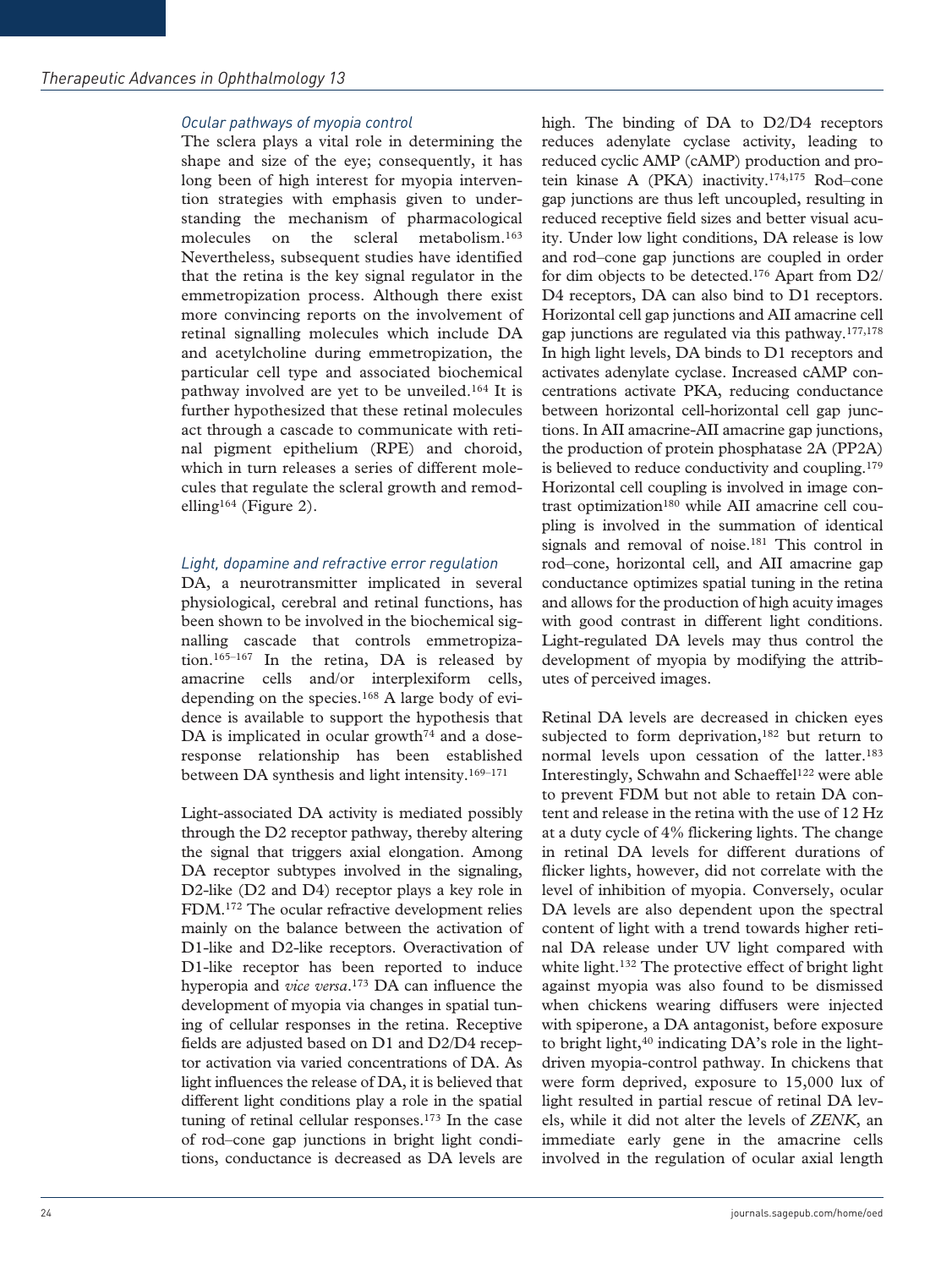### *Ocular pathways of myopia control*

The sclera plays a vital role in determining the shape and size of the eye; consequently, it has long been of high interest for myopia intervention strategies with emphasis given to understanding the mechanism of pharmacological molecules on the scleral metabolism.[163] Nevertheless, subsequent studies have identified that the retina is the key signal regulator in the emmetropization process. Although there exist more convincing reports on the involvement of retinal signalling molecules which include DA and acetylcholine during emmetropization, the particular cell type and associated biochemical pathway involved are yet to be unveiled.[164] It is further hypothesized that these retinal molecules act through a cascade to communicate with retinal pigment epithelium (RPE) and choroid, which in turn releases a series of different molecules that regulate the scleral growth and remodelling[164] (Figure 2).

### *Light, dopamine and refractive error regulation*

DA, a neurotransmitter implicated in several physiological, cerebral and retinal functions, has been shown to be involved in the biochemical signalling cascade that controls emmetropization.[165–167] In the retina, DA is released by amacrine cells and/or interplexiform cells, depending on the species.[168] A large body of evidence is available to support the hypothesis that DA is implicated in ocular growth[74] and a dose-response relationship has been established between DA synthesis and light intensity.[169–171]

Light-associated DA activity is mediated possibly through the D2 receptor pathway, thereby altering the signal that triggers axial elongation. Among DA receptor subtypes involved in the signaling, D2-like (D2 and D4) receptor plays a key role in FDM.[172] The ocular refractive development relies mainly on the balance between the activation of D1-like and D2-like receptors. Overactivation of D1-like receptor has been reported to induce hyperopia and *vice versa*.[173] DA can influence the development of myopia via changes in spatial tuning of cellular responses in the retina. Receptive fields are adjusted based on D1 and D2/D4 receptor activation via varied concentrations of DA. As light influences the release of DA, it is believed that different light conditions play a role in the spatial tuning of retinal cellular responses.[173] In the case of rod–cone gap junctions in bright light conditions, conductance is decreased as DA levels are high. The binding of DA to D2/D4 receptors reduces adenylate cyclase activity, leading to reduced cyclic AMP (cAMP) production and protein kinase A (PKA) inactivity.[174,175] Rod–cone gap junctions are thus left uncoupled, resulting in reduced receptive field sizes and better visual acuity. Under low light conditions, DA release is low and rod–cone gap junctions are coupled in order for dim objects to be detected.[176] Apart from D2/D4 receptors, DA can also bind to D1 receptors. Horizontal cell gap junctions and AII amacrine cell gap junctions are regulated via this pathway.[177,178] In high light levels, DA binds to D1 receptors and activates adenylate cyclase. Increased cAMP concentrations activate PKA, reducing conductance between horizontal cell-horizontal cell gap junctions. In AII amacrine-AII amacrine gap junctions, the production of protein phosphatase 2A (PP2A) is believed to reduce conductivity and coupling.[179] Horizontal cell coupling is involved in image contrast optimization[180] while AII amacrine cell coupling is involved in the summation of identical signals and removal of noise.[181] This control in rod–cone, horizontal cell, and AII amacrine gap conductance optimizes spatial tuning in the retina and allows for the production of high acuity images with good contrast in different light conditions. Light-regulated DA levels may thus control the development of myopia by modifying the attributes of perceived images.

Retinal DA levels are decreased in chicken eyes subjected to form deprivation,[182] but return to normal levels upon cessation of the latter.[183] Interestingly, Schwahn and Schaeffel[122] were able to prevent FDM but not able to retain DA content and release in the retina with the use of 12 Hz at a duty cycle of 4% flickering lights. The change in retinal DA levels for different durations of flicker lights, however, did not correlate with the level of inhibition of myopia. Conversely, ocular DA levels are also dependent upon the spectral content of light with a trend towards higher retinal DA release under UV light compared with white light.[132] The protective effect of bright light against myopia was also found to be dismissed when chickens wearing diffusers were injected with spiperone, a DA antagonist, before exposure to bright light,[40] indicating DA's role in the light-driven myopia-control pathway. In chickens that were form deprived, exposure to 15,000 lux of light resulted in partial rescue of retinal DA levels, while it did not alter the levels of *ZENK*, an immediate early gene in the amacrine cells involved in the regulation of ocular axial length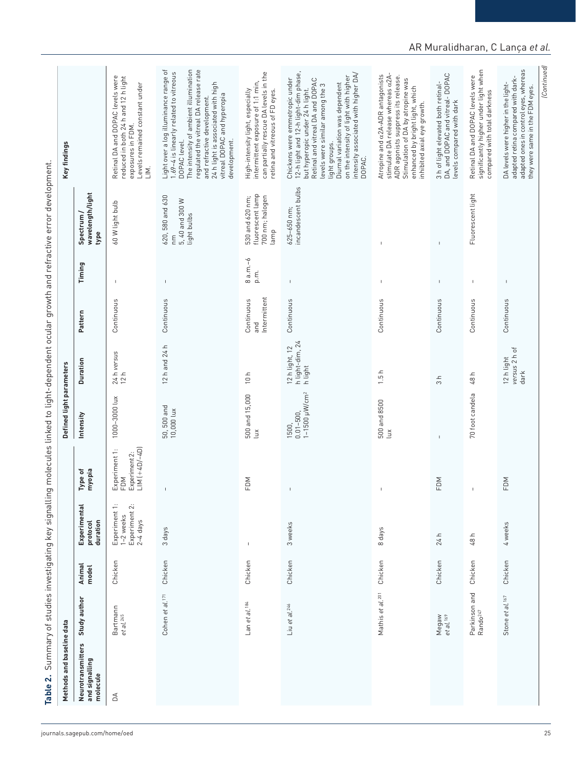**Table 2.** Summary of studies investigating key signalling molecules linked to light-dependent ocular growth and refractive error development.

| Methods and baseline data | | | | | Defined light parameters | | | | | Key findings |
|---|---|---|---|---|---|---|---|---|---|---|
| Neurotransmitters and signalling molecule | Study author | Animal model | Experimental protocol duration | Type of myopia | Intensity | Duration | Pattern | Timing | Spectrum / wavelength/light type | |
| DA | Bartmann *et al.*[245] | Chicken | Experiment 1: 1–2 weeks Experiment 2: 2–4 days | Experiment 1: FDM Experiment 2: LIM (+4D/−4D) | 1000–3000 lux | 24 h *versus* 12 h | Continuous | – | 60 W light bulb | Retinal DA and DOPAC levels were reduced in both 24 h and 12 h light exposures in FDM. Levels remained constant under LIM. |
| | Cohen *et al.*[171] | Chicken | 3 days | – | 50, 500 and 10,000 lux | 12 h and 24 h | Continuous | – | 620, 580 and 630 nm 5, 40 and 300 W light bulbs | Light over a log illuminance range of 1.69–4 is linearly related to vitreous DOPAC level. The intensity of ambient illumination regulated the vitreal DA release rate and refractive development. 24 h light is associated with high vitreal DOPAC and hyperopia development. |
| | Lan *et al.*[184] | Chicken | – | FDM | 500 and 15,000 lux | 10 h | Continuous and Intermittent | 8 a.m.–6 p.m. | 530 and 620 nm; fluorescent lamp 700 nm; halogen lamp | High-intensity light, especially intermittent exposure of 1:1 min, can partially rescue DA levels in the retina and vitreous of FD eyes. |
| | Liu *et al.*[246] | Chicken | 3 weeks | – | 1500, 0.01–500, 1–1500 μW/cm² | 12 h light, 12 h light-dim, 24 h light | Continuous | – | 625–650 nm; incandescent bulbs | Chickens were emmetropic under 12-h light and 12-h light-dim phase, but hyperopic under 24 h light. Retinal and vitreal DA and DOPAC levels were similar among the 3 light groups. Diurnal variation was dependent on the intensity of light with higher intensity associated with higher DA/DOPAC. |
| | Mathis *et al.*[201] | Chicken | 8 days | – | 500 and 8500 lux | 1.5 h | Continuous | – | – | Atropine and α2A-ADR antagonists stimulate DA release whereas α2A-ADR agonists suppress its release. Stimulation of DA by atropine was enhanced by bright light, which inhibited axial eye growth. |
| | Megaw *et al.*[169] | Chicken | 24 h | FDM | – | 3 h | Continuous | – | – | 3 h of light elevated both retinal-DA, and DOPAC and vitreal- DOPAC levels compared with dark |
| | Parkinson and Rando[247] | Chicken | 48 h | – | 70 foot candela | 48 h | Continuous | – | Fluorescent light | Retinal DA and DOPAC levels were significantly higher under light when compared with total darkness |
| | Stone *et al.*[167] | Chicken | 4 weeks | FDM | | 12 h light *versus* 2 h of dark | Continuous | – | | DA levels were higher in the light-adapted retina compared with dark-adapted ones in control eyes, whereas they were the same in the FDM eyes. |

*(Continued)*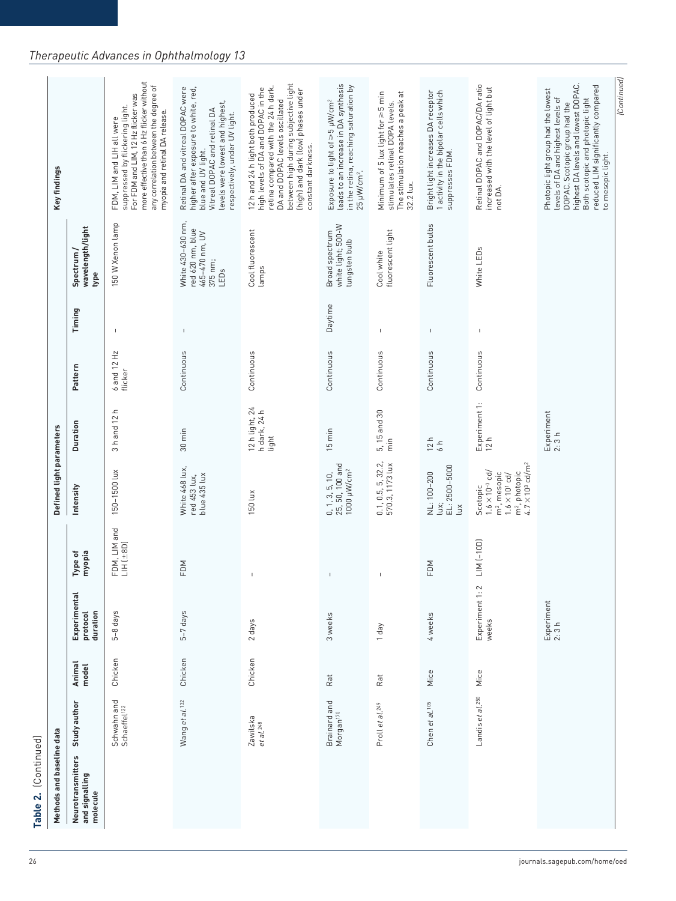**Table 2.** (Continued)

| Methods and baseline data | | | | | Defined light parameters | | | | | Key findings |
|---|---|---|---|---|---|---|---|---|---|---|
| Neurotransmitters and signalling molecule | Study author | Animal model | Experimental protocol duration | Type of myopia | Intensity | Duration | Pattern | Timing | Spectrum / wavelength/light type | |
| | Schwahn and Schaeffel[122] | Chicken | 5–8 days | FDM, LIM and LIH (±8D) | 150–1500 lux | 3 h and 12 h | 6 and 12 Hz flicker | – | 150 W Xenon lamp | FDM, LIM and LIH all were suppressed by flickering light. For FDM and LIM, 12 Hz flicker was more effective than 6 Hz flicker without any correlation between the degree of myopia and retinal DA release. |
| | Wang et al.[132] | Chicken | 5–7 days | FDM | White 468 lux, red 453 lux, blue 435 lux | 30 min | Continuous | – | White 430–630 nm, red 620 nm, blue 465–470 nm, UV 375 nm; LEDs | Retinal DA and vitreal DOPAC were higher after exposure to white, red, blue and UV light. Vitreal DOPAC and retinal DA levels were lowest and highest, respectively, under UV light. |
| | Zawilska et al.[248] | Chicken | 2 days | – | 150 lux | 12 h light, 24 h dark, 24 h light | Continuous | | Cool fluorescent lamps | 12 h and 24 h light both produced high levels of DA and DOPAC in the retina compared with the 24 h dark. DA and DOPAC levels oscillated between high during subjective light (high) and dark (low) phases under constant darkness. |
| | Brainard and Morgan[170] | Rat | 3 weeks | – | 0, 1, 3, 5, 10, 25, 50, 100 and 1000 μW/cm² | 15 min | Continuous | Daytime | Broad spectrum white light; 500-W tungsten bulb | Exposure to light of ⩾5 μW/cm² leads to an increase in DA synthesis in the retina, reaching saturation by 25 μW/cm². |
| | Proll et al.[249] | Rat | 1 day | – | 0.1, 0.5, 5, 32.2, 570.3, 1173 lux | 5, 15 and 30 min | Continuous | – | Cool white fluorescent light | Minimum of 5 lux light for ⩾5 min stimulates retinal DOPA levels. The stimulation reaches a peak at 32.2 lux. |
| | Chen et al.[105] | Mice | 4 weeks | FDM | NL: 100–200 lux; EL: 2500–5000 lux | 12 h 6 h | Continuous | – | Fluorescent bulbs | Bright light increases DA receptor 1 activity in the bipolar cells which suppresses FDM. |
| | Landis et al.[250] | Mice | Experiment 1: 2 weeks | LIM (−10D) | Scotopic $1.6 \times 10^{-3}$ cd/m², mesopic $1.6 \times 10^{1}$ cd/m², photopic $4.7 \times 10^{3}$ cd/m² | Experiment 1: 12 h | Continuous | – | White LEDs | Retinal DOPAC and DOPAC/DA ratio increased with the level of light but not DA. |
| | | | Experiment 2: 3 h | | | Experiment 2: 3 h | | | | Photopic light group had the lowest levels of DA and highest levels of DOPAC. Scotopic group had the highest DA levels and lowest DOPAC. Both scotopic and photopic light reduced LIM significantly compared to mesopic light. |

(Continued)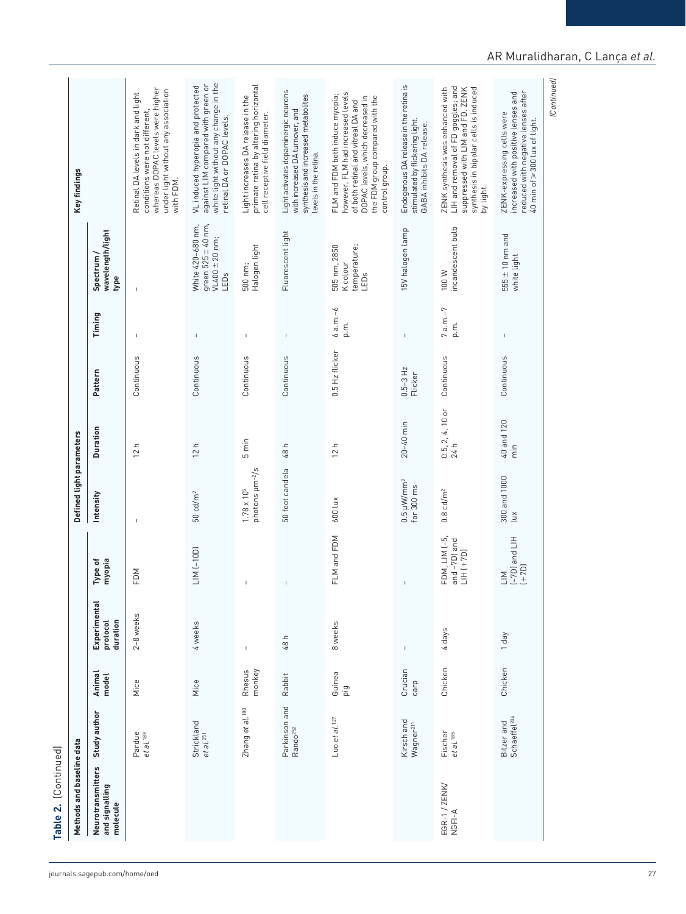**Table 2.** (Continued)

| Methods and baseline data | | | | | Defined light parameters | | | | | Key findings |
|---|---|---|---|---|---|---|---|---|---|---|
| Neurotransmitters and signalling molecule | Study author | Animal model | Experimental protocol duration | Type of myopia | Intensity | Duration | Pattern | Timing | Spectrum / wavelength/light type | |
| | Pardue *et al.*[189] | Mice | 2–8 weeks | FDM | – | 12 h | Continuous | – | – | Retinal DA levels in dark and light conditions were not different, whereas DOPAC levels were higher under light without any association with FDM. |
| | Strickland *et al.*[251] | Mice | 4 weeks | LIM (−10D) | 50 cd/m$^2$ | 12 h | Continuous | – | White 420–680 nm, green 525 ± 40 nm, VL400 ± 20 nm; LEDs | VL induced hyperopia and protected against LIM compared with green or white light without any change in the retinal DA or DOPAC levels. |
| | Zhang *et al.*[180] | Rhesus monkey | – | – | 1.78 x 10$^5$ photons µm$^{-2}$/s | 5 min | Continuous | – | 500 nm; Halogen light | Light increases DA release in the primate retina by altering horizontal cell receptive field diameter. |
| | Parkinson and Rando[252] | Rabbit | 48 h | – | 50 foot candela | 48 h | Continuous | – | Fluorescent light | Light activates dopaminergic neurons with increased DA turnover, and synthesis and increased metabolites levels in the retina. |
| | Luo *et al.*[127] | Guinea pig | 8 weeks | FLM and FDM | 600 lux | 12 h | 0.5 Hz flicker | 6 a.m.–6 p.m. | 505 nm, 2850 K colour temperature; LEDs | FLM and FDM both induce myopia; however, FLM had increased levels of both retinal and vitreal DA and DOPAC levels, which decreased in the FDM group compared with the control group. |
| | Kirsch and Wagner[211] | Crucian carp | – | – | 0.5 µW/mm$^2$ for 300 ms | 20–40 min | 0.5–3 Hz Flicker | – | 15V halogen lamp | Endogenous DA release in the retina is stimulated by flickering light. GABA inhibits DA release. |
| EGR-1 / ZENK/ NGFI-A | Fischer *et al.*[185] | Chicken | 4 days | FDM, LIM (−5, and −7D) and LIH (+7D) | 0.8 cd/m$^2$ | 0.5, 2, 4, 10 or 24 h | Continuous | 7 a.m.–7 p.m. | 100 W incandescent bulb | ZENK synthesis was enhanced with LIH and removal of FD goggles; and suppressed with LIM and FD. ZENK synthesis in bipolar cells is induced by light. |
| | Bitzer and Schaeffel[204] | Chicken | 1 day | LIM (−7D) and LIH (+7D) | 300 and 1000 lux | 40 and 120 min | Continuous | – | 555 ± 10 nm and white light | ZENK-expressing cells were increased with positive lenses and reduced with negative lenses after 40 min of ⩾ 300 lux of light. |

(Continued)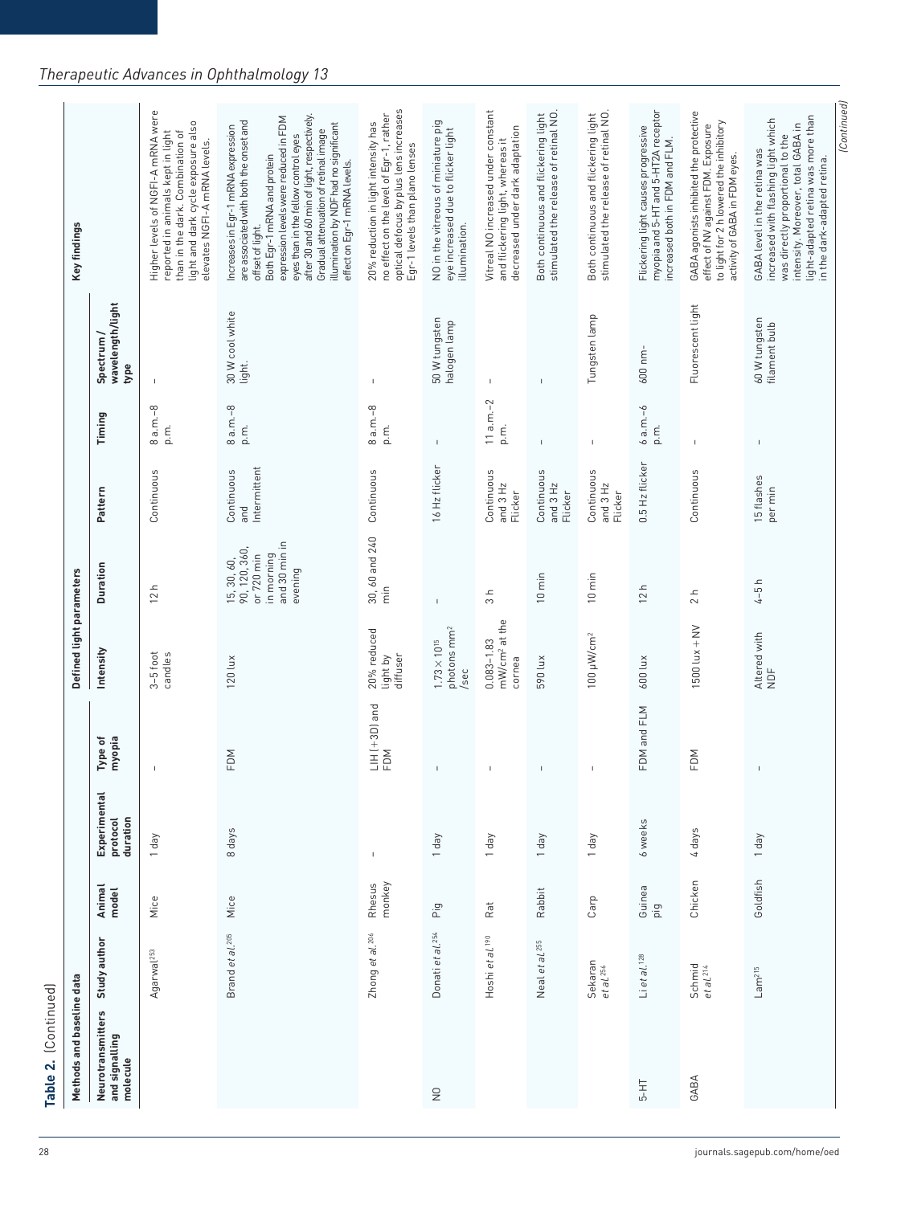**Table 2.** (Continued)

| Methods and baseline data | | | | | Defined light parameters | | | | | Key findings |
|---|---|---|---|---|---|---|---|---|---|---|
| Neurotransmitters and signalling molecule | Study author | Animal model | Experimental protocol duration | Type of myopia | Intensity | Duration | Pattern | Timing | Spectrum / wavelength/light type | |
| | Agarwal[253] | Mice | 1 day | – | 3–5 foot candles | 12 h | Continuous | 8 a.m.–8 p.m. | – | Higher levels of NGFI-A mRNA were reported in animals kept in light than in the dark. Combination of light and dark cycle exposure also elevates NGFI-A mRNA levels. |
| | Brand et al.[205] | Mice | 8 days | FDM | 120 lux | 15, 30, 60, 90, 120, 360, or 720 min in morning and 30 min in evening | Continuous and Intermittent | 8 a.m.–8 p.m. | 30 W cool white light. | Increases in Egr-1 mRNA expression are associated with both the onset and offset of light. Both Egr-1 mRNA and protein expression levels were reduced in FDM eyes than in the fellow control eyes after 30 and 60 min of light, respectively. Gradual attenuation of retinal image illumination by NDF had no significant effect on Egr-1 mRNA levels. |
| | Zhong et al.[206] | Rhesus monkey | – | LIH (+3D) and FDM | 20% reduced light by diffuser | 30, 60 and 240 min | Continuous | 8 a.m.–8 p.m. | – | 20% reduction in light intensity has no effect on the level of Egr-1, rather optical defocus by plus lens increases Egr-1 levels than plano lenses |
| NO | Donati et al.[254] | Pig | 1 day | – | $1.73 \times 10^{15}$ photons mm$^2$/sec | – | 16 Hz flicker | – | 50 W tungsten halogen lamp | NO in the vitreous of miniature pig eye increased due to flicker light illumination. |
| | Hoshi et al.[190] | Rat | 1 day | – | 0.083–1.83 mW/cm$^2$ at the cornea | 3 h | Continuous and 3 Hz Flicker | 11 a.m.–2 p.m. | – | Vitreal NO increased under constant and flickering light, whereas it decreased under dark adaptation |
| | Neal et al.[255] | Rabbit | 1 day | – | 590 lux | 10 min | Continuous and 3 Hz Flicker | – | – | Both continuous and flickering light stimulated the release of retinal NO. |
| | Sekaran et al.[256] | Carp | 1 day | – | 100 μW/cm$^2$ | 10 min | Continuous and 3 Hz Flicker | – | Tungsten lamp | Both continuous and flickering light stimulated the release of retinal NO. |
| 5-HT | Li et al.[128] | Guinea pig | 6 weeks | FDM and FLM | 600 lux | 12 h | 0.5 Hz flicker | 6 a.m.–6 p.m. | 600 nm- | Flickering light causes progressive myopia and 5-HT and 5-HT2A receptor increased both in FDM and FLM. |
| GABA | Schmid et al.[214] | Chicken | 4 days | FDM | 1500 lux + NV | 2 h | Continuous | – | Fluorescent light | GABA agonists inhibited the protective effect of NV against FDM. Exposure to light for 2 h lowered the inhibitory activity of GABA in FDM eyes. |
| | Lam[215] | Goldfish | 1 day | – | Altered with NDF | 4–5 h | 15 flashes per min | – | 60 W tungsten filament bulb | GABA level in the retina was increased with flashing light which was directly proportional to the intensity. Moreover, total GABA in light-adapted retina was more than in the dark-adapted retina. |

(Continued)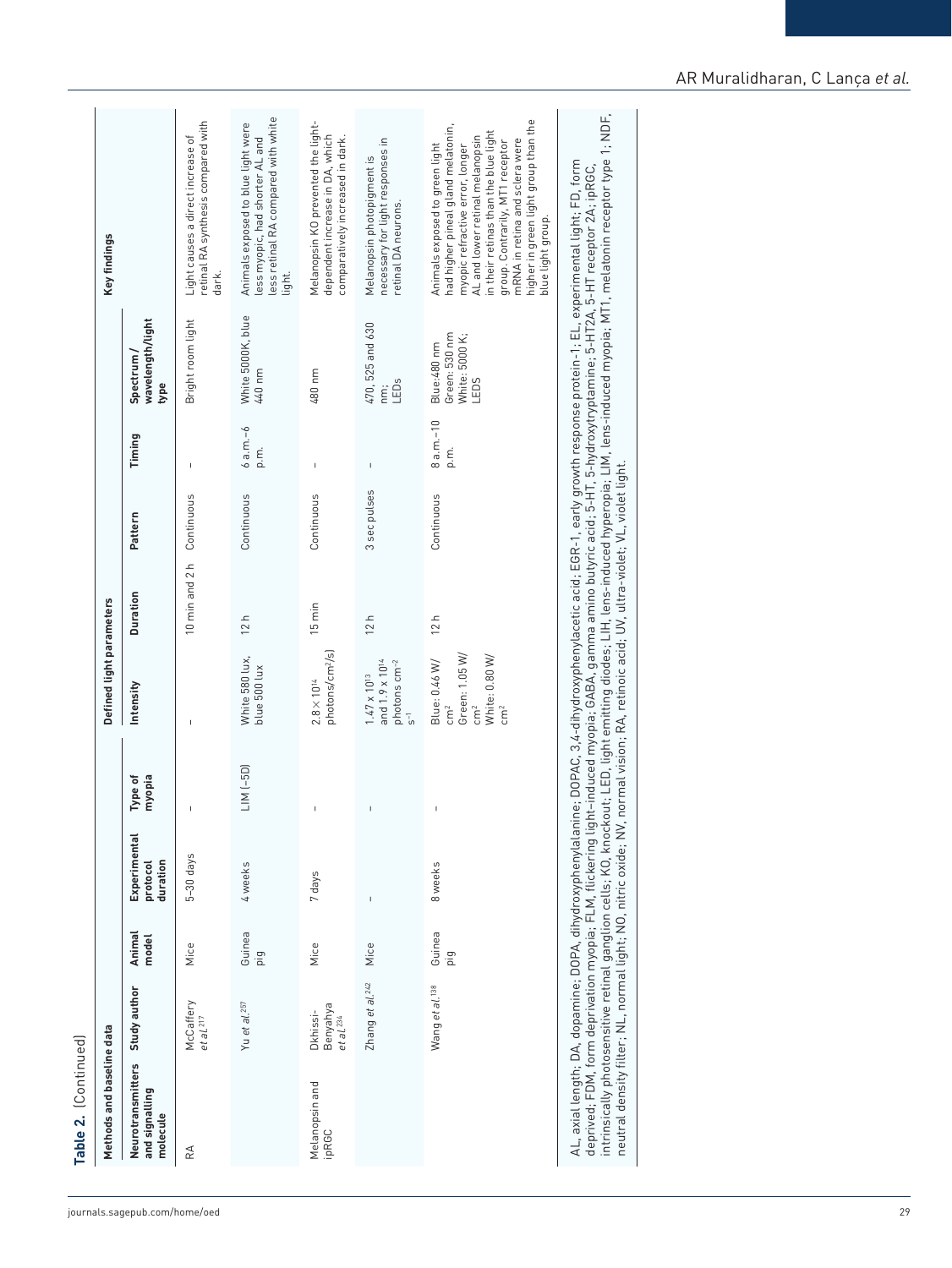**Table 2.** (Continued)

| Methods and baseline data | | | | | Defined light parameters | | | | | Key findings |
|---|---|---|---|---|---|---|---|---|---|---|
| Neurotransmitters and signalling molecule | Study author | Animal model | Experimental protocol duration | Type of myopia | Intensity | Duration | Pattern | Timing | Spectrum / wavelength/light type | |
| RA | McCaffery *et al.*[217] | Mice | 5–30 days | – | – | 10 min and 2 h | Continuous | – | Bright room light | Light causes a direct increase of retinal RA synthesis compared with dark. |
| | Yu *et al.*[257] | Guinea pig | 4 weeks | LIM (−5D) | White 580 lux, blue 500 lux | 12 h | Continuous | 6 a.m.–6 p.m. | White 5000K, blue 440 nm | Animals exposed to blue light were less myopic, had shorter AL and less retinal RA compared with white light. |
| Melanopsin and ipRGC | Dkhissi-Benyahya *et al.*[234] | Mice | 7 days | – | $2.8 \times 10^{14}$ photons/cm$^2$/s) | 15 min | Continuous | – | 480 nm | Melanopsin KO prevented the light-dependent increase in DA, which comparatively increased in dark. |
| | Zhang *et al.*[242] | Mice | – | – | $1.47 \times 10^{13}$ and $1.9 \times 10^{14}$ photons cm$^{-2}$ s$^{-1}$ | 12 h | 3 sec pulses | – | 470, 525 and 630 nm; LEDs | Melanopsin photopigment is necessary for light responses in retinal DA neurons. |
| | Wang *et al.*[138] | Guinea pig | 8 weeks | – | Blue: 0.46 W/cm$^2$ Green: 1.05 W/cm$^2$ White: 0.80 W/cm$^2$ | 12 h | Continuous | 8 a.m.–10 p.m. | Blue:480 nm Green: 530 nm White: 5000 K; LEDS | Animals exposed to green light had higher pineal gland melatonin, myopic refractive error, longer AL and lower retinal melanopsin in their retinas than the blue light group. Contrarily, MT1 receptor mRNA in retina and sclera were higher in green light group than the blue light group. |

AL, axial length; DA, dopamine; DOPA, dihydroxyphenylalanine; DOPAC, 3,4-dihydroxyphenylacetic acid; EGR-1, early growth response protein-1; EL, experimental light; FD, form deprived; FDM, form deprivation myopia; FLM, flickering light-induced myopia; GABA, gamma amino butyric acid; 5-HT, 5-hydroxytryptamine; 5-HT2A, 5-HT receptor 2A; ipRGC, intrinsically photosensitive retinal ganglion cells; KO, knockout; LED, light emitting diodes; LIH, lens-induced hyperopia; LIM, lens-induced myopia; MT1, melatonin receptor type 1; NDF, neutral density filter; NL, normal light; NO, nitric oxide; NV, normal vision; RA, retinoic acid; UV, ultra-violet; VL, violet light.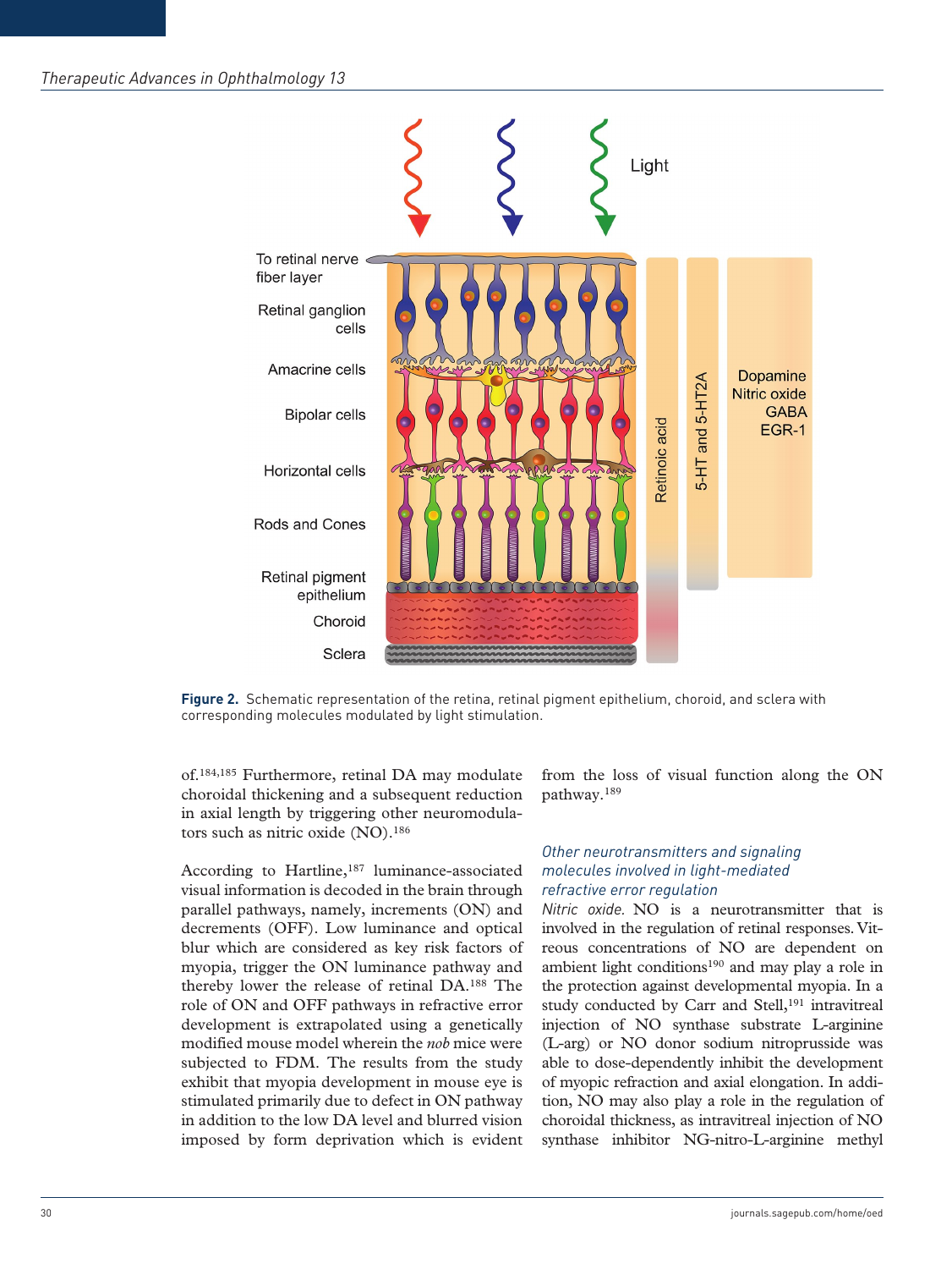Figure 2. Schematic representation of the retina, retinal pigment epithelium, choroid, and sclera with corresponding molecules modulated by light stimulation.

of.[184,185] Furthermore, retinal DA may modulate choroidal thickening and a subsequent reduction in axial length by triggering other neuromodulators such as nitric oxide (NO).[186]

According to Hartline,[187] luminance-associated visual information is decoded in the brain through parallel pathways, namely, increments (ON) and decrements (OFF). Low luminance and optical blur which are considered as key risk factors of myopia, trigger the ON luminance pathway and thereby lower the release of retinal DA.[188] The role of ON and OFF pathways in refractive error development is extrapolated using a genetically modified mouse model wherein the *nob* mice were subjected to FDM. The results from the study exhibit that myopia development in mouse eye is stimulated primarily due to defect in ON pathway in addition to the low DA level and blurred vision imposed by form deprivation which is evident from the loss of visual function along the ON pathway.[189]

### *Other neurotransmitters and signaling molecules involved in light-mediated refractive error regulation*

*Nitric oxide.* NO is a neurotransmitter that is involved in the regulation of retinal responses. Vitreous concentrations of NO are dependent on ambient light conditions[190] and may play a role in the protection against developmental myopia. In a study conducted by Carr and Stell,[191] intravitreal injection of NO synthase substrate L-arginine (L-arg) or NO donor sodium nitroprusside was able to dose-dependently inhibit the development of myopic refraction and axial elongation. In addition, NO may also play a role in the regulation of choroidal thickness, as intravitreal injection of NO synthase inhibitor NG-nitro-L-arginine methyl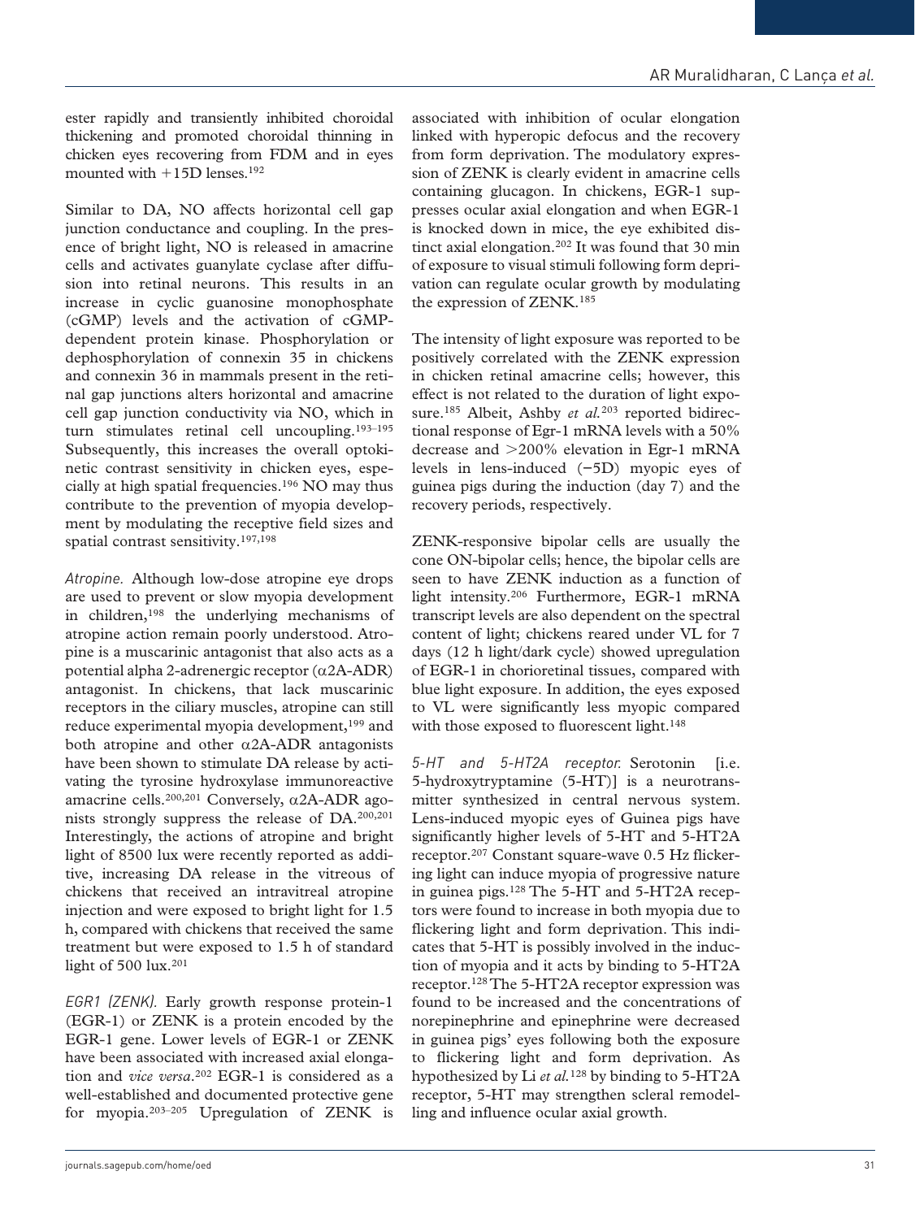ester rapidly and transiently inhibited choroidal thickening and promoted choroidal thinning in chicken eyes recovering from FDM and in eyes mounted with +15D lenses.[192]

Similar to DA, NO affects horizontal cell gap junction conductance and coupling. In the presence of bright light, NO is released in amacrine cells and activates guanylate cyclase after diffusion into retinal neurons. This results in an increase in cyclic guanosine monophosphate (cGMP) levels and the activation of cGMP-dependent protein kinase. Phosphorylation or dephosphorylation of connexin 35 in chickens and connexin 36 in mammals present in the retinal gap junctions alters horizontal and amacrine cell gap junction conductivity via NO, which in turn stimulates retinal cell uncoupling.[193–195] Subsequently, this increases the overall optokinetic contrast sensitivity in chicken eyes, especially at high spatial frequencies.[196] NO may thus contribute to the prevention of myopia development by modulating the receptive field sizes and spatial contrast sensitivity.[197,198]

*Atropine.* Although low-dose atropine eye drops are used to prevent or slow myopia development in children,[198] the underlying mechanisms of atropine action remain poorly understood. Atropine is a muscarinic antagonist that also acts as a potential alpha 2-adrenergic receptor (α2A-ADR) antagonist. In chickens, that lack muscarinic receptors in the ciliary muscles, atropine can still reduce experimental myopia development,[199] and both atropine and other α2A-ADR antagonists have been shown to stimulate DA release by activating the tyrosine hydroxylase immunoreactive amacrine cells.[200,201] Conversely, α2A-ADR agonists strongly suppress the release of DA.[200,201] Interestingly, the actions of atropine and bright light of 8500 lux were recently reported as additive, increasing DA release in the vitreous of chickens that received an intravitreal atropine injection and were exposed to bright light for 1.5 h, compared with chickens that received the same treatment but were exposed to 1.5 h of standard light of 500 lux.[201]

*EGR1 (ZENK).* Early growth response protein-1 (EGR-1) or ZENK is a protein encoded by the EGR-1 gene. Lower levels of EGR-1 or ZENK have been associated with increased axial elongation and *vice versa*.[202] EGR-1 is considered as a well-established and documented protective gene for myopia.[203–205] Upregulation of ZENK is associated with inhibition of ocular elongation linked with hyperopic defocus and the recovery from form deprivation. The modulatory expression of ZENK is clearly evident in amacrine cells containing glucagon. In chickens, EGR-1 suppresses ocular axial elongation and when EGR-1 is knocked down in mice, the eye exhibited distinct axial elongation.[202] It was found that 30 min of exposure to visual stimuli following form deprivation can regulate ocular growth by modulating the expression of ZENK.[185]

The intensity of light exposure was reported to be positively correlated with the ZENK expression in chicken retinal amacrine cells; however, this effect is not related to the duration of light exposure.[185] Albeit, Ashby *et al.*[203] reported bidirectional response of Egr-1 mRNA levels with a 50% decrease and >200% elevation in Egr-1 mRNA levels in lens-induced (−5D) myopic eyes of guinea pigs during the induction (day 7) and the recovery periods, respectively.

ZENK-responsive bipolar cells are usually the cone ON-bipolar cells; hence, the bipolar cells are seen to have ZENK induction as a function of light intensity.[206] Furthermore, EGR-1 mRNA transcript levels are also dependent on the spectral content of light; chickens reared under VL for 7 days (12 h light/dark cycle) showed upregulation of EGR-1 in chorioretinal tissues, compared with blue light exposure. In addition, the eyes exposed to VL were significantly less myopic compared with those exposed to fluorescent light.[148]

*5-HT and 5-HT2A receptor.* Serotonin [i.e. 5-hydroxytryptamine (5-HT)] is a neurotransmitter synthesized in central nervous system. Lens-induced myopic eyes of Guinea pigs have significantly higher levels of 5-HT and 5-HT2A receptor.[207] Constant square-wave 0.5 Hz flickering light can induce myopia of progressive nature in guinea pigs.[128] The 5-HT and 5-HT2A receptors were found to increase in both myopia due to flickering light and form deprivation. This indicates that 5-HT is possibly involved in the induction of myopia and it acts by binding to 5-HT2A receptor.[128] The 5-HT2A receptor expression was found to be increased and the concentrations of norepinephrine and epinephrine were decreased in guinea pigs' eyes following both the exposure to flickering light and form deprivation. As hypothesized by Li *et al.*[128] by binding to 5-HT2A receptor, 5-HT may strengthen scleral remodelling and influence ocular axial growth.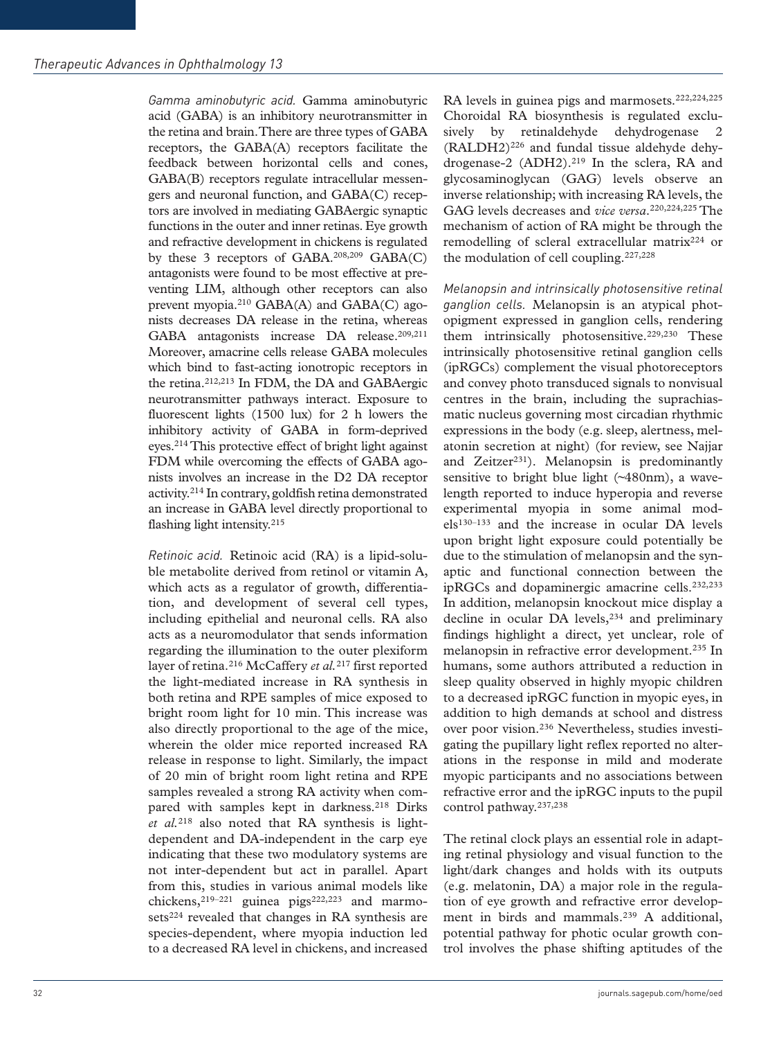*Gamma aminobutyric acid.* Gamma aminobutyric acid (GABA) is an inhibitory neurotransmitter in the retina and brain. There are three types of GABA receptors, the GABA(A) receptors facilitate the feedback between horizontal cells and cones, GABA(B) receptors regulate intracellular messengers and neuronal function, and GABA(C) receptors are involved in mediating GABAergic synaptic functions in the outer and inner retinas. Eye growth and refractive development in chickens is regulated by these 3 receptors of GABA.[208,209] GABA(C) antagonists were found to be most effective at preventing LIM, although other receptors can also prevent myopia.[210] GABA(A) and GABA(C) agonists decreases DA release in the retina, whereas GABA antagonists increase DA release.[209,211] Moreover, amacrine cells release GABA molecules which bind to fast-acting ionotropic receptors in the retina.[212,213] In FDM, the DA and GABAergic neurotransmitter pathways interact. Exposure to fluorescent lights (1500 lux) for 2 h lowers the inhibitory activity of GABA in form-deprived eyes.[214] This protective effect of bright light against FDM while overcoming the effects of GABA agonists involves an increase in the D2 DA receptor activity.[214] In contrary, goldfish retina demonstrated an increase in GABA level directly proportional to flashing light intensity.[215]

*Retinoic acid.* Retinoic acid (RA) is a lipid-soluble metabolite derived from retinol or vitamin A, which acts as a regulator of growth, differentiation, and development of several cell types, including epithelial and neuronal cells. RA also acts as a neuromodulator that sends information regarding the illumination to the outer plexiform layer of retina.[216] McCaffery *et al.*[217] first reported the light-mediated increase in RA synthesis in both retina and RPE samples of mice exposed to bright room light for 10 min. This increase was also directly proportional to the age of the mice, wherein the older mice reported increased RA release in response to light. Similarly, the impact of 20 min of bright room light retina and RPE samples revealed a strong RA activity when compared with samples kept in darkness.[218] Dirks *et al.*[218] also noted that RA synthesis is light-dependent and DA-independent in the carp eye indicating that these two modulatory systems are not inter-dependent but act in parallel. Apart from this, studies in various animal models like chickens,[219–221] guinea pigs[222,223] and marmosets[224] revealed that changes in RA synthesis are species-dependent, where myopia induction led to a decreased RA level in chickens, and increased RA levels in guinea pigs and marmosets.[222,224,225] Choroidal RA biosynthesis is regulated exclusively by retinaldehyde dehydrogenase 2 (RALDH2)[226] and fundal tissue aldehyde dehydrogenase-2 (ADH2).[219] In the sclera, RA and glycosaminoglycan (GAG) levels observe an inverse relationship; with increasing RA levels, the GAG levels decreases and *vice versa*.[220,224,225] The mechanism of action of RA might be through the remodelling of scleral extracellular matrix[224] or the modulation of cell coupling.[227,228]

*Melanopsin and intrinsically photosensitive retinal ganglion cells.* Melanopsin is an atypical photopigment expressed in ganglion cells, rendering them intrinsically photosensitive.[229,230] These intrinsically photosensitive retinal ganglion cells (ipRGCs) complement the visual photoreceptors and convey photo transduced signals to nonvisual centres in the brain, including the suprachiasmatic nucleus governing most circadian rhythmic expressions in the body (e.g. sleep, alertness, melatonin secretion at night) (for review, see Najjar and Zeitzer[231]). Melanopsin is predominantly sensitive to bright blue light (~480nm), a wavelength reported to induce hyperopia and reverse experimental myopia in some animal models[130–133] and the increase in ocular DA levels upon bright light exposure could potentially be due to the stimulation of melanopsin and the synaptic and functional connection between the ipRGCs and dopaminergic amacrine cells.[232,233] In addition, melanopsin knockout mice display a decline in ocular DA levels,[234] and preliminary findings highlight a direct, yet unclear, role of melanopsin in refractive error development.[235] In humans, some authors attributed a reduction in sleep quality observed in highly myopic children to a decreased ipRGC function in myopic eyes, in addition to high demands at school and distress over poor vision.[236] Nevertheless, studies investigating the pupillary light reflex reported no alterations in the response in mild and moderate myopic participants and no associations between refractive error and the ipRGC inputs to the pupil control pathway.[237,238]

The retinal clock plays an essential role in adapting retinal physiology and visual function to the light/dark changes and holds with its outputs (e.g. melatonin, DA) a major role in the regulation of eye growth and refractive error development in birds and mammals.[239] A additional, potential pathway for photic ocular growth control involves the phase shifting aptitudes of the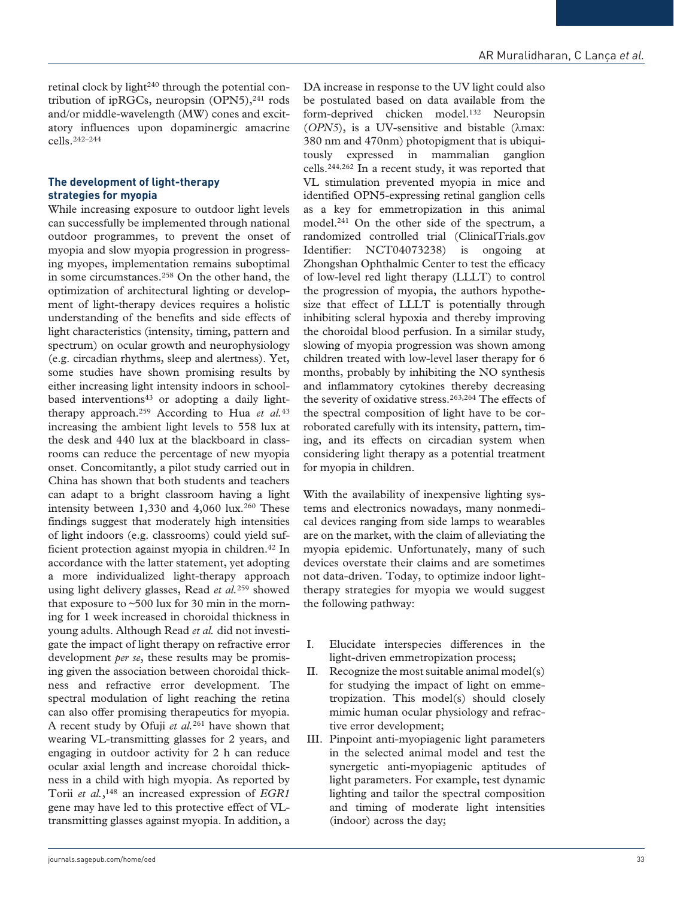retinal clock by light[240] through the potential contribution of ipRGCs, neuropsin (OPN5),[241] rods and/or middle-wavelength (MW) cones and excitatory influences upon dopaminergic amacrine cells.[242–244]

### The development of light-therapy strategies for myopia

While increasing exposure to outdoor light levels can successfully be implemented through national outdoor programmes, to prevent the onset of myopia and slow myopia progression in progressing myopes, implementation remains suboptimal in some circumstances.[258] On the other hand, the optimization of architectural lighting or development of light-therapy devices requires a holistic understanding of the benefits and side effects of light characteristics (intensity, timing, pattern and spectrum) on ocular growth and neurophysiology (e.g. circadian rhythms, sleep and alertness). Yet, some studies have shown promising results by either increasing light intensity indoors in school-based interventions[43] or adopting a daily light-therapy approach.[259] According to Hua *et al.*[43] increasing the ambient light levels to 558 lux at the desk and 440 lux at the blackboard in classrooms can reduce the percentage of new myopia onset. Concomitantly, a pilot study carried out in China has shown that both students and teachers can adapt to a bright classroom having a light intensity between 1,330 and 4,060 lux.[260] These findings suggest that moderately high intensities of light indoors (e.g. classrooms) could yield sufficient protection against myopia in children.[42] In accordance with the latter statement, yet adopting a more individualized light-therapy approach using light delivery glasses, Read *et al.*[259] showed that exposure to ~500 lux for 30 min in the morning for 1 week increased in choroidal thickness in young adults. Although Read *et al.* did not investigate the impact of light therapy on refractive error development *per se*, these results may be promising given the association between choroidal thickness and refractive error development. The spectral modulation of light reaching the retina can also offer promising therapeutics for myopia. A recent study by Ofuji *et al.*[261] have shown that wearing VL-transmitting glasses for 2 years, and engaging in outdoor activity for 2 h can reduce ocular axial length and increase choroidal thickness in a child with high myopia. As reported by Torii *et al.*,[148] an increased expression of *EGR1* gene may have led to this protective effect of VL-transmitting glasses against myopia. In addition, a DA increase in response to the UV light could also be postulated based on data available from the form-deprived chicken model.[132] Neuropsin (*OPN5*), is a UV-sensitive and bistable (λmax: 380 nm and 470nm) photopigment that is ubiquitously expressed in mammalian ganglion cells.[244,262] In a recent study, it was reported that VL stimulation prevented myopia in mice and identified OPN5-expressing retinal ganglion cells as a key for emmetropization in this animal model.[241] On the other side of the spectrum, a randomized controlled trial (ClinicalTrials.gov Identifier: NCT04073238) is ongoing at Zhongshan Ophthalmic Center to test the efficacy of low-level red light therapy (LLLT) to control the progression of myopia, the authors hypothesize that effect of LLLT is potentially through inhibiting scleral hypoxia and thereby improving the choroidal blood perfusion. In a similar study, slowing of myopia progression was shown among children treated with low-level laser therapy for 6 months, probably by inhibiting the NO synthesis and inflammatory cytokines thereby decreasing the severity of oxidative stress.[263,264] The effects of the spectral composition of light have to be corroborated carefully with its intensity, pattern, timing, and its effects on circadian system when considering light therapy as a potential treatment for myopia in children.

With the availability of inexpensive lighting systems and electronics nowadays, many nonmedical devices ranging from side lamps to wearables are on the market, with the claim of alleviating the myopia epidemic. Unfortunately, many of such devices overstate their claims and are sometimes not data-driven. Today, to optimize indoor light-therapy strategies for myopia we would suggest the following pathway:

I. Elucidate interspecies differences in the light-driven emmetropization process;
II. Recognize the most suitable animal model(s) for studying the impact of light on emmetropization. This model(s) should closely mimic human ocular physiology and refractive error development;
III. Pinpoint anti-myopiagenic light parameters in the selected animal model and test the synergetic anti-myopiagenic aptitudes of light parameters. For example, test dynamic lighting and tailor the spectral composition and timing of moderate light intensities (indoor) across the day;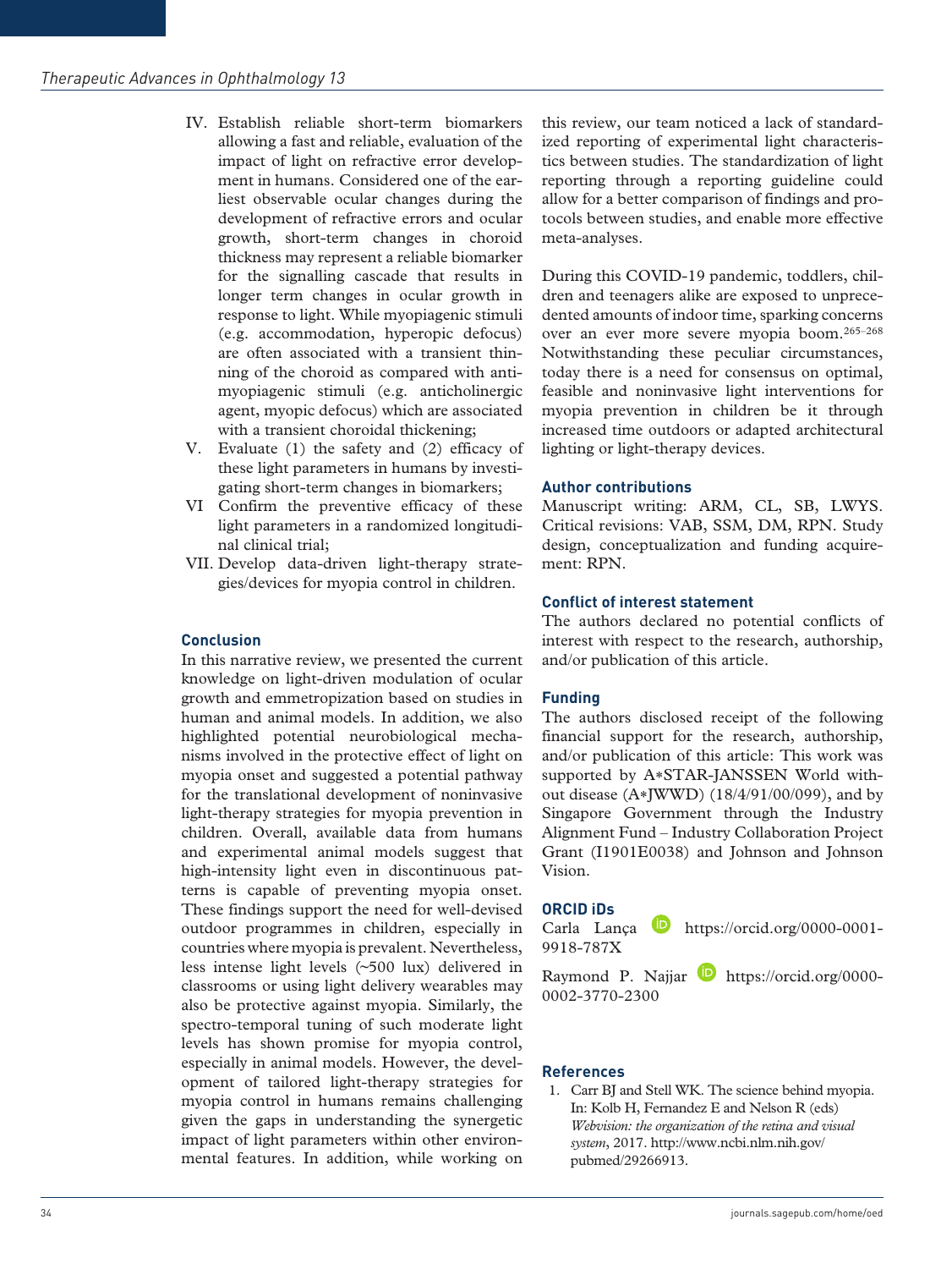IV. Establish reliable short-term biomarkers allowing a fast and reliable, evaluation of the impact of light on refractive error development in humans. Considered one of the earliest observable ocular changes during the development of refractive errors and ocular growth, short-term changes in choroid thickness may represent a reliable biomarker for the signalling cascade that results in longer term changes in ocular growth in response to light. While myopiagenic stimuli (e.g. accommodation, hyperopic defocus) are often associated with a transient thinning of the choroid as compared with anti-myopiagenic stimuli (e.g. anticholinergic agent, myopic defocus) which are associated with a transient choroidal thickening;
V. Evaluate (1) the safety and (2) efficacy of these light parameters in humans by investigating short-term changes in biomarkers;
VI Confirm the preventive efficacy of these light parameters in a randomized longitudinal clinical trial;
VII. Develop data-driven light-therapy strategies/devices for myopia control in children.

## Conclusion

In this narrative review, we presented the current knowledge on light-driven modulation of ocular growth and emmetropization based on studies in human and animal models. In addition, we also highlighted potential neurobiological mechanisms involved in the protective effect of light on myopia onset and suggested a potential pathway for the translational development of noninvasive light-therapy strategies for myopia prevention in children. Overall, available data from humans and experimental animal models suggest that high-intensity light even in discontinuous patterns is capable of preventing myopia onset. These findings support the need for well-devised outdoor programmes in children, especially in countries where myopia is prevalent. Nevertheless, less intense light levels (~500 lux) delivered in classrooms or using light delivery wearables may also be protective against myopia. Similarly, the spectro-temporal tuning of such moderate light levels has shown promise for myopia control, especially in animal models. However, the development of tailored light-therapy strategies for myopia control in humans remains challenging given the gaps in understanding the synergetic impact of light parameters within other environmental features. In addition, while working on this review, our team noticed a lack of standardized reporting of experimental light characteristics between studies. The standardization of light reporting through a reporting guideline could allow for a better comparison of findings and protocols between studies, and enable more effective meta-analyses.

During this COVID-19 pandemic, toddlers, children and teenagers alike are exposed to unprecedented amounts of indoor time, sparking concerns over an ever more severe myopia boom.[265–268] Notwithstanding these peculiar circumstances, today there is a need for consensus on optimal, feasible and noninvasive light interventions for myopia prevention in children be it through increased time outdoors or adapted architectural lighting or light-therapy devices.

## Author contributions

Manuscript writing: ARM, CL, SB, LWYS. Critical revisions: VAB, SSM, DM, RPN. Study design, conceptualization and funding acquirement: RPN.

## Conflict of interest statement

The authors declared no potential conflicts of interest with respect to the research, authorship, and/or publication of this article.

## Funding

The authors disclosed receipt of the following financial support for the research, authorship, and/or publication of this article: This work was supported by A*STAR-JANSSEN World without disease (A*JWWD) (18/4/91/00/099), and by Singapore Government through the Industry Alignment Fund – Industry Collaboration Project Grant (I1901E0038) and Johnson and Johnson Vision.

## ORCID iDs

Carla Lança https://orcid.org/0000-0001-9918-787X

Raymond P. Najjar https://orcid.org/0000-0002-3770-2300

## References

1. Carr BJ and Stell WK. The science behind myopia. In: Kolb H, Fernandez E and Nelson R (eds) *Webvision: the organization of the retina and visual system*, 2017. http://www.ncbi.nlm.nih.gov/pubmed/29266913.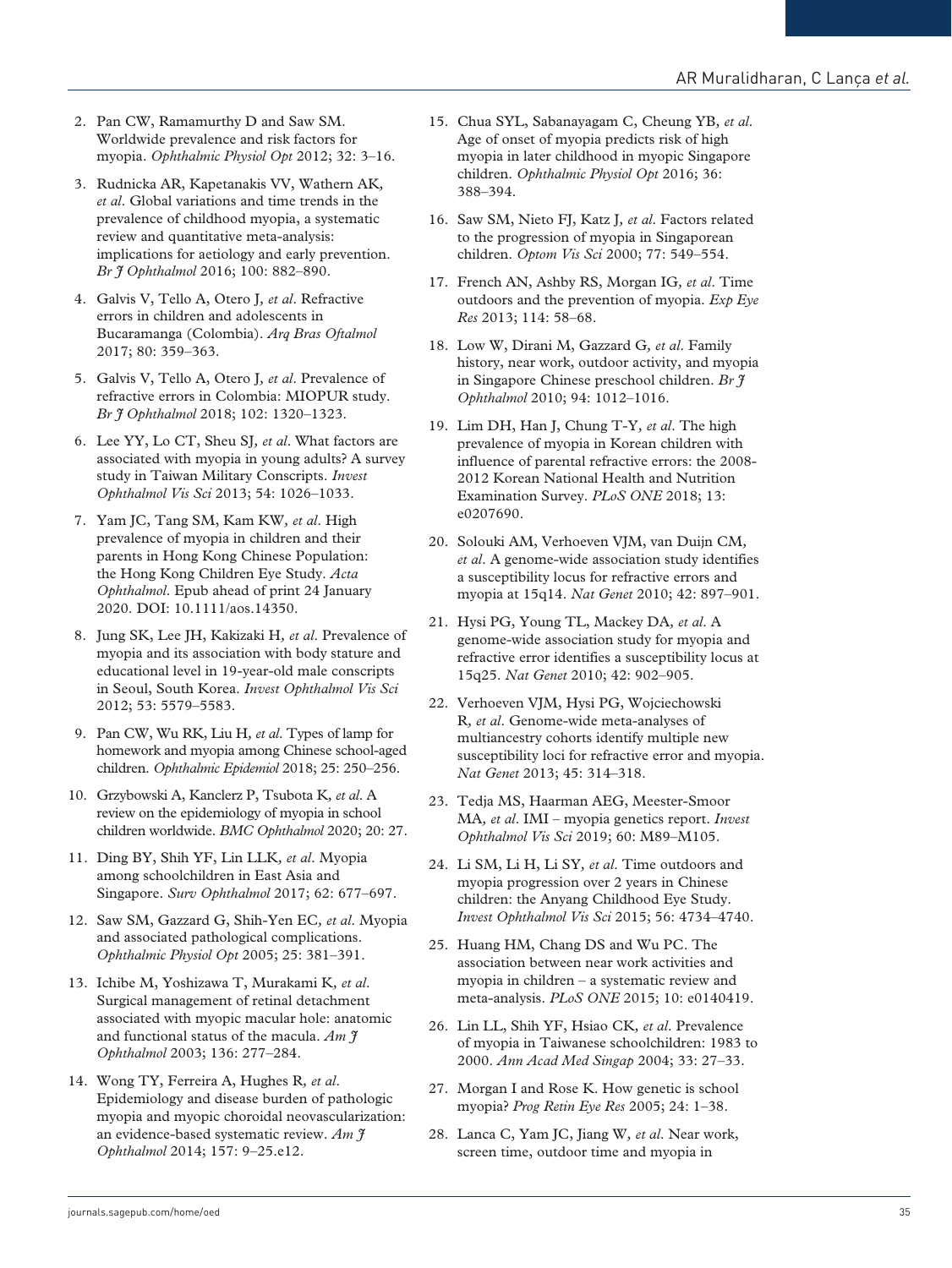2. Pan CW, Ramamurthy D and Saw SM. Worldwide prevalence and risk factors for myopia. *Ophthalmic Physiol Opt* 2012; 32: 3–16.
3. Rudnicka AR, Kapetanakis VV, Wathern AK, *et al*. Global variations and time trends in the prevalence of childhood myopia, a systematic review and quantitative meta-analysis: implications for aetiology and early prevention. *Br J Ophthalmol* 2016; 100: 882–890.
4. Galvis V, Tello A, Otero J, *et al*. Refractive errors in children and adolescents in Bucaramanga (Colombia). *Arq Bras Oftalmol* 2017; 80: 359–363.
5. Galvis V, Tello A, Otero J, *et al*. Prevalence of refractive errors in Colombia: MIOPUR study. *Br J Ophthalmol* 2018; 102: 1320–1323.
6. Lee YY, Lo CT, Sheu SJ, *et al*. What factors are associated with myopia in young adults? A survey study in Taiwan Military Conscripts. *Invest Ophthalmol Vis Sci* 2013; 54: 1026–1033.
7. Yam JC, Tang SM, Kam KW, *et al*. High prevalence of myopia in children and their parents in Hong Kong Chinese Population: the Hong Kong Children Eye Study. *Acta Ophthalmol*. Epub ahead of print 24 January 2020. DOI: 10.1111/aos.14350.
8. Jung SK, Lee JH, Kakizaki H, *et al*. Prevalence of myopia and its association with body stature and educational level in 19-year-old male conscripts in Seoul, South Korea. *Invest Ophthalmol Vis Sci* 2012; 53: 5579–5583.
9. Pan CW, Wu RK, Liu H, *et al*. Types of lamp for homework and myopia among Chinese school-aged children. *Ophthalmic Epidemiol* 2018; 25: 250–256.
10. Grzybowski A, Kanclerz P, Tsubota K, *et al*. A review on the epidemiology of myopia in school children worldwide. *BMC Ophthalmol* 2020; 20: 27.
11. Ding BY, Shih YF, Lin LLK, *et al*. Myopia among schoolchildren in East Asia and Singapore. *Surv Ophthalmol* 2017; 62: 677–697.
12. Saw SM, Gazzard G, Shih-Yen EC, *et al*. Myopia and associated pathological complications. *Ophthalmic Physiol Opt* 2005; 25: 381–391.
13. Ichibe M, Yoshizawa T, Murakami K, *et al*. Surgical management of retinal detachment associated with myopic macular hole: anatomic and functional status of the macula. *Am J Ophthalmol* 2003; 136: 277–284.
14. Wong TY, Ferreira A, Hughes R, *et al*. Epidemiology and disease burden of pathologic myopia and myopic choroidal neovascularization: an evidence-based systematic review. *Am J Ophthalmol* 2014; 157: 9–25.e12.
15. Chua SYL, Sabanayagam C, Cheung YB, *et al*. Age of onset of myopia predicts risk of high myopia in later childhood in myopic Singapore children. *Ophthalmic Physiol Opt* 2016; 36: 388–394.
16. Saw SM, Nieto FJ, Katz J, *et al*. Factors related to the progression of myopia in Singaporean children. *Optom Vis Sci* 2000; 77: 549–554.
17. French AN, Ashby RS, Morgan IG, *et al*. Time outdoors and the prevention of myopia. *Exp Eye Res* 2013; 114: 58–68.
18. Low W, Dirani M, Gazzard G, *et al*. Family history, near work, outdoor activity, and myopia in Singapore Chinese preschool children. *Br J Ophthalmol* 2010; 94: 1012–1016.
19. Lim DH, Han J, Chung T-Y, *et al*. The high prevalence of myopia in Korean children with influence of parental refractive errors: the 2008-2012 Korean National Health and Nutrition Examination Survey. *PLoS ONE* 2018; 13: e0207690.
20. Solouki AM, Verhoeven VJM, van Duijn CM, *et al*. A genome-wide association study identifies a susceptibility locus for refractive errors and myopia at 15q14. *Nat Genet* 2010; 42: 897–901.
21. Hysi PG, Young TL, Mackey DA, *et al*. A genome-wide association study for myopia and refractive error identifies a susceptibility locus at 15q25. *Nat Genet* 2010; 42: 902–905.
22. Verhoeven VJM, Hysi PG, Wojciechowski R, *et al*. Genome-wide meta-analyses of multiancestry cohorts identify multiple new susceptibility loci for refractive error and myopia. *Nat Genet* 2013; 45: 314–318.
23. Tedja MS, Haarman AEG, Meester-Smoor MA, *et al*. IMI – myopia genetics report. *Invest Ophthalmol Vis Sci* 2019; 60: M89–M105.
24. Li SM, Li H, Li SY, *et al*. Time outdoors and myopia progression over 2 years in Chinese children: the Anyang Childhood Eye Study. *Invest Ophthalmol Vis Sci* 2015; 56: 4734–4740.
25. Huang HM, Chang DS and Wu PC. The association between near work activities and myopia in children – a systematic review and meta-analysis. *PLoS ONE* 2015; 10: e0140419.
26. Lin LL, Shih YF, Hsiao CK, *et al*. Prevalence of myopia in Taiwanese schoolchildren: 1983 to 2000. *Ann Acad Med Singap* 2004; 33: 27–33.
27. Morgan I and Rose K. How genetic is school myopia? *Prog Retin Eye Res* 2005; 24: 1–38.
28. Lanca C, Yam JC, Jiang W, *et al*. Near work, screen time, outdoor time and myopia in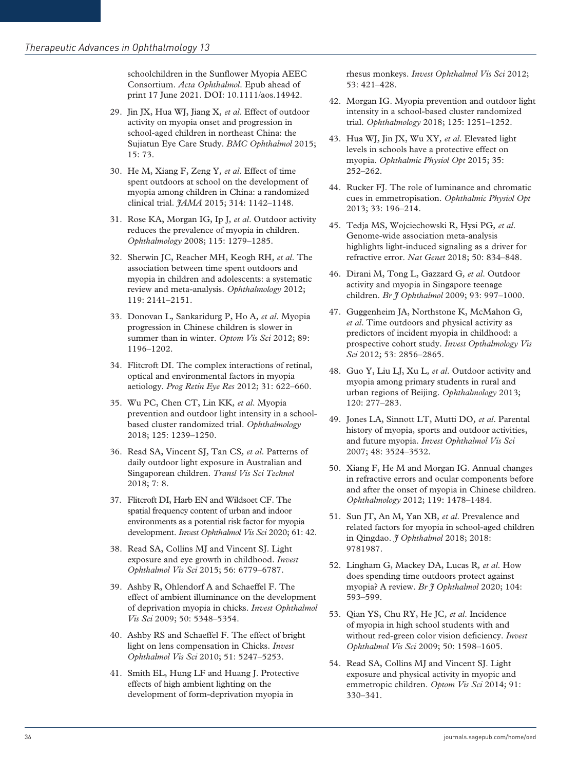schoolchildren in the Sunflower Myopia AEEC Consortium. *Acta Ophthalmol*. Epub ahead of print 17 June 2021. DOI: 10.1111/aos.14942.

29. Jin JX, Hua WJ, Jiang X, *et al*. Effect of outdoor activity on myopia onset and progression in school-aged children in northeast China: the Sujiatun Eye Care Study. *BMC Ophthalmol* 2015; 15: 73.
30. He M, Xiang F, Zeng Y, *et al*. Effect of time spent outdoors at school on the development of myopia among children in China: a randomized clinical trial. *JAMA* 2015; 314: 1142–1148.
31. Rose KA, Morgan IG, Ip J, *et al*. Outdoor activity reduces the prevalence of myopia in children. *Ophthalmology* 2008; 115: 1279–1285.
32. Sherwin JC, Reacher MH, Keogh RH, *et al*. The association between time spent outdoors and myopia in children and adolescents: a systematic review and meta-analysis. *Ophthalmology* 2012; 119: 2141–2151.
33. Donovan L, Sankaridurg P, Ho A, *et al*. Myopia progression in Chinese children is slower in summer than in winter. *Optom Vis Sci* 2012; 89: 1196–1202.
34. Flitcroft DI. The complex interactions of retinal, optical and environmental factors in myopia aetiology. *Prog Retin Eye Res* 2012; 31: 622–660.
35. Wu PC, Chen CT, Lin KK, *et al*. Myopia prevention and outdoor light intensity in a school-based cluster randomized trial. *Ophthalmology* 2018; 125: 1239–1250.
36. Read SA, Vincent SJ, Tan CS, *et al*. Patterns of daily outdoor light exposure in Australian and Singaporean children. *Transl Vis Sci Technol* 2018; 7: 8.
37. Flitcroft DI, Harb EN and Wildsoet CF. The spatial frequency content of urban and indoor environments as a potential risk factor for myopia development. *Invest Ophthalmol Vis Sci* 2020; 61: 42.
38. Read SA, Collins MJ and Vincent SJ. Light exposure and eye growth in childhood. *Invest Ophthalmol Vis Sci* 2015; 56: 6779–6787.
39. Ashby R, Ohlendorf A and Schaeffel F. The effect of ambient illuminance on the development of deprivation myopia in chicks. *Invest Ophthalmol Vis Sci* 2009; 50: 5348–5354.
40. Ashby RS and Schaeffel F. The effect of bright light on lens compensation in Chicks. *Invest Ophthalmol Vis Sci* 2010; 51: 5247–5253.
41. Smith EL, Hung LF and Huang J. Protective effects of high ambient lighting on the development of form-deprivation myopia in rhesus monkeys. *Invest Ophthalmol Vis Sci* 2012; 53: 421–428.
42. Morgan IG. Myopia prevention and outdoor light intensity in a school-based cluster randomized trial. *Ophthalmology* 2018; 125: 1251–1252.
43. Hua WJ, Jin JX, Wu XY, *et al*. Elevated light levels in schools have a protective effect on myopia. *Ophthalmic Physiol Opt* 2015; 35: 252–262.
44. Rucker FJ. The role of luminance and chromatic cues in emmetropisation. *Ophthalmic Physiol Opt* 2013; 33: 196–214.
45. Tedja MS, Wojciechowski R, Hysi PG, *et al*. Genome-wide association meta-analysis highlights light-induced signaling as a driver for refractive error. *Nat Genet* 2018; 50: 834–848.
46. Dirani M, Tong L, Gazzard G, *et al*. Outdoor activity and myopia in Singapore teenage children. *Br J Ophthalmol* 2009; 93: 997–1000.
47. Guggenheim JA, Northstone K, McMahon G, *et al*. Time outdoors and physical activity as predictors of incident myopia in childhood: a prospective cohort study. *Invest Opthalmology Vis Sci* 2012; 53: 2856–2865.
48. Guo Y, Liu LJ, Xu L, *et al*. Outdoor activity and myopia among primary students in rural and urban regions of Beijing. *Ophthalmology* 2013; 120: 277–283.
49. Jones LA, Sinnott LT, Mutti DO, *et al*. Parental history of myopia, sports and outdoor activities, and future myopia. *Invest Ophthalmol Vis Sci* 2007; 48: 3524–3532.
50. Xiang F, He M and Morgan IG. Annual changes in refractive errors and ocular components before and after the onset of myopia in Chinese children. *Ophthalmology* 2012; 119: 1478–1484.
51. Sun JT, An M, Yan XB, *et al*. Prevalence and related factors for myopia in school-aged children in Qingdao. *J Ophthalmol* 2018; 2018: 9781987.
52. Lingham G, Mackey DA, Lucas R, *et al*. How does spending time outdoors protect against myopia? A review. *Br J Ophthalmol* 2020; 104: 593–599.
53. Qian YS, Chu RY, He JC, *et al*. Incidence of myopia in high school students with and without red-green color vision deficiency. *Invest Ophthalmol Vis Sci* 2009; 50: 1598–1605.
54. Read SA, Collins MJ and Vincent SJ. Light exposure and physical activity in myopic and emmetropic children. *Optom Vis Sci* 2014; 91: 330–341.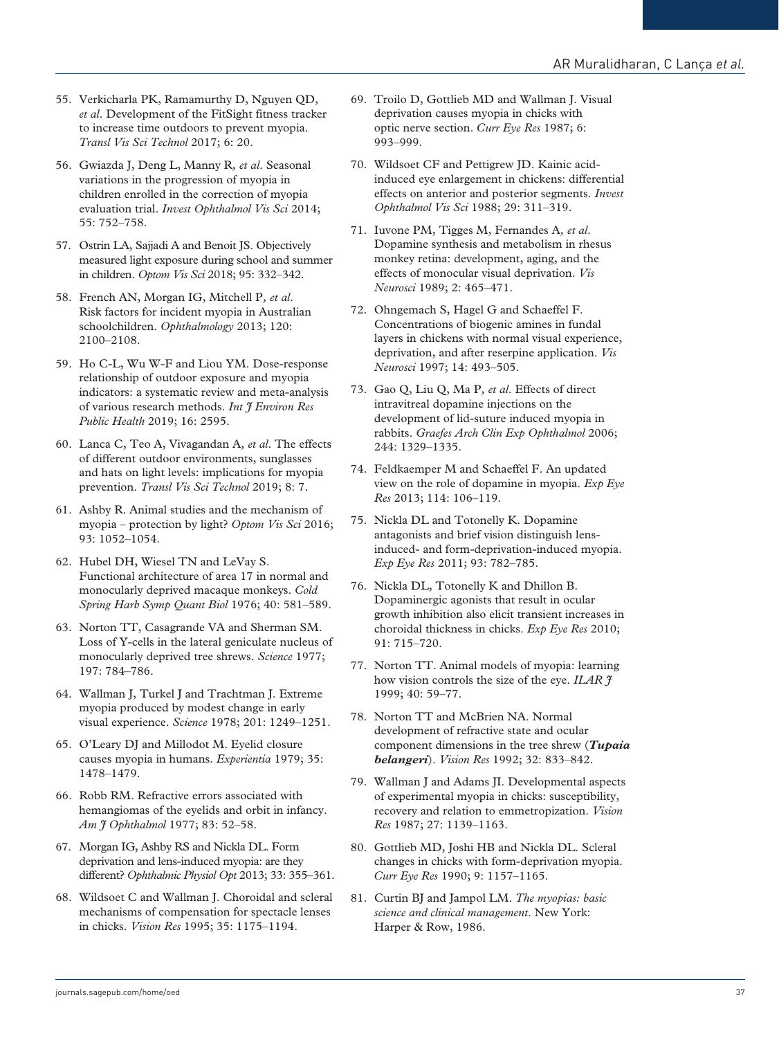55. Verkicharla PK, Ramamurthy D, Nguyen QD, *et al*. Development of the FitSight fitness tracker to increase time outdoors to prevent myopia. *Transl Vis Sci Technol* 2017; 6: 20.

56. Gwiazda J, Deng L, Manny R, *et al*. Seasonal variations in the progression of myopia in children enrolled in the correction of myopia evaluation trial. *Invest Ophthalmol Vis Sci* 2014; 55: 752–758.

57. Ostrin LA, Sajjadi A and Benoit JS. Objectively measured light exposure during school and summer in children. *Optom Vis Sci* 2018; 95: 332–342.

58. French AN, Morgan IG, Mitchell P, *et al*. Risk factors for incident myopia in Australian schoolchildren. *Ophthalmology* 2013; 120: 2100–2108.

59. Ho C-L, Wu W-F and Liou YM. Dose-response relationship of outdoor exposure and myopia indicators: a systematic review and meta-analysis of various research methods. *Int J Environ Res Public Health* 2019; 16: 2595.

60. Lanca C, Teo A, Vivagandan A, *et al*. The effects of different outdoor environments, sunglasses and hats on light levels: implications for myopia prevention. *Transl Vis Sci Technol* 2019; 8: 7.

61. Ashby R. Animal studies and the mechanism of myopia – protection by light? *Optom Vis Sci* 2016; 93: 1052–1054.

62. Hubel DH, Wiesel TN and LeVay S. Functional architecture of area 17 in normal and monocularly deprived macaque monkeys. *Cold Spring Harb Symp Quant Biol* 1976; 40: 581–589.

63. Norton TT, Casagrande VA and Sherman SM. Loss of Y-cells in the lateral geniculate nucleus of monocularly deprived tree shrews. *Science* 1977; 197: 784–786.

64. Wallman J, Turkel J and Trachtman J. Extreme myopia produced by modest change in early visual experience. *Science* 1978; 201: 1249–1251.

65. O'Leary DJ and Millodot M. Eyelid closure causes myopia in humans. *Experientia* 1979; 35: 1478–1479.

66. Robb RM. Refractive errors associated with hemangiomas of the eyelids and orbit in infancy. *Am J Ophthalmol* 1977; 83: 52–58.

67. Morgan IG, Ashby RS and Nickla DL. Form deprivation and lens-induced myopia: are they different? *Ophthalmic Physiol Opt* 2013; 33: 355–361.

68. Wildsoet C and Wallman J. Choroidal and scleral mechanisms of compensation for spectacle lenses in chicks. *Vision Res* 1995; 35: 1175–1194.

69. Troilo D, Gottlieb MD and Wallman J. Visual deprivation causes myopia in chicks with optic nerve section. *Curr Eye Res* 1987; 6: 993–999.

70. Wildsoet CF and Pettigrew JD. Kainic acid-induced eye enlargement in chickens: differential effects on anterior and posterior segments. *Invest Ophthalmol Vis Sci* 1988; 29: 311–319.

71. Iuvone PM, Tigges M, Fernandes A, *et al*. Dopamine synthesis and metabolism in rhesus monkey retina: development, aging, and the effects of monocular visual deprivation. *Vis Neurosci* 1989; 2: 465–471.

72. Ohngemach S, Hagel G and Schaeffel F. Concentrations of biogenic amines in fundal layers in chickens with normal visual experience, deprivation, and after reserpine application. *Vis Neurosci* 1997; 14: 493–505.

73. Gao Q, Liu Q, Ma P, *et al*. Effects of direct intravitreal dopamine injections on the development of lid-suture induced myopia in rabbits. *Graefes Arch Clin Exp Ophthalmol* 2006; 244: 1329–1335.

74. Feldkaemper M and Schaeffel F. An updated view on the role of dopamine in myopia. *Exp Eye Res* 2013; 114: 106–119.

75. Nickla DL and Totonelly K. Dopamine antagonists and brief vision distinguish lens-induced- and form-deprivation-induced myopia. *Exp Eye Res* 2011; 93: 782–785.

76. Nickla DL, Totonelly K and Dhillon B. Dopaminergic agonists that result in ocular growth inhibition also elicit transient increases in choroidal thickness in chicks. *Exp Eye Res* 2010; 91: 715–720.

77. Norton TT. Animal models of myopia: learning how vision controls the size of the eye. *ILAR J* 1999; 40: 59–77.

78. Norton TT and McBrien NA. Normal development of refractive state and ocular component dimensions in the tree shrew (***Tupaia belangeri***). *Vision Res* 1992; 32: 833–842.

79. Wallman J and Adams JI. Developmental aspects of experimental myopia in chicks: susceptibility, recovery and relation to emmetropization. *Vision Res* 1987; 27: 1139–1163.

80. Gottlieb MD, Joshi HB and Nickla DL. Scleral changes in chicks with form-deprivation myopia. *Curr Eye Res* 1990; 9: 1157–1165.

81. Curtin BJ and Jampol LM. *The myopias: basic science and clinical management*. New York: Harper & Row, 1986.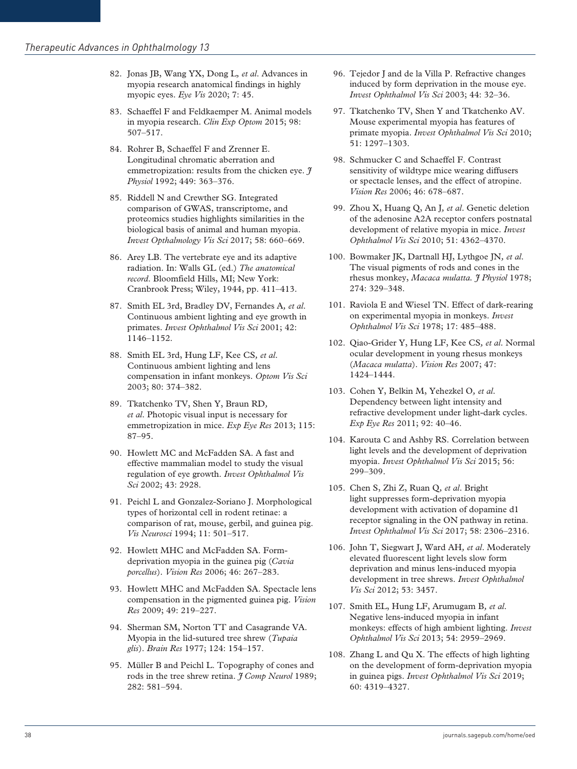82. Jonas JB, Wang YX, Dong L, *et al*. Advances in myopia research anatomical findings in highly myopic eyes. *Eye Vis* 2020; 7: 45.

83. Schaeffel F and Feldkaemper M. Animal models in myopia research. *Clin Exp Optom* 2015; 98: 507–517.

84. Rohrer B, Schaeffel F and Zrenner E. Longitudinal chromatic aberration and emmetropization: results from the chicken eye. *J Physiol* 1992; 449: 363–376.

85. Riddell N and Crewther SG. Integrated comparison of GWAS, transcriptome, and proteomics studies highlights similarities in the biological basis of animal and human myopia. *Invest Opthalmology Vis Sci* 2017; 58: 660–669.

86. Arey LB. The vertebrate eye and its adaptive radiation. In: Walls GL (ed.) *The anatomical record*. Bloomfield Hills, MI; New York: Cranbrook Press; Wiley, 1944, pp. 411–413.

87. Smith EL 3rd, Bradley DV, Fernandes A, *et al*. Continuous ambient lighting and eye growth in primates. *Invest Ophthalmol Vis Sci* 2001; 42: 1146–1152.

88. Smith EL 3rd, Hung LF, Kee CS, *et al*. Continuous ambient lighting and lens compensation in infant monkeys. *Optom Vis Sci* 2003; 80: 374–382.

89. Tkatchenko TV, Shen Y, Braun RD, *et al*. Photopic visual input is necessary for emmetropization in mice. *Exp Eye Res* 2013; 115: 87–95.

90. Howlett MC and McFadden SA. A fast and effective mammalian model to study the visual regulation of eye growth. *Invest Ophthalmol Vis Sci* 2002; 43: 2928.

91. Peichl L and Gonzalez-Soriano J. Morphological types of horizontal cell in rodent retinae: a comparison of rat, mouse, gerbil, and guinea pig. *Vis Neurosci* 1994; 11: 501–517.

92. Howlett MHC and McFadden SA. Form-deprivation myopia in the guinea pig (*Cavia porcellus*). *Vision Res* 2006; 46: 267–283.

93. Howlett MHC and McFadden SA. Spectacle lens compensation in the pigmented guinea pig. *Vision Res* 2009; 49: 219–227.

94. Sherman SM, Norton TT and Casagrande VA. Myopia in the lid-sutured tree shrew (*Tupaia glis*). *Brain Res* 1977; 124: 154–157.

95. Müller B and Peichl L. Topography of cones and rods in the tree shrew retina. *J Comp Neurol* 1989; 282: 581–594.

96. Tejedor J and de la Villa P. Refractive changes induced by form deprivation in the mouse eye. *Invest Ophthalmol Vis Sci* 2003; 44: 32–36.

97. Tkatchenko TV, Shen Y and Tkatchenko AV. Mouse experimental myopia has features of primate myopia. *Invest Ophthalmol Vis Sci* 2010; 51: 1297–1303.

98. Schmucker C and Schaeffel F. Contrast sensitivity of wildtype mice wearing diffusers or spectacle lenses, and the effect of atropine. *Vision Res* 2006; 46: 678–687.

99. Zhou X, Huang Q, An J, *et al*. Genetic deletion of the adenosine A2A receptor confers postnatal development of relative myopia in mice. *Invest Ophthalmol Vis Sci* 2010; 51: 4362–4370.

100. Bowmaker JK, Dartnall HJ, Lythgoe JN, *et al*. The visual pigments of rods and cones in the rhesus monkey, *Macaca mulatta*. *J Physiol* 1978; 274: 329–348.

101. Raviola E and Wiesel TN. Effect of dark-rearing on experimental myopia in monkeys. *Invest Ophthalmol Vis Sci* 1978; 17: 485–488.

102. Qiao-Grider Y, Hung LF, Kee CS, *et al*. Normal ocular development in young rhesus monkeys (*Macaca mulatta*). *Vision Res* 2007; 47: 1424–1444.

103. Cohen Y, Belkin M, Yehezkel O, *et al*. Dependency between light intensity and refractive development under light-dark cycles. *Exp Eye Res* 2011; 92: 40–46.

104. Karouta C and Ashby RS. Correlation between light levels and the development of deprivation myopia. *Invest Ophthalmol Vis Sci* 2015; 56: 299–309.

105. Chen S, Zhi Z, Ruan Q, *et al*. Bright light suppresses form-deprivation myopia development with activation of dopamine d1 receptor signaling in the ON pathway in retina. *Invest Ophthalmol Vis Sci* 2017; 58: 2306–2316.

106. John T, Siegwart J, Ward AH, *et al*. Moderately elevated fluorescent light levels slow form deprivation and minus lens-induced myopia development in tree shrews. *Invest Ophthalmol Vis Sci* 2012; 53: 3457.

107. Smith EL, Hung LF, Arumugam B, *et al*. Negative lens-induced myopia in infant monkeys: effects of high ambient lighting. *Invest Ophthalmol Vis Sci* 2013; 54: 2959–2969.

108. Zhang L and Qu X. The effects of high lighting on the development of form-deprivation myopia in guinea pigs. *Invest Ophthalmol Vis Sci* 2019; 60: 4319–4327.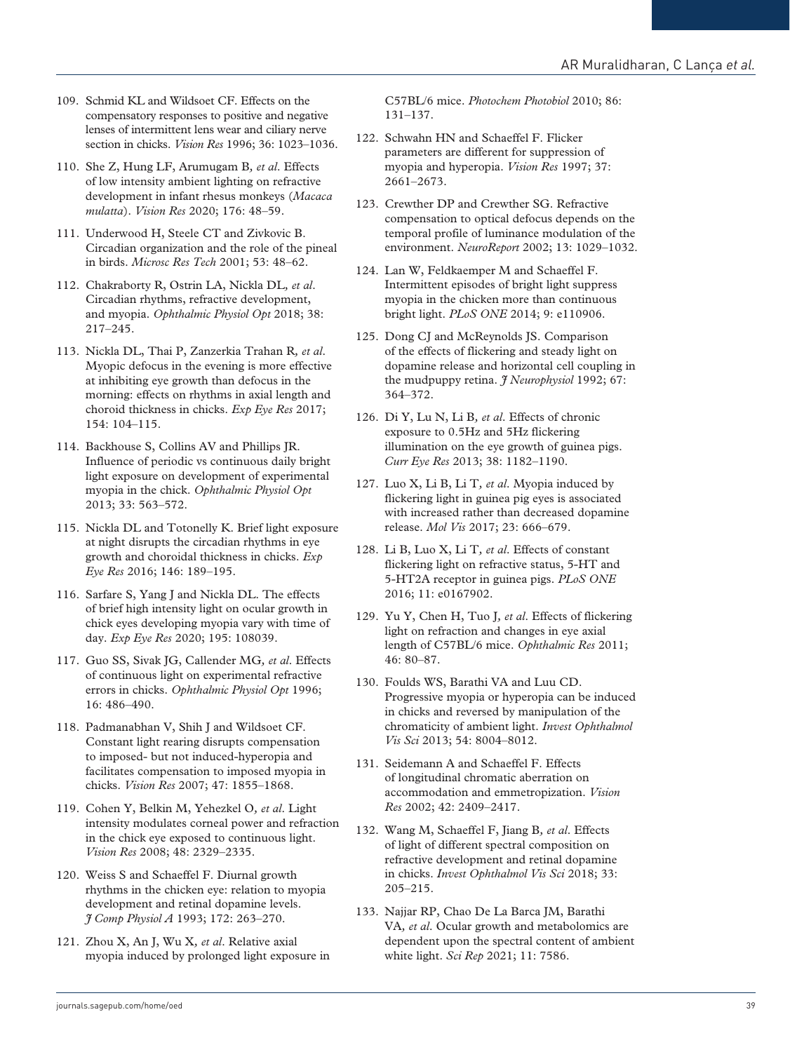109. Schmid KL and Wildsoet CF. Effects on the compensatory responses to positive and negative lenses of intermittent lens wear and ciliary nerve section in chicks. *Vision Res* 1996; 36: 1023–1036.

110. She Z, Hung LF, Arumugam B, *et al*. Effects of low intensity ambient lighting on refractive development in infant rhesus monkeys (*Macaca mulatta*). *Vision Res* 2020; 176: 48–59.

111. Underwood H, Steele CT and Zivkovic B. Circadian organization and the role of the pineal in birds. *Microsc Res Tech* 2001; 53: 48–62.

112. Chakraborty R, Ostrin LA, Nickla DL, *et al*. Circadian rhythms, refractive development, and myopia. *Ophthalmic Physiol Opt* 2018; 38: 217–245.

113. Nickla DL, Thai P, Zanzerkia Trahan R, *et al*. Myopic defocus in the evening is more effective at inhibiting eye growth than defocus in the morning: effects on rhythms in axial length and choroid thickness in chicks. *Exp Eye Res* 2017; 154: 104–115.

114. Backhouse S, Collins AV and Phillips JR. Influence of periodic vs continuous daily bright light exposure on development of experimental myopia in the chick. *Ophthalmic Physiol Opt* 2013; 33: 563–572.

115. Nickla DL and Totonelly K. Brief light exposure at night disrupts the circadian rhythms in eye growth and choroidal thickness in chicks. *Exp Eye Res* 2016; 146: 189–195.

116. Sarfare S, Yang J and Nickla DL. The effects of brief high intensity light on ocular growth in chick eyes developing myopia vary with time of day. *Exp Eye Res* 2020; 195: 108039.

117. Guo SS, Sivak JG, Callender MG, *et al*. Effects of continuous light on experimental refractive errors in chicks. *Ophthalmic Physiol Opt* 1996; 16: 486–490.

118. Padmanabhan V, Shih J and Wildsoet CF. Constant light rearing disrupts compensation to imposed- but not induced-hyperopia and facilitates compensation to imposed myopia in chicks. *Vision Res* 2007; 47: 1855–1868.

119. Cohen Y, Belkin M, Yehezkel O, *et al*. Light intensity modulates corneal power and refraction in the chick eye exposed to continuous light. *Vision Res* 2008; 48: 2329–2335.

120. Weiss S and Schaeffel F. Diurnal growth rhythms in the chicken eye: relation to myopia development and retinal dopamine levels. *J Comp Physiol A* 1993; 172: 263–270.

121. Zhou X, An J, Wu X, *et al*. Relative axial myopia induced by prolonged light exposure in C57BL/6 mice. *Photochem Photobiol* 2010; 86: 131–137.

122. Schwahn HN and Schaeffel F. Flicker parameters are different for suppression of myopia and hyperopia. *Vision Res* 1997; 37: 2661–2673.

123. Crewther DP and Crewther SG. Refractive compensation to optical defocus depends on the temporal profile of luminance modulation of the environment. *NeuroReport* 2002; 13: 1029–1032.

124. Lan W, Feldkaemper M and Schaeffel F. Intermittent episodes of bright light suppress myopia in the chicken more than continuous bright light. *PLoS ONE* 2014; 9: e110906.

125. Dong CJ and McReynolds JS. Comparison of the effects of flickering and steady light on dopamine release and horizontal cell coupling in the mudpuppy retina. *J Neurophysiol* 1992; 67: 364–372.

126. Di Y, Lu N, Li B, *et al*. Effects of chronic exposure to 0.5Hz and 5Hz flickering illumination on the eye growth of guinea pigs. *Curr Eye Res* 2013; 38: 1182–1190.

127. Luo X, Li B, Li T, *et al*. Myopia induced by flickering light in guinea pig eyes is associated with increased rather than decreased dopamine release. *Mol Vis* 2017; 23: 666–679.

128. Li B, Luo X, Li T, *et al*. Effects of constant flickering light on refractive status, 5-HT and 5-HT2A receptor in guinea pigs. *PLoS ONE* 2016; 11: e0167902.

129. Yu Y, Chen H, Tuo J, *et al*. Effects of flickering light on refraction and changes in eye axial length of C57BL/6 mice. *Ophthalmic Res* 2011; 46: 80–87.

130. Foulds WS, Barathi VA and Luu CD. Progressive myopia or hyperopia can be induced in chicks and reversed by manipulation of the chromaticity of ambient light. *Invest Ophthalmol Vis Sci* 2013; 54: 8004–8012.

131. Seidemann A and Schaeffel F. Effects of longitudinal chromatic aberration on accommodation and emmetropization. *Vision Res* 2002; 42: 2409–2417.

132. Wang M, Schaeffel F, Jiang B, *et al*. Effects of light of different spectral composition on refractive development and retinal dopamine in chicks. *Invest Ophthalmol Vis Sci* 2018; 33: 205–215.

133. Najjar RP, Chao De La Barca JM, Barathi VA, *et al*. Ocular growth and metabolomics are dependent upon the spectral content of ambient white light. *Sci Rep* 2021; 11: 7586.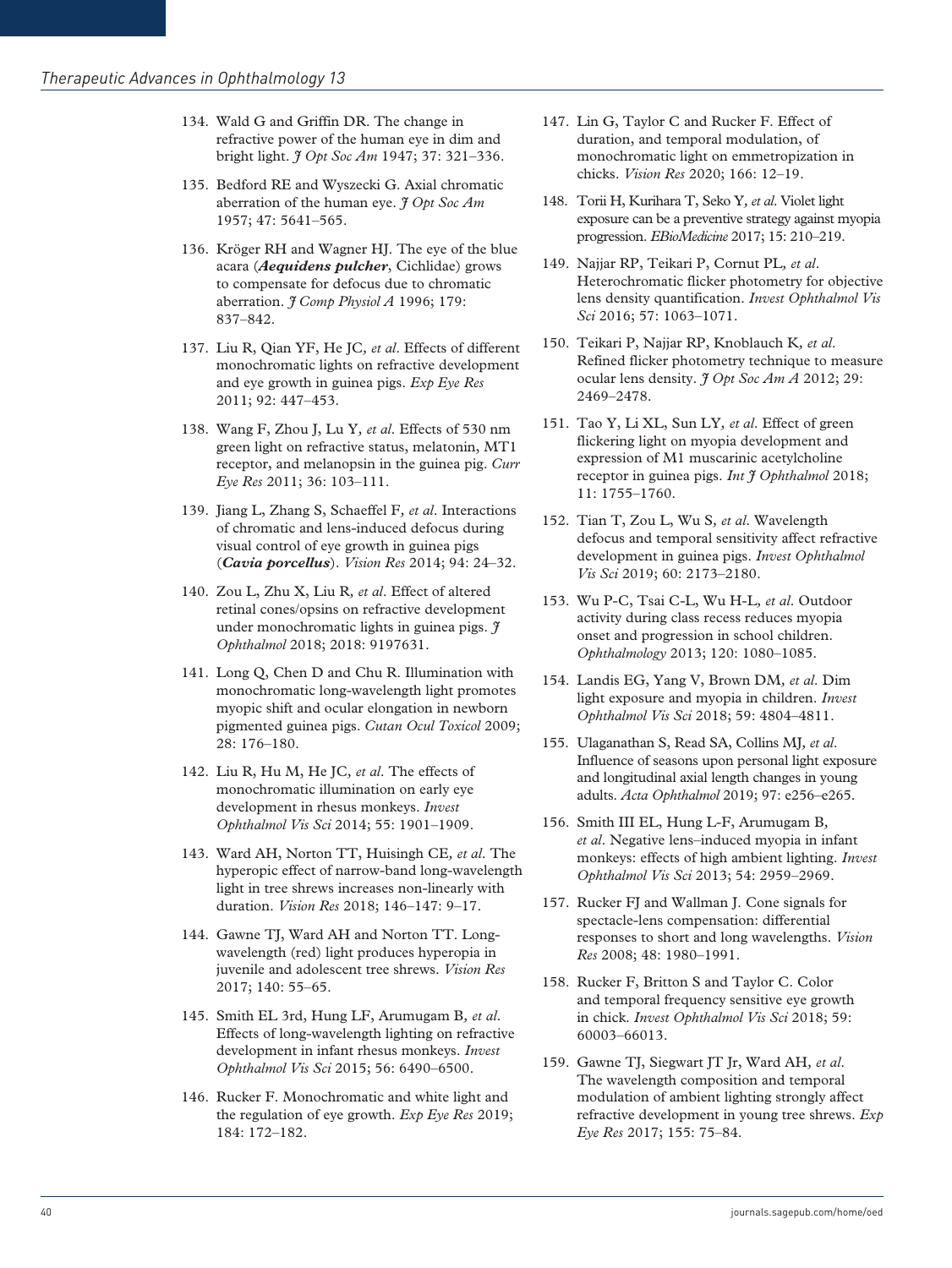134. Wald G and Griffin DR. The change in refractive power of the human eye in dim and bright light. *J Opt Soc Am* 1947; 37: 321–336.

135. Bedford RE and Wyszecki G. Axial chromatic aberration of the human eye. *J Opt Soc Am* 1957; 47: 5641–565.

136. Kröger RH and Wagner HJ. The eye of the blue acara (***Aequidens pulcher***, Cichlidae) grows to compensate for defocus due to chromatic aberration. *J Comp Physiol A* 1996; 179: 837–842.

137. Liu R, Qian YF, He JC*, et al*. Effects of different monochromatic lights on refractive development and eye growth in guinea pigs. *Exp Eye Res* 2011; 92: 447–453.

138. Wang F, Zhou J, Lu Y*, et al*. Effects of 530 nm green light on refractive status, melatonin, MT1 receptor, and melanopsin in the guinea pig. *Curr Eye Res* 2011; 36: 103–111.

139. Jiang L, Zhang S, Schaeffel F*, et al*. Interactions of chromatic and lens-induced defocus during visual control of eye growth in guinea pigs (***Cavia porcellus***). *Vision Res* 2014; 94: 24–32.

140. Zou L, Zhu X, Liu R*, et al*. Effect of altered retinal cones/opsins on refractive development under monochromatic lights in guinea pigs. *J Ophthalmol* 2018; 2018: 9197631.

141. Long Q, Chen D and Chu R. Illumination with monochromatic long-wavelength light promotes myopic shift and ocular elongation in newborn pigmented guinea pigs. *Cutan Ocul Toxicol* 2009; 28: 176–180.

142. Liu R, Hu M, He JC*, et al*. The effects of monochromatic illumination on early eye development in rhesus monkeys. *Invest Ophthalmol Vis Sci* 2014; 55: 1901–1909.

143. Ward AH, Norton TT, Huisingh CE*, et al*. The hyperopic effect of narrow-band long-wavelength light in tree shrews increases non-linearly with duration. *Vision Res* 2018; 146–147: 9–17.

144. Gawne TJ, Ward AH and Norton TT. Long-wavelength (red) light produces hyperopia in juvenile and adolescent tree shrews. *Vision Res* 2017; 140: 55–65.

145. Smith EL 3rd, Hung LF, Arumugam B*, et al*. Effects of long-wavelength lighting on refractive development in infant rhesus monkeys. *Invest Ophthalmol Vis Sci* 2015; 56: 6490–6500.

146. Rucker F. Monochromatic and white light and the regulation of eye growth. *Exp Eye Res* 2019; 184: 172–182.

147. Lin G, Taylor C and Rucker F. Effect of duration, and temporal modulation, of monochromatic light on emmetropization in chicks. *Vision Res* 2020; 166: 12–19.

148. Torii H, Kurihara T, Seko Y*, et al*. Violet light exposure can be a preventive strategy against myopia progression. *EBioMedicine* 2017; 15: 210–219.

149. Najjar RP, Teikari P, Cornut PL*, et al*. Heterochromatic flicker photometry for objective lens density quantification. *Invest Ophthalmol Vis Sci* 2016; 57: 1063–1071.

150. Teikari P, Najjar RP, Knoblauch K*, et al*. Refined flicker photometry technique to measure ocular lens density. *J Opt Soc Am A* 2012; 29: 2469–2478.

151. Tao Y, Li XL, Sun LY*, et al*. Effect of green flickering light on myopia development and expression of M1 muscarinic acetylcholine receptor in guinea pigs. *Int J Ophthalmol* 2018; 11: 1755–1760.

152. Tian T, Zou L, Wu S*, et al*. Wavelength defocus and temporal sensitivity affect refractive development in guinea pigs. *Invest Ophthalmol Vis Sci* 2019; 60: 2173–2180.

153. Wu P-C, Tsai C-L, Wu H-L*, et al*. Outdoor activity during class recess reduces myopia onset and progression in school children. *Ophthalmology* 2013; 120: 1080–1085.

154. Landis EG, Yang V, Brown DM*, et al*. Dim light exposure and myopia in children. *Invest Ophthalmol Vis Sci* 2018; 59: 4804–4811.

155. Ulaganathan S, Read SA, Collins MJ*, et al*. Influence of seasons upon personal light exposure and longitudinal axial length changes in young adults. *Acta Ophthalmol* 2019; 97: e256–e265.

156. Smith III EL, Hung L-F, Arumugam B*, et al*. Negative lens–induced myopia in infant monkeys: effects of high ambient lighting. *Invest Ophthalmol Vis Sci* 2013; 54: 2959–2969.

157. Rucker FJ and Wallman J. Cone signals for spectacle-lens compensation: differential responses to short and long wavelengths. *Vision Res* 2008; 48: 1980–1991.

158. Rucker F, Britton S and Taylor C. Color and temporal frequency sensitive eye growth in chick. *Invest Ophthalmol Vis Sci* 2018; 59: 60003–66013.

159. Gawne TJ, Siegwart JT Jr, Ward AH*, et al*. The wavelength composition and temporal modulation of ambient lighting strongly affect refractive development in young tree shrews. *Exp Eye Res* 2017; 155: 75–84.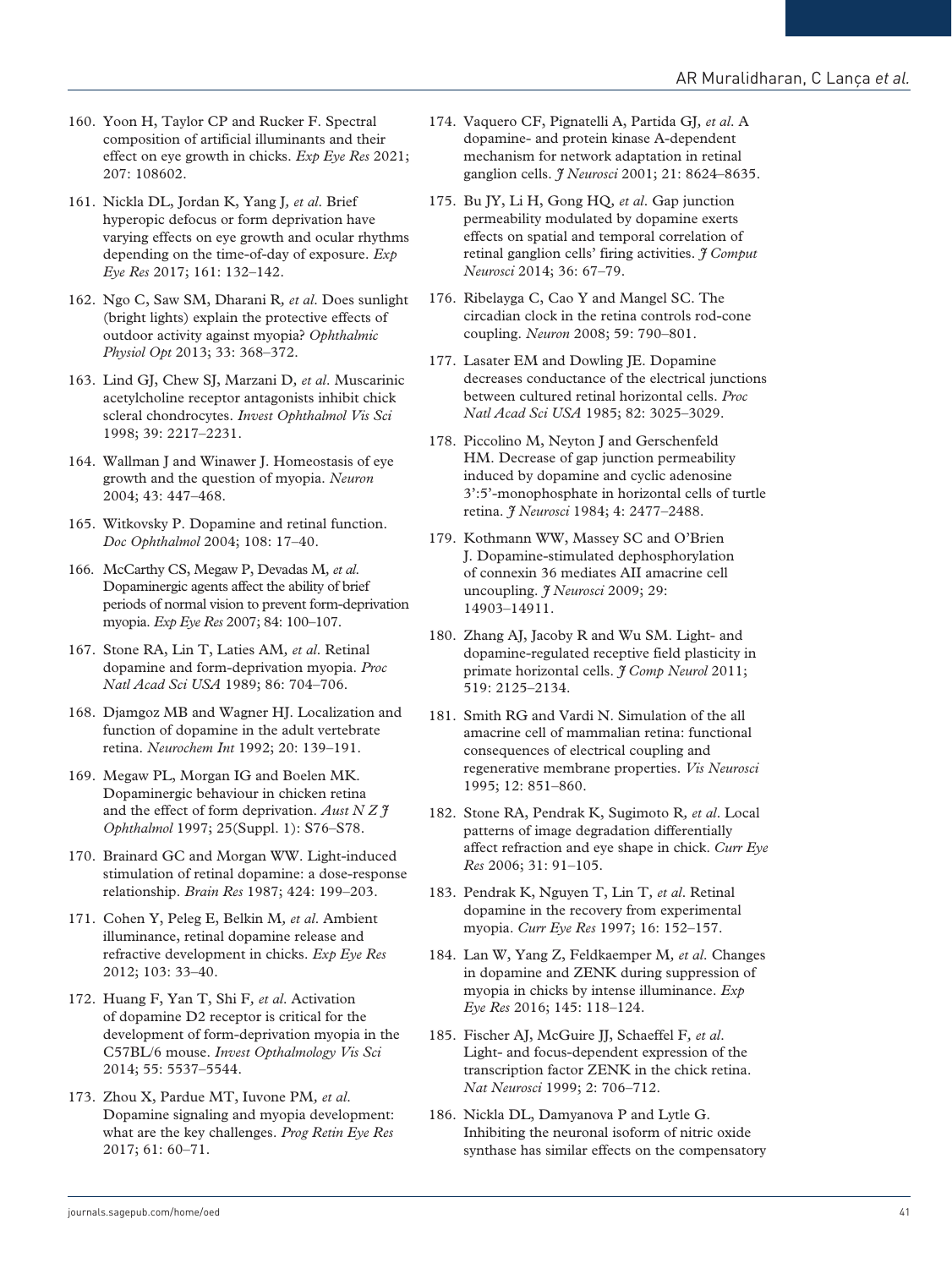160. Yoon H, Taylor CP and Rucker F. Spectral composition of artificial illuminants and their effect on eye growth in chicks. *Exp Eye Res* 2021; 207: 108602.

161. Nickla DL, Jordan K, Yang J, *et al*. Brief hyperopic defocus or form deprivation have varying effects on eye growth and ocular rhythms depending on the time-of-day of exposure. *Exp Eye Res* 2017; 161: 132–142.

162. Ngo C, Saw SM, Dharani R, *et al*. Does sunlight (bright lights) explain the protective effects of outdoor activity against myopia? *Ophthalmic Physiol Opt* 2013; 33: 368–372.

163. Lind GJ, Chew SJ, Marzani D, *et al*. Muscarinic acetylcholine receptor antagonists inhibit chick scleral chondrocytes. *Invest Ophthalmol Vis Sci* 1998; 39: 2217–2231.

164. Wallman J and Winawer J. Homeostasis of eye growth and the question of myopia. *Neuron* 2004; 43: 447–468.

165. Witkovsky P. Dopamine and retinal function. *Doc Ophthalmol* 2004; 108: 17–40.

166. McCarthy CS, Megaw P, Devadas M, *et al*. Dopaminergic agents affect the ability of brief periods of normal vision to prevent form-deprivation myopia. *Exp Eye Res* 2007; 84: 100–107.

167. Stone RA, Lin T, Laties AM, *et al*. Retinal dopamine and form-deprivation myopia. *Proc Natl Acad Sci USA* 1989; 86: 704–706.

168. Djamgoz MB and Wagner HJ. Localization and function of dopamine in the adult vertebrate retina. *Neurochem Int* 1992; 20: 139–191.

169. Megaw PL, Morgan IG and Boelen MK. Dopaminergic behaviour in chicken retina and the effect of form deprivation. *Aust N Z J Ophthalmol* 1997; 25(Suppl. 1): S76–S78.

170. Brainard GC and Morgan WW. Light-induced stimulation of retinal dopamine: a dose-response relationship. *Brain Res* 1987; 424: 199–203.

171. Cohen Y, Peleg E, Belkin M, *et al*. Ambient illuminance, retinal dopamine release and refractive development in chicks. *Exp Eye Res* 2012; 103: 33–40.

172. Huang F, Yan T, Shi F, *et al*. Activation of dopamine D2 receptor is critical for the development of form-deprivation myopia in the C57BL/6 mouse. *Invest Opthalmology Vis Sci* 2014; 55: 5537–5544.

173. Zhou X, Pardue MT, Iuvone PM, *et al*. Dopamine signaling and myopia development: what are the key challenges. *Prog Retin Eye Res* 2017; 61: 60–71.

174. Vaquero CF, Pignatelli A, Partida GJ, *et al*. A dopamine- and protein kinase A-dependent mechanism for network adaptation in retinal ganglion cells. *J Neurosci* 2001; 21: 8624–8635.

175. Bu JY, Li H, Gong HQ, *et al*. Gap junction permeability modulated by dopamine exerts effects on spatial and temporal correlation of retinal ganglion cells' firing activities. *J Comput Neurosci* 2014; 36: 67–79.

176. Ribelayga C, Cao Y and Mangel SC. The circadian clock in the retina controls rod-cone coupling. *Neuron* 2008; 59: 790–801.

177. Lasater EM and Dowling JE. Dopamine decreases conductance of the electrical junctions between cultured retinal horizontal cells. *Proc Natl Acad Sci USA* 1985; 82: 3025–3029.

178. Piccolino M, Neyton J and Gerschenfeld HM. Decrease of gap junction permeability induced by dopamine and cyclic adenosine 3':5'-monophosphate in horizontal cells of turtle retina. *J Neurosci* 1984; 4: 2477–2488.

179. Kothmann WW, Massey SC and O'Brien J. Dopamine-stimulated dephosphorylation of connexin 36 mediates AII amacrine cell uncoupling. *J Neurosci* 2009; 29: 14903–14911.

180. Zhang AJ, Jacoby R and Wu SM. Light- and dopamine-regulated receptive field plasticity in primate horizontal cells. *J Comp Neurol* 2011; 519: 2125–2134.

181. Smith RG and Vardi N. Simulation of the all amacrine cell of mammalian retina: functional consequences of electrical coupling and regenerative membrane properties. *Vis Neurosci* 1995; 12: 851–860.

182. Stone RA, Pendrak K, Sugimoto R, *et al*. Local patterns of image degradation differentially affect refraction and eye shape in chick. *Curr Eye Res* 2006; 31: 91–105.

183. Pendrak K, Nguyen T, Lin T, *et al*. Retinal dopamine in the recovery from experimental myopia. *Curr Eye Res* 1997; 16: 152–157.

184. Lan W, Yang Z, Feldkaemper M, *et al*. Changes in dopamine and ZENK during suppression of myopia in chicks by intense illuminance. *Exp Eye Res* 2016; 145: 118–124.

185. Fischer AJ, McGuire JJ, Schaeffel F, *et al*. Light- and focus-dependent expression of the transcription factor ZENK in the chick retina. *Nat Neurosci* 1999; 2: 706–712.

186. Nickla DL, Damyanova P and Lytle G. Inhibiting the neuronal isoform of nitric oxide synthase has similar effects on the compensatory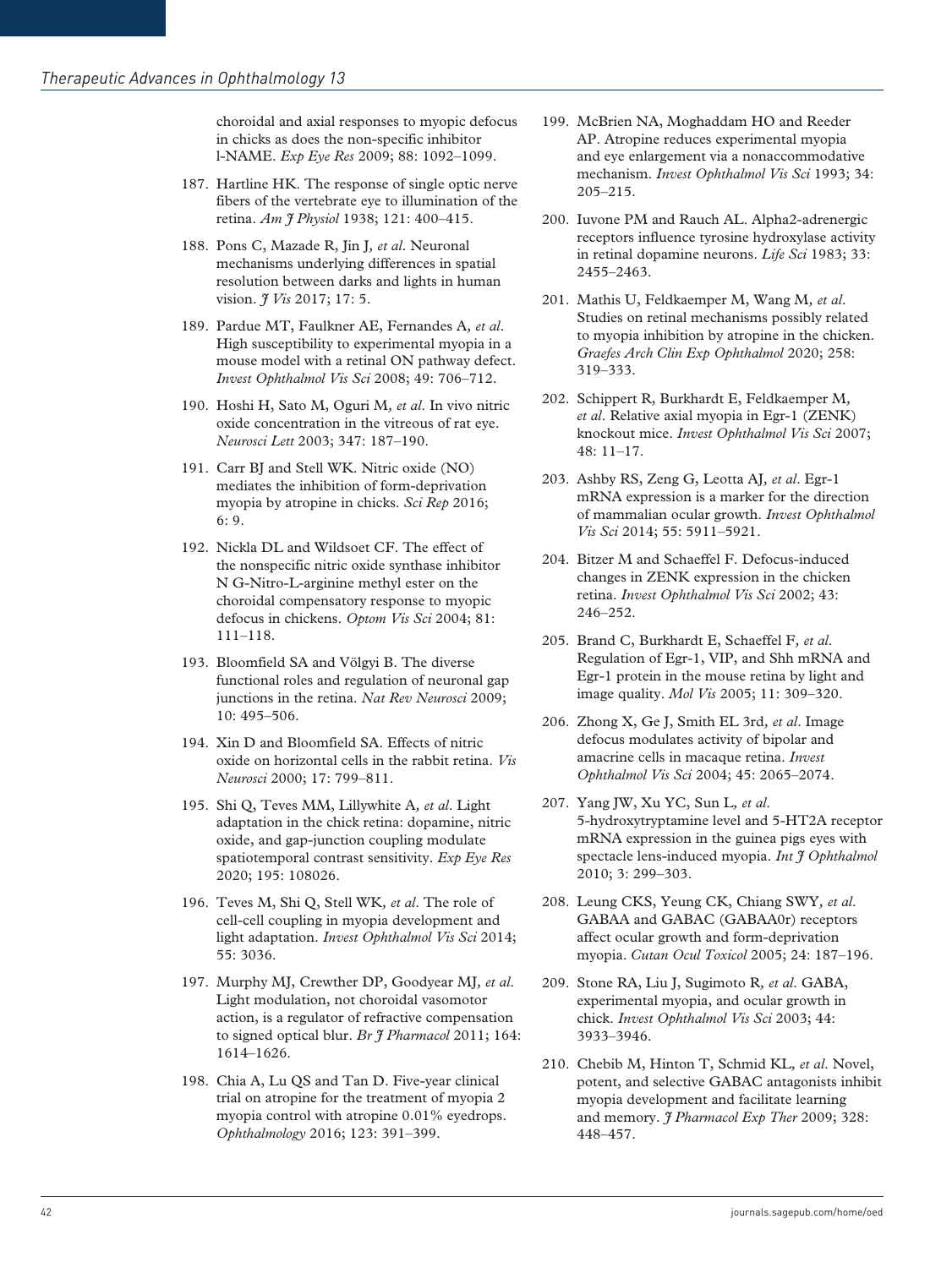choroidal and axial responses to myopic defocus in chicks as does the non-specific inhibitor l-NAME. *Exp Eye Res* 2009; 88: 1092–1099.

187. Hartline HK. The response of single optic nerve fibers of the vertebrate eye to illumination of the retina. *Am J Physiol* 1938; 121: 400–415.

188. Pons C, Mazade R, Jin J, *et al*. Neuronal mechanisms underlying differences in spatial resolution between darks and lights in human vision. *J Vis* 2017; 17: 5.

189. Pardue MT, Faulkner AE, Fernandes A, *et al*. High susceptibility to experimental myopia in a mouse model with a retinal ON pathway defect. *Invest Ophthalmol Vis Sci* 2008; 49: 706–712.

190. Hoshi H, Sato M, Oguri M, *et al*. In vivo nitric oxide concentration in the vitreous of rat eye. *Neurosci Lett* 2003; 347: 187–190.

191. Carr BJ and Stell WK. Nitric oxide (NO) mediates the inhibition of form-deprivation myopia by atropine in chicks. *Sci Rep* 2016; 6: 9.

192. Nickla DL and Wildsoet CF. The effect of the nonspecific nitric oxide synthase inhibitor N G-Nitro-L-arginine methyl ester on the choroidal compensatory response to myopic defocus in chickens. *Optom Vis Sci* 2004; 81: 111–118.

193. Bloomfield SA and Völgyi B. The diverse functional roles and regulation of neuronal gap junctions in the retina. *Nat Rev Neurosci* 2009; 10: 495–506.

194. Xin D and Bloomfield SA. Effects of nitric oxide on horizontal cells in the rabbit retina. *Vis Neurosci* 2000; 17: 799–811.

195. Shi Q, Teves MM, Lillywhite A, *et al*. Light adaptation in the chick retina: dopamine, nitric oxide, and gap-junction coupling modulate spatiotemporal contrast sensitivity. *Exp Eye Res* 2020; 195: 108026.

196. Teves M, Shi Q, Stell WK, *et al*. The role of cell-cell coupling in myopia development and light adaptation. *Invest Ophthalmol Vis Sci* 2014; 55: 3036.

197. Murphy MJ, Crewther DP, Goodyear MJ, *et al*. Light modulation, not choroidal vasomotor action, is a regulator of refractive compensation to signed optical blur. *Br J Pharmacol* 2011; 164: 1614–1626.

198. Chia A, Lu QS and Tan D. Five-year clinical trial on atropine for the treatment of myopia 2 myopia control with atropine 0.01% eyedrops. *Ophthalmology* 2016; 123: 391–399.

199. McBrien NA, Moghaddam HO and Reeder AP. Atropine reduces experimental myopia and eye enlargement via a nonaccommodative mechanism. *Invest Ophthalmol Vis Sci* 1993; 34: 205–215.

200. Iuvone PM and Rauch AL. Alpha2-adrenergic receptors influence tyrosine hydroxylase activity in retinal dopamine neurons. *Life Sci* 1983; 33: 2455–2463.

201. Mathis U, Feldkaemper M, Wang M, *et al*. Studies on retinal mechanisms possibly related to myopia inhibition by atropine in the chicken. *Graefes Arch Clin Exp Ophthalmol* 2020; 258: 319–333.

202. Schippert R, Burkhardt E, Feldkaemper M, *et al*. Relative axial myopia in Egr-1 (ZENK) knockout mice. *Invest Ophthalmol Vis Sci* 2007; 48: 11–17.

203. Ashby RS, Zeng G, Leotta AJ, *et al*. Egr-1 mRNA expression is a marker for the direction of mammalian ocular growth. *Invest Ophthalmol Vis Sci* 2014; 55: 5911–5921.

204. Bitzer M and Schaeffel F. Defocus-induced changes in ZENK expression in the chicken retina. *Invest Ophthalmol Vis Sci* 2002; 43: 246–252.

205. Brand C, Burkhardt E, Schaeffel F, *et al*. Regulation of Egr-1, VIP, and Shh mRNA and Egr-1 protein in the mouse retina by light and image quality. *Mol Vis* 2005; 11: 309–320.

206. Zhong X, Ge J, Smith EL 3rd, *et al*. Image defocus modulates activity of bipolar and amacrine cells in macaque retina. *Invest Ophthalmol Vis Sci* 2004; 45: 2065–2074.

207. Yang JW, Xu YC, Sun L, *et al*. 5-hydroxytryptamine level and 5-HT2A receptor mRNA expression in the guinea pigs eyes with spectacle lens-induced myopia. *Int J Ophthalmol* 2010; 3: 299–303.

208. Leung CKS, Yeung CK, Chiang SWY, *et al*. GABAA and GABAC (GABAA0r) receptors affect ocular growth and form-deprivation myopia. *Cutan Ocul Toxicol* 2005; 24: 187–196.

209. Stone RA, Liu J, Sugimoto R, *et al*. GABA, experimental myopia, and ocular growth in chick. *Invest Ophthalmol Vis Sci* 2003; 44: 3933–3946.

210. Chebib M, Hinton T, Schmid KL, *et al*. Novel, potent, and selective GABAC antagonists inhibit myopia development and facilitate learning and memory. *J Pharmacol Exp Ther* 2009; 328: 448–457.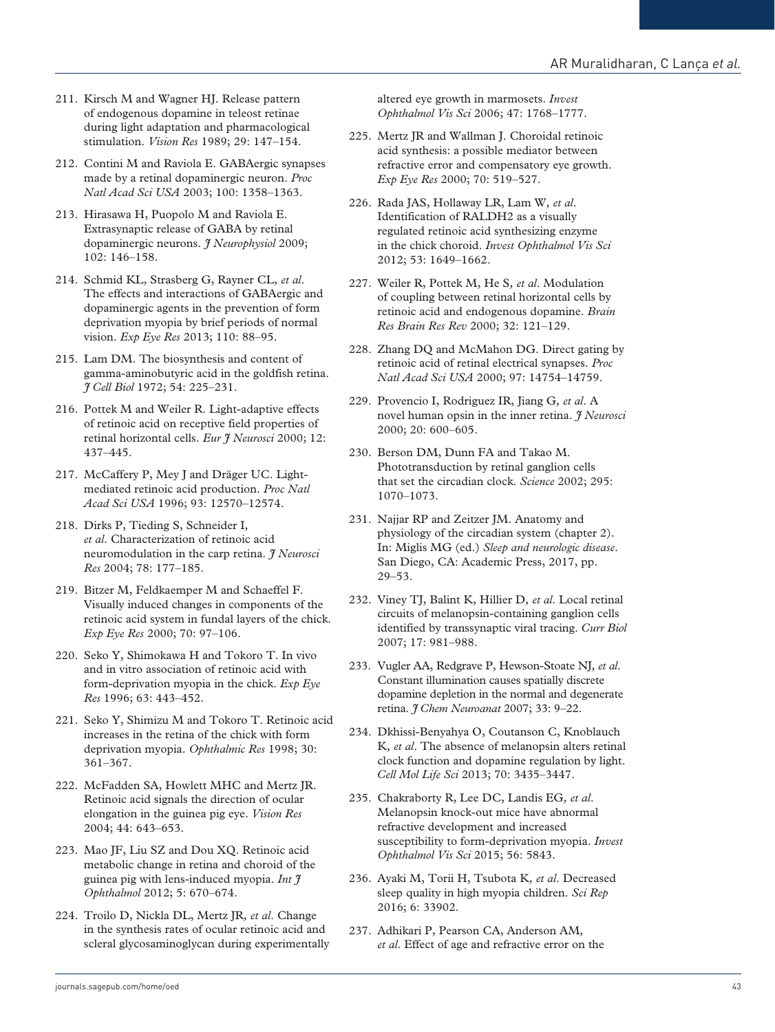211. Kirsch M and Wagner HJ. Release pattern of endogenous dopamine in teleost retinae during light adaptation and pharmacological stimulation. *Vision Res* 1989; 29: 147–154.

212. Contini M and Raviola E. GABAergic synapses made by a retinal dopaminergic neuron. *Proc Natl Acad Sci USA* 2003; 100: 1358–1363.

213. Hirasawa H, Puopolo M and Raviola E. Extrasynaptic release of GABA by retinal dopaminergic neurons. *J Neurophysiol* 2009; 102: 146–158.

214. Schmid KL, Strasberg G, Rayner CL*, et al*. The effects and interactions of GABAergic and dopaminergic agents in the prevention of form deprivation myopia by brief periods of normal vision. *Exp Eye Res* 2013; 110: 88–95.

215. Lam DM. The biosynthesis and content of gamma-aminobutyric acid in the goldfish retina. *J Cell Biol* 1972; 54: 225–231.

216. Pottek M and Weiler R. Light-adaptive effects of retinoic acid on receptive field properties of retinal horizontal cells. *Eur J Neurosci* 2000; 12: 437–445.

217. McCaffery P, Mey J and Dräger UC. Light-mediated retinoic acid production. *Proc Natl Acad Sci USA* 1996; 93: 12570–12574.

218. Dirks P, Tieding S, Schneider I*, et al*. Characterization of retinoic acid neuromodulation in the carp retina. *J Neurosci Res* 2004; 78: 177–185.

219. Bitzer M, Feldkaemper M and Schaeffel F. Visually induced changes in components of the retinoic acid system in fundal layers of the chick. *Exp Eye Res* 2000; 70: 97–106.

220. Seko Y, Shimokawa H and Tokoro T. In vivo and in vitro association of retinoic acid with form-deprivation myopia in the chick. *Exp Eye Res* 1996; 63: 443–452.

221. Seko Y, Shimizu M and Tokoro T. Retinoic acid increases in the retina of the chick with form deprivation myopia. *Ophthalmic Res* 1998; 30: 361–367.

222. McFadden SA, Howlett MHC and Mertz JR. Retinoic acid signals the direction of ocular elongation in the guinea pig eye. *Vision Res* 2004; 44: 643–653.

223. Mao JF, Liu SZ and Dou XQ. Retinoic acid metabolic change in retina and choroid of the guinea pig with lens-induced myopia. *Int J Ophthalmol* 2012; 5: 670–674.

224. Troilo D, Nickla DL, Mertz JR*, et al*. Change in the synthesis rates of ocular retinoic acid and scleral glycosaminoglycan during experimentally altered eye growth in marmosets. *Invest Ophthalmol Vis Sci* 2006; 47: 1768–1777.

225. Mertz JR and Wallman J. Choroidal retinoic acid synthesis: a possible mediator between refractive error and compensatory eye growth. *Exp Eye Res* 2000; 70: 519–527.

226. Rada JAS, Hollaway LR, Lam W*, et al*. Identification of RALDH2 as a visually regulated retinoic acid synthesizing enzyme in the chick choroid. *Invest Ophthalmol Vis Sci* 2012; 53: 1649–1662.

227. Weiler R, Pottek M, He S*, et al*. Modulation of coupling between retinal horizontal cells by retinoic acid and endogenous dopamine. *Brain Res Brain Res Rev* 2000; 32: 121–129.

228. Zhang DQ and McMahon DG. Direct gating by retinoic acid of retinal electrical synapses. *Proc Natl Acad Sci USA* 2000; 97: 14754–14759.

229. Provencio I, Rodriguez IR, Jiang G*, et al*. A novel human opsin in the inner retina. *J Neurosci* 2000; 20: 600–605.

230. Berson DM, Dunn FA and Takao M. Phototransduction by retinal ganglion cells that set the circadian clock. *Science* 2002; 295: 1070–1073.

231. Najjar RP and Zeitzer JM. Anatomy and physiology of the circadian system (chapter 2). In: Miglis MG (ed.) *Sleep and neurologic disease*. San Diego, CA: Academic Press, 2017, pp. 29–53.

232. Viney TJ, Balint K, Hillier D*, et al*. Local retinal circuits of melanopsin-containing ganglion cells identified by transsynaptic viral tracing. *Curr Biol* 2007; 17: 981–988.

233. Vugler AA, Redgrave P, Hewson-Stoate NJ*, et al*. Constant illumination causes spatially discrete dopamine depletion in the normal and degenerate retina. *J Chem Neuroanat* 2007; 33: 9–22.

234. Dkhissi-Benyahya O, Coutanson C, Knoblauch K*, et al*. The absence of melanopsin alters retinal clock function and dopamine regulation by light. *Cell Mol Life Sci* 2013; 70: 3435–3447.

235. Chakraborty R, Lee DC, Landis EG*, et al*. Melanopsin knock-out mice have abnormal refractive development and increased susceptibility to form-deprivation myopia. *Invest Ophthalmol Vis Sci* 2015; 56: 5843.

236. Ayaki M, Torii H, Tsubota K*, et al*. Decreased sleep quality in high myopia children. *Sci Rep* 2016; 6: 33902.

237. Adhikari P, Pearson CA, Anderson AM, *et al*. Effect of age and refractive error on the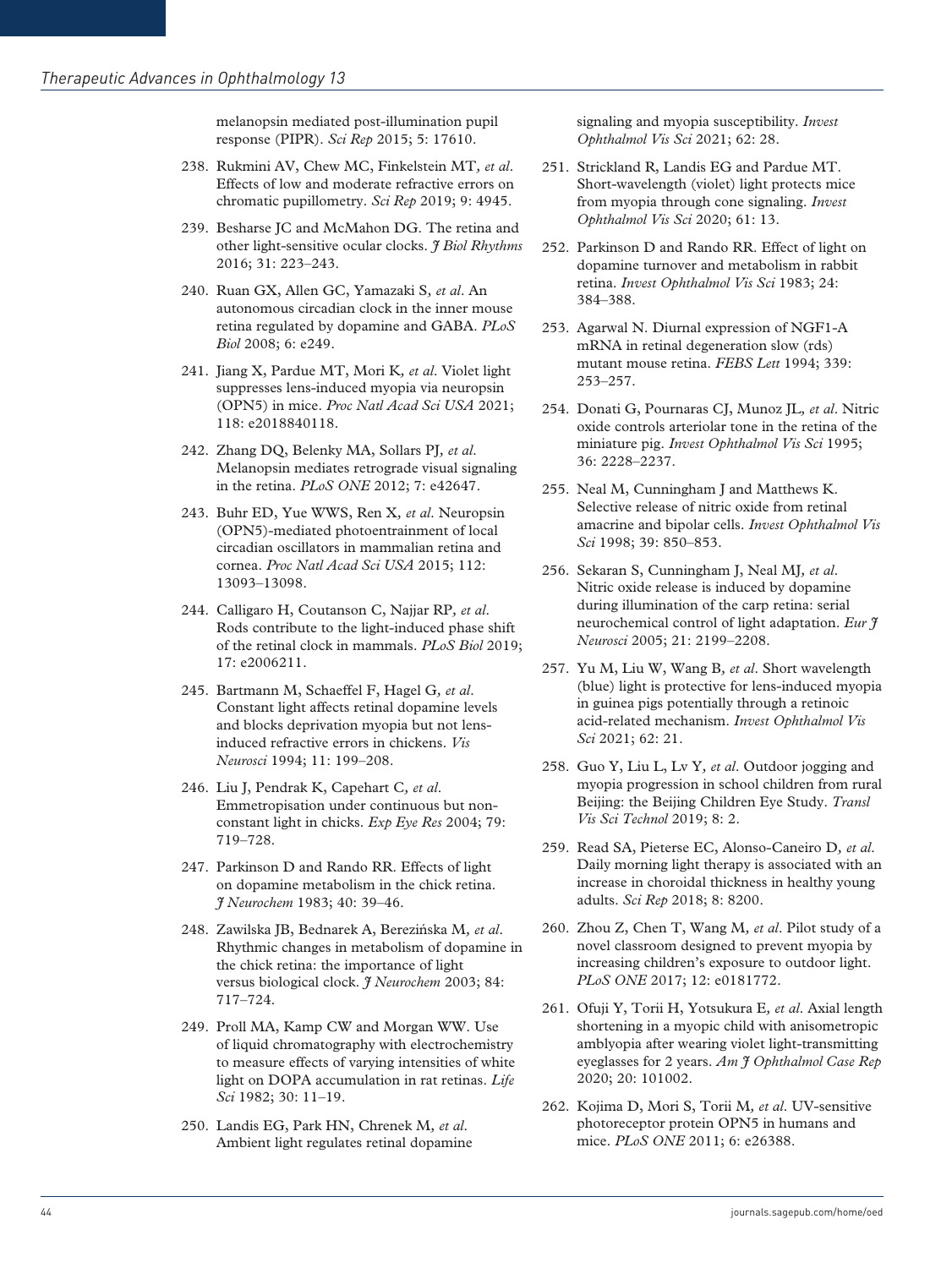melanopsin mediated post-illumination pupil response (PIPR). *Sci Rep* 2015; 5: 17610.

238. Rukmini AV, Chew MC, Finkelstein MT, *et al*. Effects of low and moderate refractive errors on chromatic pupillometry. *Sci Rep* 2019; 9: 4945.
239. Besharse JC and McMahon DG. The retina and other light-sensitive ocular clocks. *J Biol Rhythms* 2016; 31: 223–243.
240. Ruan GX, Allen GC, Yamazaki S, *et al*. An autonomous circadian clock in the inner mouse retina regulated by dopamine and GABA. *PLoS Biol* 2008; 6: e249.
241. Jiang X, Pardue MT, Mori K, *et al*. Violet light suppresses lens-induced myopia via neuropsin (OPN5) in mice. *Proc Natl Acad Sci USA* 2021; 118: e2018840118.
242. Zhang DQ, Belenky MA, Sollars PJ, *et al*. Melanopsin mediates retrograde visual signaling in the retina. *PLoS ONE* 2012; 7: e42647.
243. Buhr ED, Yue WWS, Ren X, *et al*. Neuropsin (OPN5)-mediated photoentrainment of local circadian oscillators in mammalian retina and cornea. *Proc Natl Acad Sci USA* 2015; 112: 13093–13098.
244. Calligaro H, Coutanson C, Najjar RP, *et al*. Rods contribute to the light-induced phase shift of the retinal clock in mammals. *PLoS Biol* 2019; 17: e2006211.
245. Bartmann M, Schaeffel F, Hagel G, *et al*. Constant light affects retinal dopamine levels and blocks deprivation myopia but not lens-induced refractive errors in chickens. *Vis Neurosci* 1994; 11: 199–208.
246. Liu J, Pendrak K, Capehart C, *et al*. Emmetropisation under continuous but non-constant light in chicks. *Exp Eye Res* 2004; 79: 719–728.
247. Parkinson D and Rando RR. Effects of light on dopamine metabolism in the chick retina. *J Neurochem* 1983; 40: 39–46.
248. Zawilska JB, Bednarek A, Berezińska M, *et al*. Rhythmic changes in metabolism of dopamine in the chick retina: the importance of light versus biological clock. *J Neurochem* 2003; 84: 717–724.
249. Proll MA, Kamp CW and Morgan WW. Use of liquid chromatography with electrochemistry to measure effects of varying intensities of white light on DOPA accumulation in rat retinas. *Life Sci* 1982; 30: 11–19.
250. Landis EG, Park HN, Chrenek M, *et al*. Ambient light regulates retinal dopamine signaling and myopia susceptibility. *Invest Ophthalmol Vis Sci* 2021; 62: 28.
251. Strickland R, Landis EG and Pardue MT. Short-wavelength (violet) light protects mice from myopia through cone signaling. *Invest Ophthalmol Vis Sci* 2020; 61: 13.
252. Parkinson D and Rando RR. Effect of light on dopamine turnover and metabolism in rabbit retina. *Invest Ophthalmol Vis Sci* 1983; 24: 384–388.
253. Agarwal N. Diurnal expression of NGF1-A mRNA in retinal degeneration slow (rds) mutant mouse retina. *FEBS Lett* 1994; 339: 253–257.
254. Donati G, Pournaras CJ, Munoz JL, *et al*. Nitric oxide controls arteriolar tone in the retina of the miniature pig. *Invest Ophthalmol Vis Sci* 1995; 36: 2228–2237.
255. Neal M, Cunningham J and Matthews K. Selective release of nitric oxide from retinal amacrine and bipolar cells. *Invest Ophthalmol Vis Sci* 1998; 39: 850–853.
256. Sekaran S, Cunningham J, Neal MJ, *et al*. Nitric oxide release is induced by dopamine during illumination of the carp retina: serial neurochemical control of light adaptation. *Eur J Neurosci* 2005; 21: 2199–2208.
257. Yu M, Liu W, Wang B, *et al*. Short wavelength (blue) light is protective for lens-induced myopia in guinea pigs potentially through a retinoic acid-related mechanism. *Invest Ophthalmol Vis Sci* 2021; 62: 21.
258. Guo Y, Liu L, Lv Y, *et al*. Outdoor jogging and myopia progression in school children from rural Beijing: the Beijing Children Eye Study. *Transl Vis Sci Technol* 2019; 8: 2.
259. Read SA, Pieterse EC, Alonso-Caneiro D, *et al*. Daily morning light therapy is associated with an increase in choroidal thickness in healthy young adults. *Sci Rep* 2018; 8: 8200.
260. Zhou Z, Chen T, Wang M, *et al*. Pilot study of a novel classroom designed to prevent myopia by increasing children's exposure to outdoor light. *PLoS ONE* 2017; 12: e0181772.
261. Ofuji Y, Torii H, Yotsukura E, *et al*. Axial length shortening in a myopic child with anisometropic amblyopia after wearing violet light-transmitting eyeglasses for 2 years. *Am J Ophthalmol Case Rep* 2020; 20: 101002.
262. Kojima D, Mori S, Torii M, *et al*. UV-sensitive photoreceptor protein OPN5 in humans and mice. *PLoS ONE* 2011; 6: e26388.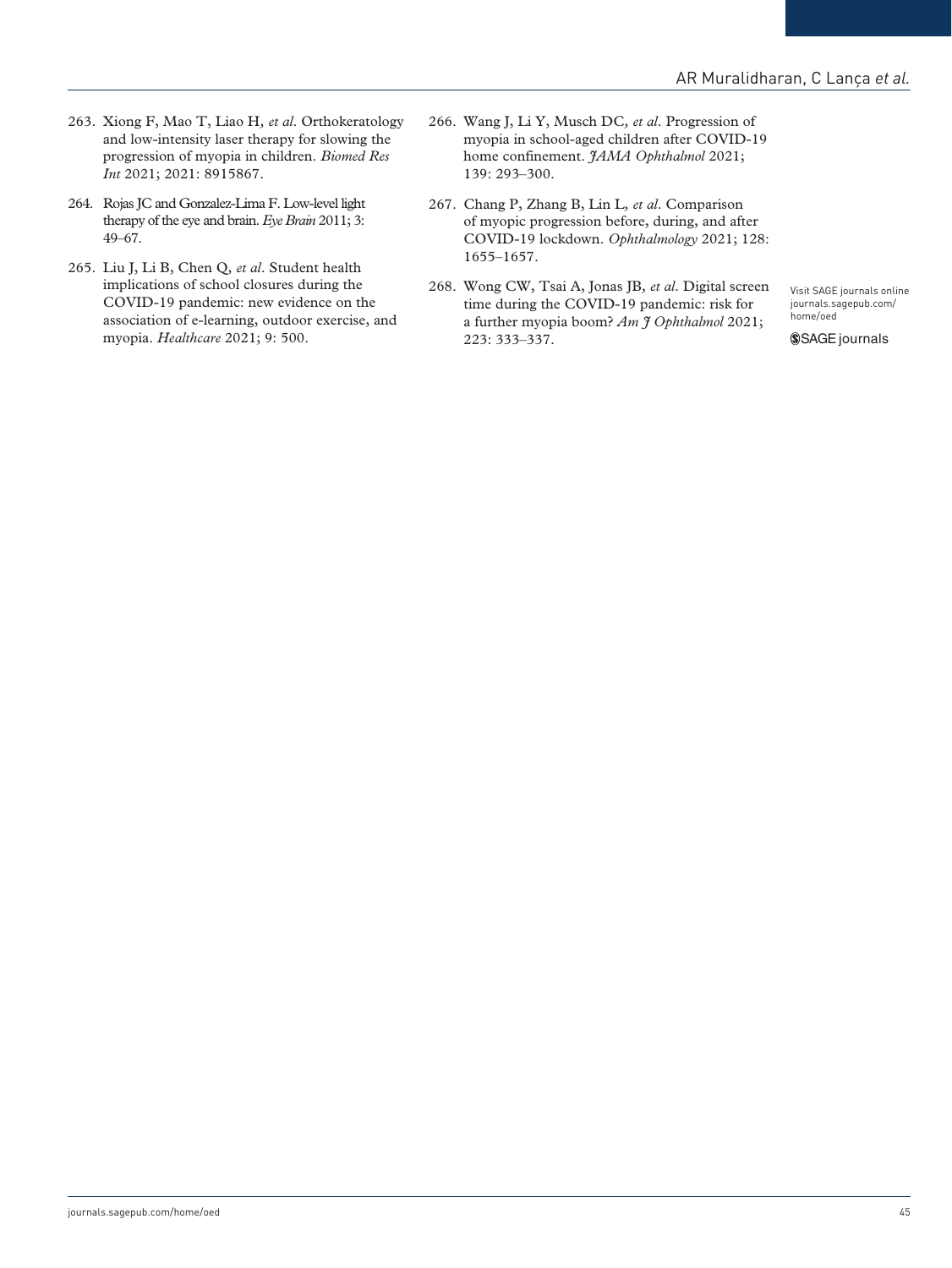263. Xiong F, Mao T, Liao H, *et al*. Orthokeratology and low-intensity laser therapy for slowing the progression of myopia in children. *Biomed Res Int* 2021; 2021: 8915867.

264. Rojas JC and Gonzalez-Lima F. Low-level light therapy of the eye and brain. *Eye Brain* 2011; 3: 49–67.

265. Liu J, Li B, Chen Q, *et al*. Student health implications of school closures during the COVID-19 pandemic: new evidence on the association of e-learning, outdoor exercise, and myopia. *Healthcare* 2021; 9: 500.

266. Wang J, Li Y, Musch DC, *et al*. Progression of myopia in school-aged children after COVID-19 home confinement. *JAMA Ophthalmol* 2021; 139: 293–300.

267. Chang P, Zhang B, Lin L, *et al*. Comparison of myopic progression before, during, and after COVID-19 lockdown. *Ophthalmology* 2021; 128: 1655–1657.

268. Wong CW, Tsai A, Jonas JB, *et al*. Digital screen time during the COVID-19 pandemic: risk for a further myopia boom? *Am J Ophthalmol* 2021; 223: 333–337.

Visit SAGE journals online journals.sagepub.com/home/oed

SAGE journals